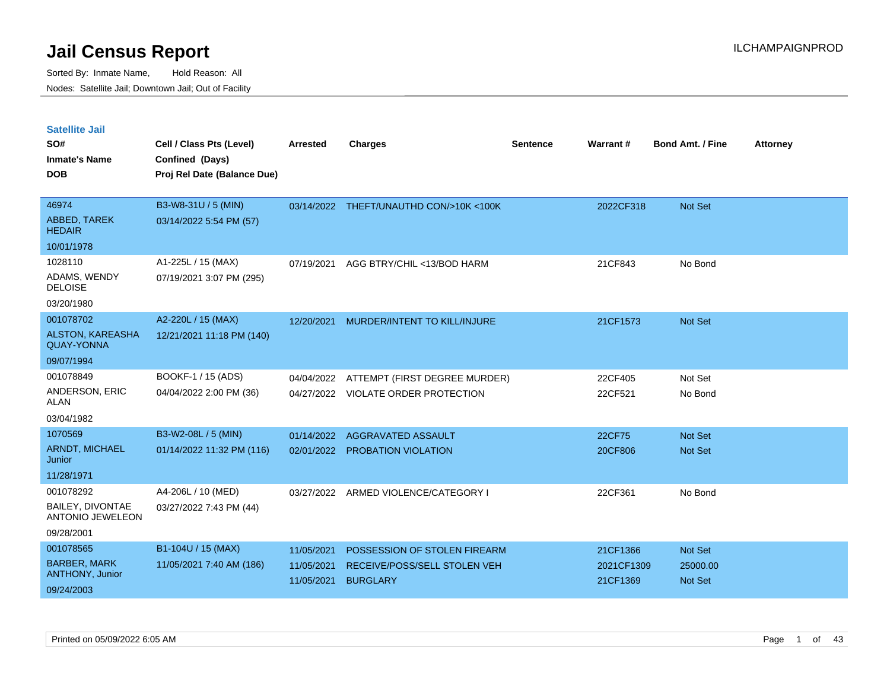# Jail Census Report

ILCHAMPAIGNPROD

Sorted By: Inmate Name, Hold Reason: All

Nodes: Satellite Jail; Downtown Jail; Out of Facility

## Satellite Jail

| SO# / Inmate's Name / DOB | Cell / Class Pts (Level) / Confined (Days) / Proj Rel Date (Balance Due) | Arrested | Charges | Sentence | Warrant # | Bond Amt. / Fine | Attorney |
|---|---|---|---|---|---|---|---|
| 46974<br>ABBED, TAREK HEDAIR<br>10/01/1978 | B3-W8-31U / 5 (MIN)<br>03/14/2022 5:54 PM (57) | 03/14/2022 | THEFT/UNAUTHD CON/>10K <100K | | 2022CF318 | Not Set | |
| 1028110<br>ADAMS, WENDY DELOISE<br>03/20/1980 | A1-225L / 15 (MAX)<br>07/19/2021 3:07 PM (295) | 07/19/2021 | AGG BTRY/CHIL <13/BOD HARM | | 21CF843 | No Bond | |
| 001078702<br>ALSTON, KAREASHA QUAY-YONNA<br>09/07/1994 | A2-220L / 15 (MAX)<br>12/21/2021 11:18 PM (140) | 12/20/2021 | MURDER/INTENT TO KILL/INJURE | | 21CF1573 | Not Set | |
| 001078849<br>ANDERSON, ERIC ALAN<br>03/04/1982 | BOOKF-1 / 15 (ADS)<br>04/04/2022 2:00 PM (36) | 04/04/2022<br>04/27/2022 | ATTEMPT (FIRST DEGREE MURDER)<br>VIOLATE ORDER PROTECTION | | 22CF405<br>22CF521 | Not Set<br>No Bond | |
| 1070569<br>ARNDT, MICHAEL Junior<br>11/28/1971 | B3-W2-08L / 5 (MIN)<br>01/14/2022 11:32 PM (116) | 01/14/2022<br>02/01/2022 | AGGRAVATED ASSAULT<br>PROBATION VIOLATION | | 22CF75<br>20CF806 | Not Set<br>Not Set | |
| 001078292<br>BAILEY, DIVONTAE ANTONIO JEWELEON<br>09/28/2001 | A4-206L / 10 (MED)<br>03/27/2022 7:43 PM (44) | 03/27/2022 | ARMED VIOLENCE/CATEGORY I | | 22CF361 | No Bond | |
| 001078565<br>BARBER, MARK ANTHONY, Junior<br>09/24/2003 | B1-104U / 15 (MAX)<br>11/05/2021 7:40 AM (186) | 11/05/2021<br>11/05/2021<br>11/05/2021 | POSSESSION OF STOLEN FIREARM<br>RECEIVE/POSS/SELL STOLEN VEH<br>BURGLARY | | 21CF1366<br>2021CF1309<br>21CF1369 | Not Set<br>25000.00<br>Not Set | |

Printed on 05/09/2022 6:05 AM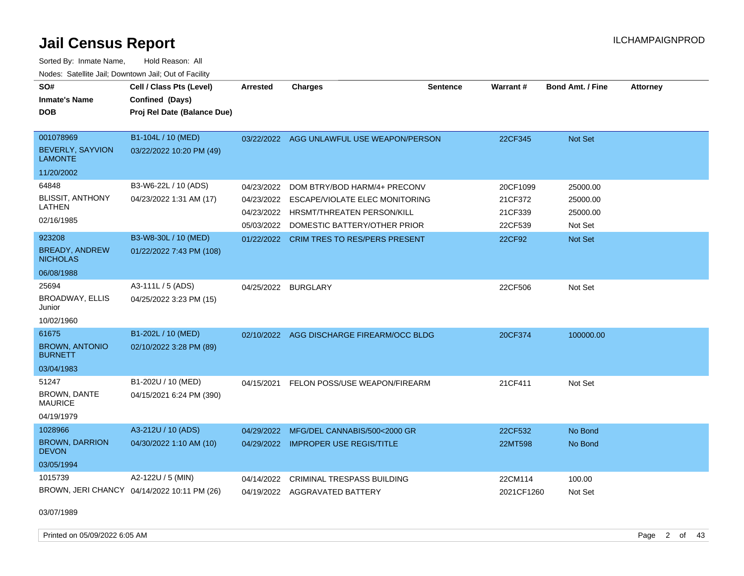# Jail Census Report

ILCHAMPAIGNPROD

Sorted By: Inmate Name, Hold Reason: All

Nodes: Satellite Jail; Downtown Jail; Out of Facility

| SO# / Inmate's Name / DOB | Cell / Class Pts (Level) / Confined (Days) / Proj Rel Date (Balance Due) | Arrested | Charges | Sentence | Warrant # | Bond Amt. / Fine | Attorney |
|---|---|---|---|---|---|---|---|
| 001078969 BEVERLY, SAYVION LAMONTE 11/20/2002 | B1-104L / 10 (MED) 03/22/2022 10:20 PM (49) | 03/22/2022 | AGG UNLAWFUL USE WEAPON/PERSON | | 22CF345 | Not Set | |
| 64848 BLISSIT, ANTHONY LATHEN 02/16/1985 | B3-W6-22L / 10 (ADS) 04/23/2022 1:31 AM (17) | 04/23/2022 | DOM BTRY/BOD HARM/4+ PRECONV | | 20CF1099 | 25000.00 | |
| | | 04/23/2022 | ESCAPE/VIOLATE ELEC MONITORING | | 21CF372 | 25000.00 | |
| | | 04/23/2022 | HRSMT/THREATEN PERSON/KILL | | 21CF339 | 25000.00 | |
| | | 05/03/2022 | DOMESTIC BATTERY/OTHER PRIOR | | 22CF539 | Not Set | |
| 923208 BREADY, ANDREW NICHOLAS 06/08/1988 | B3-W8-30L / 10 (MED) 01/22/2022 7:43 PM (108) | 01/22/2022 | CRIM TRES TO RES/PERS PRESENT | | 22CF92 | Not Set | |
| 25694 BROADWAY, ELLIS Junior 10/02/1960 | A3-111L / 5 (ADS) 04/25/2022 3:23 PM (15) | 04/25/2022 | BURGLARY | | 22CF506 | Not Set | |
| 61675 BROWN, ANTONIO BURNETT 03/04/1983 | B1-202L / 10 (MED) 02/10/2022 3:28 PM (89) | 02/10/2022 | AGG DISCHARGE FIREARM/OCC BLDG | | 20CF374 | 100000.00 | |
| 51247 BROWN, DANTE MAURICE 04/19/1979 | B1-202U / 10 (MED) 04/15/2021 6:24 PM (390) | 04/15/2021 | FELON POSS/USE WEAPON/FIREARM | | 21CF411 | Not Set | |
| 1028966 BROWN, DARRION DEVON 03/05/1994 | A3-212U / 10 (ADS) 04/30/2022 1:10 AM (10) | 04/29/2022 | MFG/DEL CANNABIS/500<2000 GR | | 22CF532 | No Bond | |
| | | 04/29/2022 | IMPROPER USE REGIS/TITLE | | 22MT598 | No Bond | |
| 1015739 BROWN, JERI CHANCY 03/07/1989 | A2-122U / 5 (MIN) 04/14/2022 10:11 PM (26) | 04/14/2022 | CRIMINAL TRESPASS BUILDING | | 22CM114 | 100.00 | |
| | | 04/19/2022 | AGGRAVATED BATTERY | | 2021CF1260 | Not Set | |

Printed on 05/09/2022 6:05 AM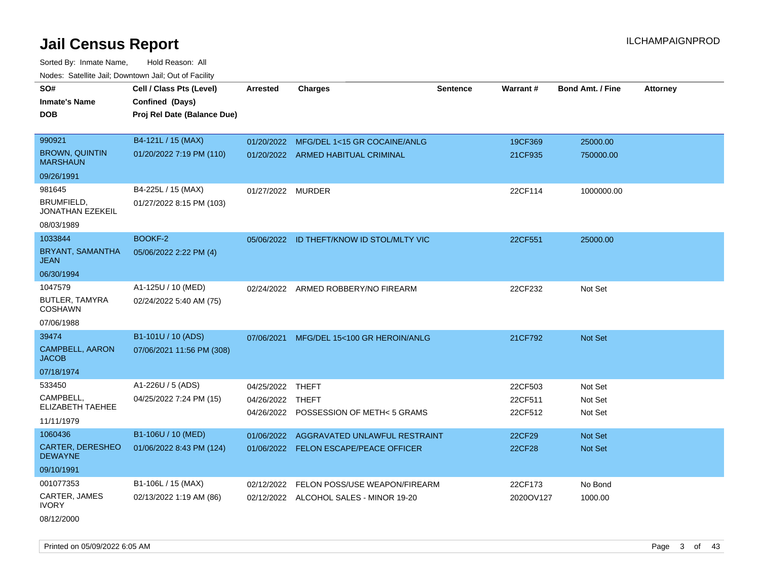# Jail Census Report

ILCHAMPAIGNPROD

Sorted By: Inmate Name, Hold Reason: All

Nodes: Satellite Jail; Downtown Jail; Out of Facility

| SO# / Inmate's Name / DOB | Cell / Class Pts (Level) / Confined (Days) / Proj Rel Date (Balance Due) | Arrested | Charges | Sentence | Warrant # | Bond Amt. / Fine | Attorney |
|---|---|---|---|---|---|---|---|
| 990921<br>BROWN, QUINTIN MARSHAUN<br>09/26/1991 | B4-121L / 15 (MAX)<br>01/20/2022 7:19 PM (110) | 01/20/2022 | MFG/DEL 1<15 GR COCAINE/ANLG | | 19CF369 | 25000.00 | |
| | | 01/20/2022 | ARMED HABITUAL CRIMINAL | | 21CF935 | 750000.00 | |
| 981645<br>BRUMFIELD, JONATHAN EZEKEIL<br>08/03/1989 | B4-225L / 15 (MAX)<br>01/27/2022 8:15 PM (103) | 01/27/2022 | MURDER | | 22CF114 | 1000000.00 | |
| 1033844<br>BRYANT, SAMANTHA JEAN<br>06/30/1994 | BOOKF-2<br>05/06/2022 2:22 PM (4) | 05/06/2022 | ID THEFT/KNOW ID STOL/MLTY VIC | | 22CF551 | 25000.00 | |
| 1047579<br>BUTLER, TAMYRA COSHAWN<br>07/06/1988 | A1-125U / 10 (MED)<br>02/24/2022 5:40 AM (75) | 02/24/2022 | ARMED ROBBERY/NO FIREARM | | 22CF232 | Not Set | |
| 39474<br>CAMPBELL, AARON JACOB<br>07/18/1974 | B1-101U / 10 (ADS)<br>07/06/2021 11:56 PM (308) | 07/06/2021 | MFG/DEL 15<100 GR HEROIN/ANLG | | 21CF792 | Not Set | |
| 533450<br>CAMPBELL, ELIZABETH TAEHEE<br>11/11/1979 | A1-226U / 5 (ADS)<br>04/25/2022 7:24 PM (15) | 04/25/2022 | THEFT | | 22CF503 | Not Set | |
| | | 04/26/2022 | THEFT | | 22CF511 | Not Set | |
| | | 04/26/2022 | POSSESSION OF METH< 5 GRAMS | | 22CF512 | Not Set | |
| 1060436<br>CARTER, DERESHEO DEWAYNE<br>09/10/1991 | B1-106U / 10 (MED)<br>01/06/2022 8:43 PM (124) | 01/06/2022 | AGGRAVATED UNLAWFUL RESTRAINT | | 22CF29 | Not Set | |
| | | 01/06/2022 | FELON ESCAPE/PEACE OFFICER | | 22CF28 | Not Set | |
| 001077353<br>CARTER, JAMES IVORY<br>08/12/2000 | B1-106L / 15 (MAX)<br>02/13/2022 1:19 AM (86) | 02/12/2022 | FELON POSS/USE WEAPON/FIREARM | | 22CF173 | No Bond | |
| | | 02/12/2022 | ALCOHOL SALES - MINOR 19-20 | | 2020OV127 | 1000.00 | |

Printed on 05/09/2022 6:05 AM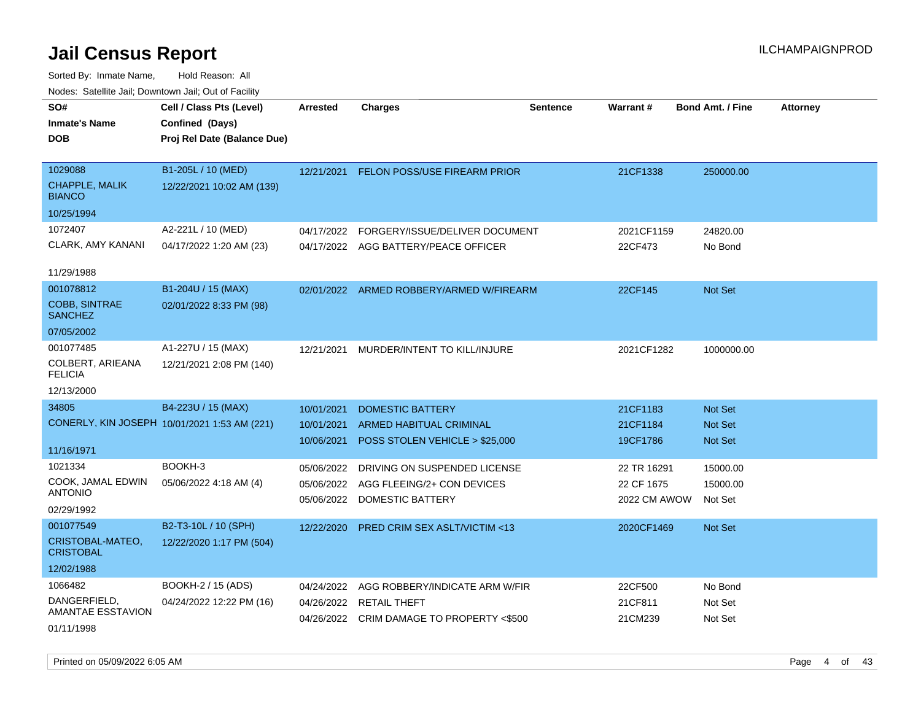# Jail Census Report

Sorted By: Inmate Name, Hold Reason: All

Nodes: Satellite Jail; Downtown Jail; Out of Facility

| SO# / Inmate's Name / DOB | Cell / Class Pts (Level) / Confined (Days) / Proj Rel Date (Balance Due) | Arrested | Charges | Sentence | Warrant # | Bond Amt. / Fine | Attorney |
|---|---|---|---|---|---|---|---|
| 1029088<br>CHAPPLE, MALIK BIANCO<br>10/25/1994 | B1-205L / 10 (MED)<br>12/22/2021 10:02 AM (139) | 12/21/2021 | FELON POSS/USE FIREARM PRIOR | | 21CF1338 | 250000.00 | |
| 1072407<br>CLARK, AMY KANANI<br>11/29/1988 | A2-221L / 10 (MED)<br>04/17/2022 1:20 AM (23) | 04/17/2022<br>04/17/2022 | FORGERY/ISSUE/DELIVER DOCUMENT<br>AGG BATTERY/PEACE OFFICER | | 2021CF1159<br>22CF473 | 24820.00<br>No Bond | |
| 001078812<br>COBB, SINTRAE SANCHEZ<br>07/05/2002 | B1-204U / 15 (MAX)<br>02/01/2022 8:33 PM (98) | 02/01/2022 | ARMED ROBBERY/ARMED W/FIREARM | | 22CF145 | Not Set | |
| 001077485<br>COLBERT, ARIEANA FELICIA<br>12/13/2000 | A1-227U / 15 (MAX)<br>12/21/2021 2:08 PM (140) | 12/21/2021 | MURDER/INTENT TO KILL/INJURE | | 2021CF1282 | 1000000.00 | |
| 34805<br>CONERLY, KIN JOSEPH<br>11/16/1971 | B4-223U / 15 (MAX)<br>10/01/2021 1:53 AM (221) | 10/01/2021<br>10/01/2021<br>10/06/2021 | DOMESTIC BATTERY<br>ARMED HABITUAL CRIMINAL<br>POSS STOLEN VEHICLE > $25,000 | | 21CF1183<br>21CF1184<br>19CF1786 | Not Set<br>Not Set<br>Not Set | |
| 1021334<br>COOK, JAMAL EDWIN ANTONIO<br>02/29/1992 | BOOKH-3<br>05/06/2022 4:18 AM (4) | 05/06/2022<br>05/06/2022<br>05/06/2022 | DRIVING ON SUSPENDED LICENSE<br>AGG FLEEING/2+ CON DEVICES<br>DOMESTIC BATTERY | | 22 TR 16291<br>22 CF 1675<br>2022 CM AWOW | 15000.00<br>15000.00<br>Not Set | |
| 001077549<br>CRISTOBAL-MATEO, CRISTOBAL<br>12/02/1988 | B2-T3-10L / 10 (SPH)<br>12/22/2020 1:17 PM (504) | 12/22/2020 | PRED CRIM SEX ASLT/VICTIM <13 | | 2020CF1469 | Not Set | |
| 1066482<br>DANGERFIELD, AMANTAE ESSTAVION<br>01/11/1998 | BOOKH-2 / 15 (ADS)<br>04/24/2022 12:22 PM (16) | 04/24/2022<br>04/26/2022<br>04/26/2022 | AGG ROBBERY/INDICATE ARM W/FIR<br>RETAIL THEFT<br>CRIM DAMAGE TO PROPERTY <$500 | | 22CF500<br>21CF811<br>21CM239 | No Bond<br>Not Set<br>Not Set | |

Printed on 05/09/2022 6:05 AM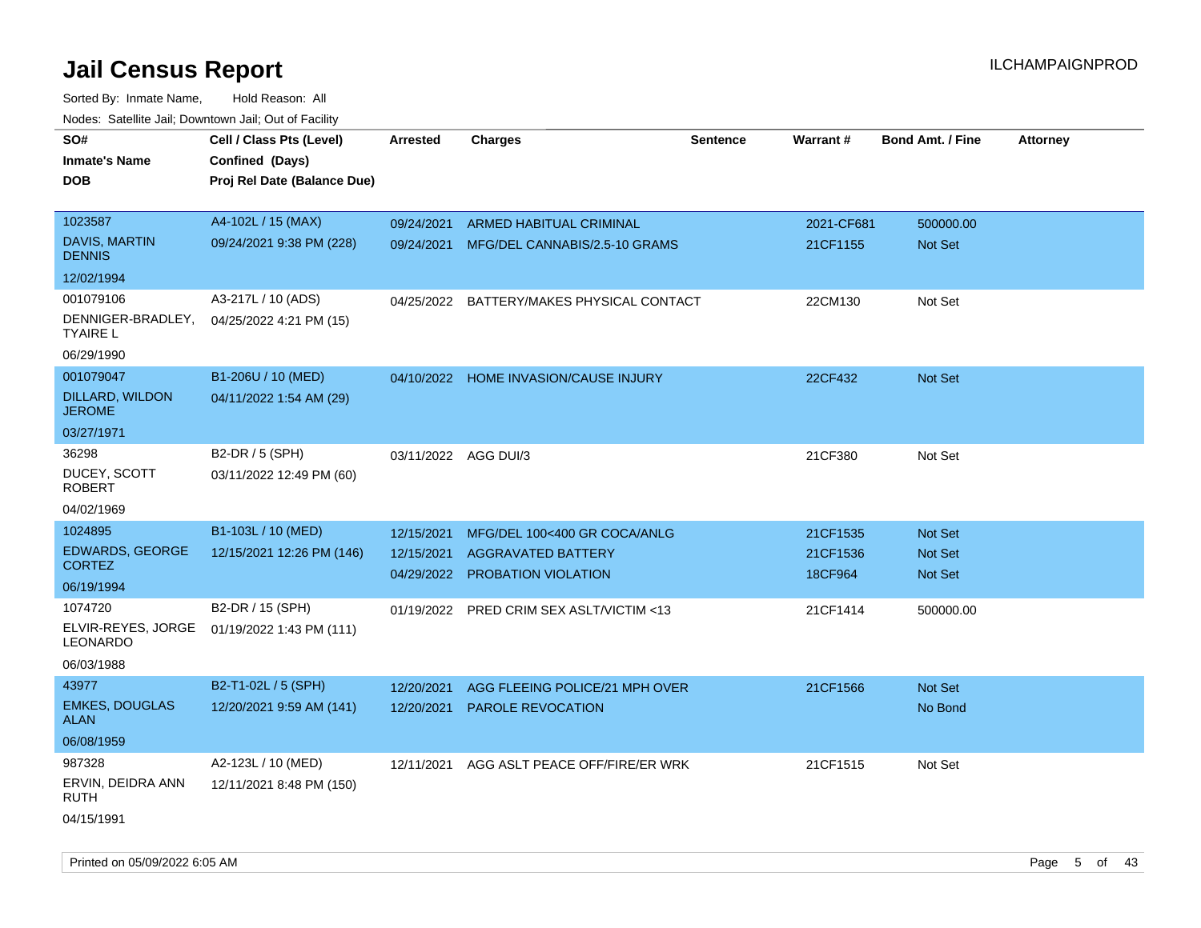# Jail Census Report

ILCHAMPAIGNPROD

Sorted By: Inmate Name, Hold Reason: All

Nodes: Satellite Jail; Downtown Jail; Out of Facility

| SO# / Inmate's Name / DOB | Cell / Class Pts (Level) / Confined (Days) / Proj Rel Date (Balance Due) | Arrested | Charges | Sentence | Warrant # | Bond Amt. / Fine | Attorney |
|---|---|---|---|---|---|---|---|
| 1023587<br>DAVIS, MARTIN DENNIS<br>12/02/1994 | A4-102L / 15 (MAX)<br>09/24/2021 9:38 PM (228) | 09/24/2021<br>09/24/2021 | ARMED HABITUAL CRIMINAL<br>MFG/DEL CANNABIS/2.5-10 GRAMS | | 2021-CF681<br>21CF1155 | 500000.00<br>Not Set | |
| 001079106<br>DENNIGER-BRADLEY, TYAIRE L<br>06/29/1990 | A3-217L / 10 (ADS)<br>04/25/2022 4:21 PM (15) | 04/25/2022 | BATTERY/MAKES PHYSICAL CONTACT | | 22CM130 | Not Set | |
| 001079047<br>DILLARD, WILDON JEROME<br>03/27/1971 | B1-206U / 10 (MED)<br>04/11/2022 1:54 AM (29) | 04/10/2022 | HOME INVASION/CAUSE INJURY | | 22CF432 | Not Set | |
| 36298<br>DUCEY, SCOTT ROBERT<br>04/02/1969 | B2-DR / 5 (SPH)<br>03/11/2022 12:49 PM (60) | 03/11/2022 | AGG DUI/3 | | 21CF380 | Not Set | |
| 1024895<br>EDWARDS, GEORGE CORTEZ<br>06/19/1994 | B1-103L / 10 (MED)<br>12/15/2021 12:26 PM (146) | 12/15/2021<br>12/15/2021<br>04/29/2022 | MFG/DEL 100<400 GR COCA/ANLG<br>AGGRAVATED BATTERY<br>PROBATION VIOLATION | | 21CF1535<br>21CF1536<br>18CF964 | Not Set<br>Not Set<br>Not Set | |
| 1074720<br>ELVIR-REYES, JORGE LEONARDO<br>06/03/1988 | B2-DR / 15 (SPH)<br>01/19/2022 1:43 PM (111) | 01/19/2022 | PRED CRIM SEX ASLT/VICTIM <13 | | 21CF1414 | 500000.00 | |
| 43977<br>EMKES, DOUGLAS ALAN<br>06/08/1959 | B2-T1-02L / 5 (SPH)<br>12/20/2021 9:59 AM (141) | 12/20/2021<br>12/20/2021 | AGG FLEEING POLICE/21 MPH OVER<br>PAROLE REVOCATION | | 21CF1566 | Not Set<br>No Bond | |
| 987328<br>ERVIN, DEIDRA ANN RUTH<br>04/15/1991 | A2-123L / 10 (MED)<br>12/11/2021 8:48 PM (150) | 12/11/2021 | AGG ASLT PEACE OFF/FIRE/ER WRK | | 21CF1515 | Not Set | |

Printed on 05/09/2022 6:05 AM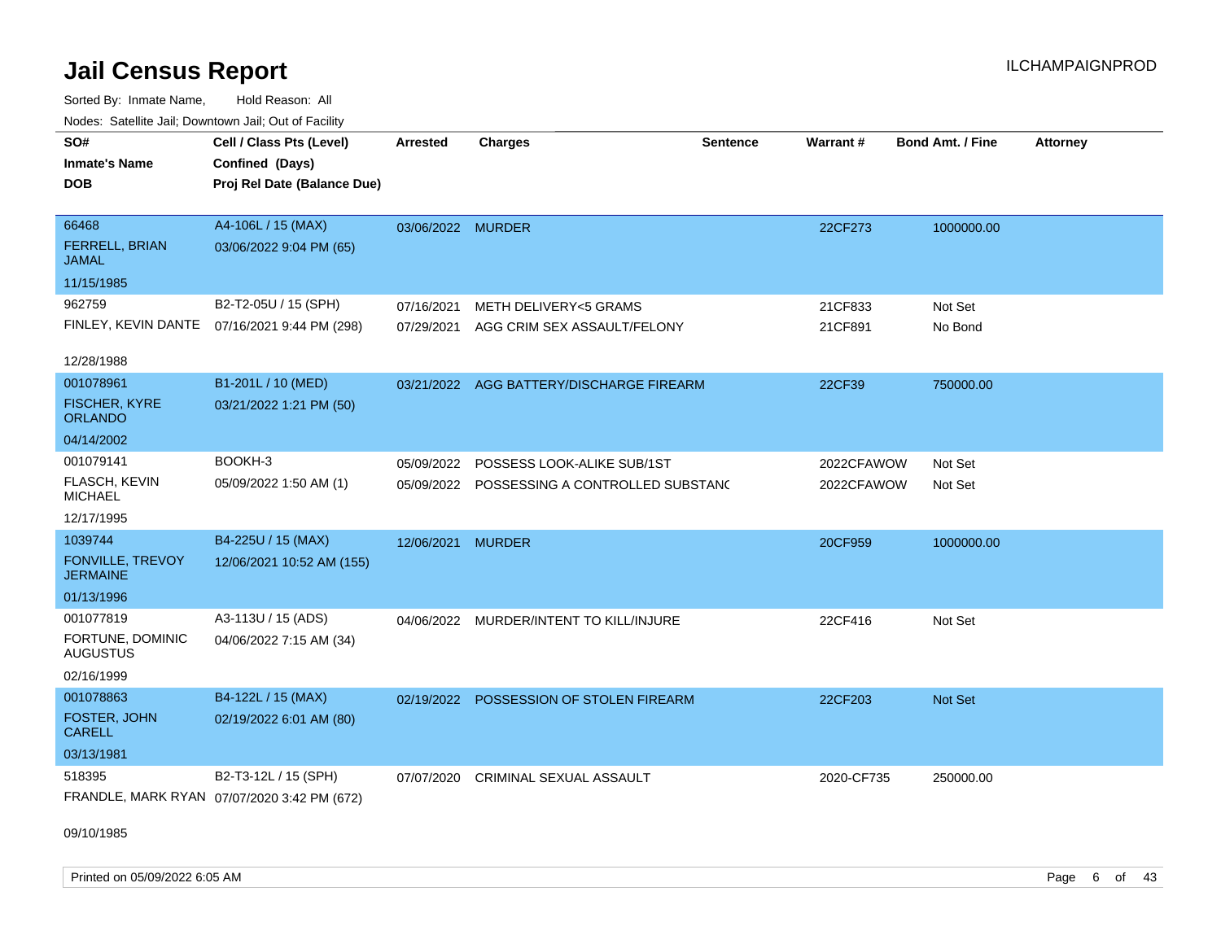# Jail Census Report

Sorted By: Inmate Name, Hold Reason: All

Nodes: Satellite Jail; Downtown Jail; Out of Facility

| SO# / Inmate's Name / DOB | Cell / Class Pts (Level) / Confined (Days) / Proj Rel Date (Balance Due) | Arrested | Charges | Sentence | Warrant # | Bond Amt. / Fine | Attorney |
|---|---|---|---|---|---|---|---|
| 66468 FERRELL, BRIAN JAMAL 11/15/1985 | A4-106L / 15 (MAX) 03/06/2022 9:04 PM (65) | 03/06/2022 | MURDER | | 22CF273 | 1000000.00 | |
| 962759 FINLEY, KEVIN DANTE 12/28/1988 | B2-T2-05U / 15 (SPH) 07/16/2021 9:44 PM (298) | 07/16/2021 | METH DELIVERY<5 GRAMS | | 21CF833 | Not Set | |
| | | 07/29/2021 | AGG CRIM SEX ASSAULT/FELONY | | 21CF891 | No Bond | |
| 001078961 FISCHER, KYRE ORLANDO 04/14/2002 | B1-201L / 10 (MED) 03/21/2022 1:21 PM (50) | 03/21/2022 | AGG BATTERY/DISCHARGE FIREARM | | 22CF39 | 750000.00 | |
| 001079141 FLASCH, KEVIN MICHAEL 12/17/1995 | BOOKH-3 05/09/2022 1:50 AM (1) | 05/09/2022 | POSSESS LOOK-ALIKE SUB/1ST | | 2022CFAWOW | Not Set | |
| | | 05/09/2022 | POSSESSING A CONTROLLED SUBSTANC | | 2022CFAWOW | Not Set | |
| 1039744 FONVILLE, TREVOY JERMAINE 01/13/1996 | B4-225U / 15 (MAX) 12/06/2021 10:52 AM (155) | 12/06/2021 | MURDER | | 20CF959 | 1000000.00 | |
| 001077819 FORTUNE, DOMINIC AUGUSTUS 02/16/1999 | A3-113U / 15 (ADS) 04/06/2022 7:15 AM (34) | 04/06/2022 | MURDER/INTENT TO KILL/INJURE | | 22CF416 | Not Set | |
| 001078863 FOSTER, JOHN CARELL 03/13/1981 | B4-122L / 15 (MAX) 02/19/2022 6:01 AM (80) | 02/19/2022 | POSSESSION OF STOLEN FIREARM | | 22CF203 | Not Set | |
| 518395 FRANDLE, MARK RYAN 09/10/1985 | B2-T3-12L / 15 (SPH) 07/07/2020 3:42 PM (672) | 07/07/2020 | CRIMINAL SEXUAL ASSAULT | | 2020-CF735 | 250000.00 | |

Printed on 05/09/2022 6:05 AM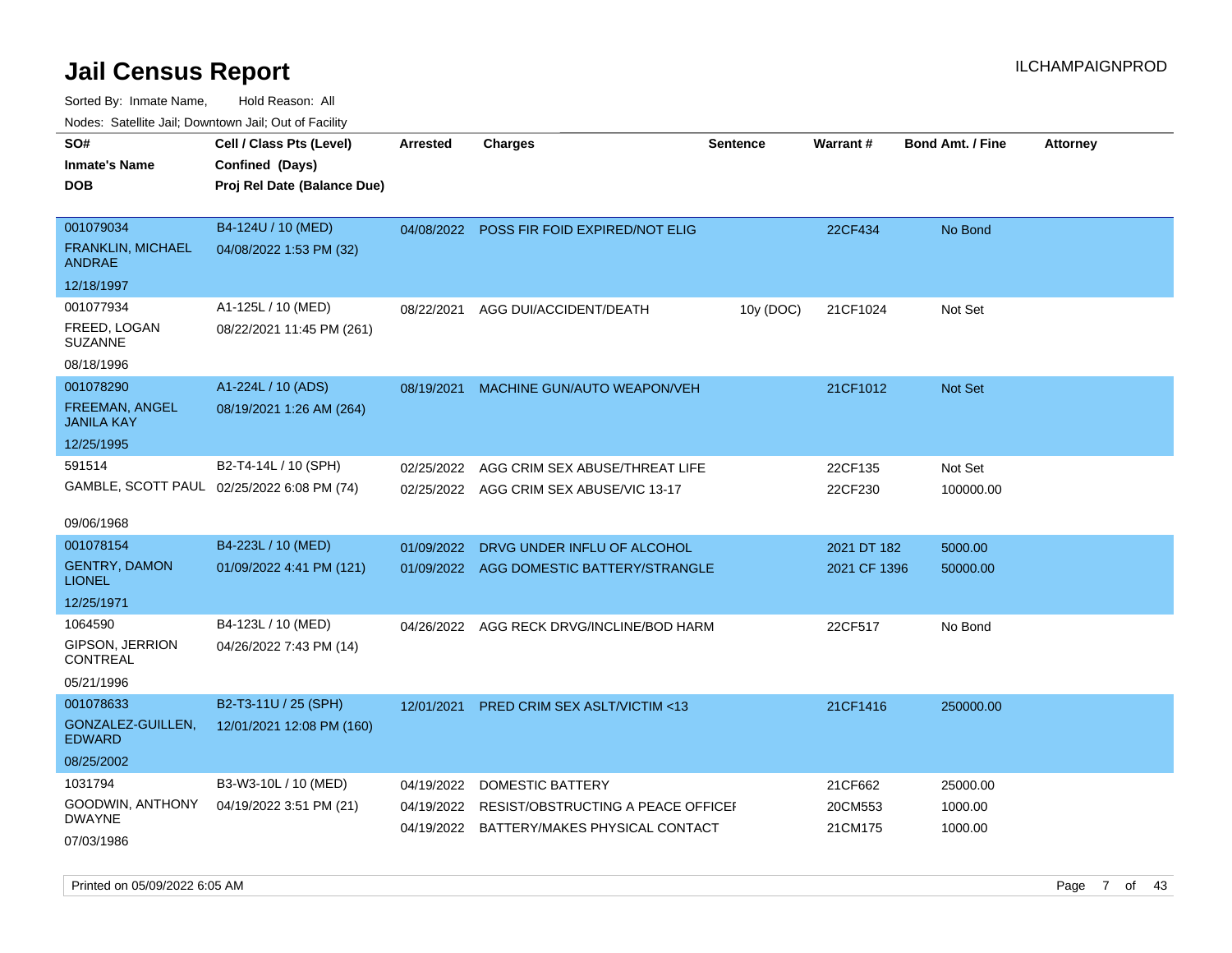# Jail Census Report

ILCHAMPAIGNPROD

Sorted By: Inmate Name, Hold Reason: All

Nodes: Satellite Jail; Downtown Jail; Out of Facility

| SO# / Inmate's Name / DOB | Cell / Class Pts (Level) / Confined (Days) / Proj Rel Date (Balance Due) | Arrested | Charges | Sentence | Warrant # | Bond Amt. / Fine | Attorney |
|---|---|---|---|---|---|---|---|
| 001079034<br>FRANKLIN, MICHAEL ANDRAE<br>12/18/1997 | B4-124U / 10 (MED)<br>04/08/2022 1:53 PM (32) | 04/08/2022 | POSS FIR FOID EXPIRED/NOT ELIG | | 22CF434 | No Bond | |
| 001077934<br>FREED, LOGAN SUZANNE<br>08/18/1996 | A1-125L / 10 (MED)<br>08/22/2021 11:45 PM (261) | 08/22/2021 | AGG DUI/ACCIDENT/DEATH | 10y (DOC) | 21CF1024 | Not Set | |
| 001078290<br>FREEMAN, ANGEL JANILA KAY<br>12/25/1995 | A1-224L / 10 (ADS)<br>08/19/2021 1:26 AM (264) | 08/19/2021 | MACHINE GUN/AUTO WEAPON/VEH | | 21CF1012 | Not Set | |
| 591514<br>GAMBLE, SCOTT PAUL<br>09/06/1968 | B2-T4-14L / 10 (SPH)<br>02/25/2022 6:08 PM (74) | 02/25/2022<br>02/25/2022 | AGG CRIM SEX ABUSE/THREAT LIFE<br>AGG CRIM SEX ABUSE/VIC 13-17 | | 22CF135<br>22CF230 | Not Set<br>100000.00 | |
| 001078154<br>GENTRY, DAMON LIONEL<br>12/25/1971 | B4-223L / 10 (MED)<br>01/09/2022 4:41 PM (121) | 01/09/2022<br>01/09/2022 | DRVG UNDER INFLU OF ALCOHOL<br>AGG DOMESTIC BATTERY/STRANGLE | | 2021 DT 182<br>2021 CF 1396 | 5000.00<br>50000.00 | |
| 1064590<br>GIPSON, JERRION CONTREAL<br>05/21/1996 | B4-123L / 10 (MED)<br>04/26/2022 7:43 PM (14) | 04/26/2022 | AGG RECK DRVG/INCLINE/BOD HARM | | 22CF517 | No Bond | |
| 001078633<br>GONZALEZ-GUILLEN, EDWARD<br>08/25/2002 | B2-T3-11U / 25 (SPH)<br>12/01/2021 12:08 PM (160) | 12/01/2021 | PRED CRIM SEX ASLT/VICTIM <13 | | 21CF1416 | 250000.00 | |
| 1031794<br>GOODWIN, ANTHONY DWAYNE<br>07/03/1986 | B3-W3-10L / 10 (MED)<br>04/19/2022 3:51 PM (21) | 04/19/2022<br>04/19/2022<br>04/19/2022 | DOMESTIC BATTERY<br>RESIST/OBSTRUCTING A PEACE OFFICEI<br>BATTERY/MAKES PHYSICAL CONTACT | | 21CF662<br>20CM553<br>21CM175 | 25000.00<br>1000.00<br>1000.00 | |

Printed on 05/09/2022 6:05 AM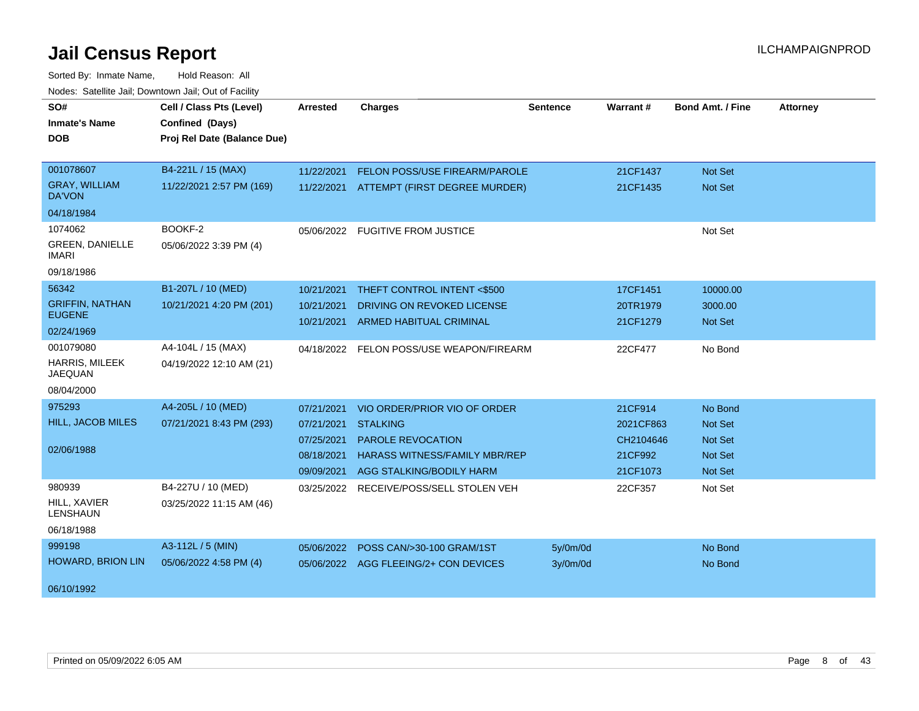# Jail Census Report

ILCHAMPAIGNPROD

Sorted By: Inmate Name, Hold Reason: All

Nodes: Satellite Jail; Downtown Jail; Out of Facility

| SO# / Inmate's Name / DOB | Cell / Class Pts (Level) / Confined (Days) / Proj Rel Date (Balance Due) | Arrested | Charges | Sentence | Warrant # | Bond Amt. / Fine | Attorney |
|---|---|---|---|---|---|---|---|
| 001078607<br>GRAY, WILLIAM DA'VON<br>04/18/1984 | B4-221L / 15 (MAX)<br>11/22/2021 2:57 PM (169) | 11/22/2021 | FELON POSS/USE FIREARM/PAROLE | | 21CF1437 | Not Set | |
| | | 11/22/2021 | ATTEMPT (FIRST DEGREE MURDER) | | 21CF1435 | Not Set | |
| 1074062<br>GREEN, DANIELLE IMARI<br>09/18/1986 | BOOKF-2<br>05/06/2022 3:39 PM (4) | 05/06/2022 | FUGITIVE FROM JUSTICE | | | Not Set | |
| 56342<br>GRIFFIN, NATHAN EUGENE<br>02/24/1969 | B1-207L / 10 (MED)<br>10/21/2021 4:20 PM (201) | 10/21/2021 | THEFT CONTROL INTENT <$500 | | 17CF1451 | 10000.00 | |
| | | 10/21/2021 | DRIVING ON REVOKED LICENSE | | 20TR1979 | 3000.00 | |
| | | 10/21/2021 | ARMED HABITUAL CRIMINAL | | 21CF1279 | Not Set | |
| 001079080<br>HARRIS, MILEEK JAEQUAN<br>08/04/2000 | A4-104L / 15 (MAX)<br>04/19/2022 12:10 AM (21) | 04/18/2022 | FELON POSS/USE WEAPON/FIREARM | | 22CF477 | No Bond | |
| 975293<br>HILL, JACOB MILES<br>02/06/1988 | A4-205L / 10 (MED)<br>07/21/2021 8:43 PM (293) | 07/21/2021 | VIO ORDER/PRIOR VIO OF ORDER | | 21CF914 | No Bond | |
| | | 07/21/2021 | STALKING | | 2021CF863 | Not Set | |
| | | 07/25/2021 | PAROLE REVOCATION | | CH2104646 | Not Set | |
| | | 08/18/2021 | HARASS WITNESS/FAMILY MBR/REP | | 21CF992 | Not Set | |
| | | 09/09/2021 | AGG STALKING/BODILY HARM | | 21CF1073 | Not Set | |
| 980939<br>HILL, XAVIER LENSHAUN<br>06/18/1988 | B4-227U / 10 (MED)<br>03/25/2022 11:15 AM (46) | 03/25/2022 | RECEIVE/POSS/SELL STOLEN VEH | | 22CF357 | Not Set | |
| 999198<br>HOWARD, BRION LIN<br>06/10/1992 | A3-112L / 5 (MIN)<br>05/06/2022 4:58 PM (4) | 05/06/2022 | POSS CAN/>30-100 GRAM/1ST | 5y/0m/0d | | No Bond | |
| | | 05/06/2022 | AGG FLEEING/2+ CON DEVICES | 3y/0m/0d | | No Bond | |

Printed on 05/09/2022 6:05 AM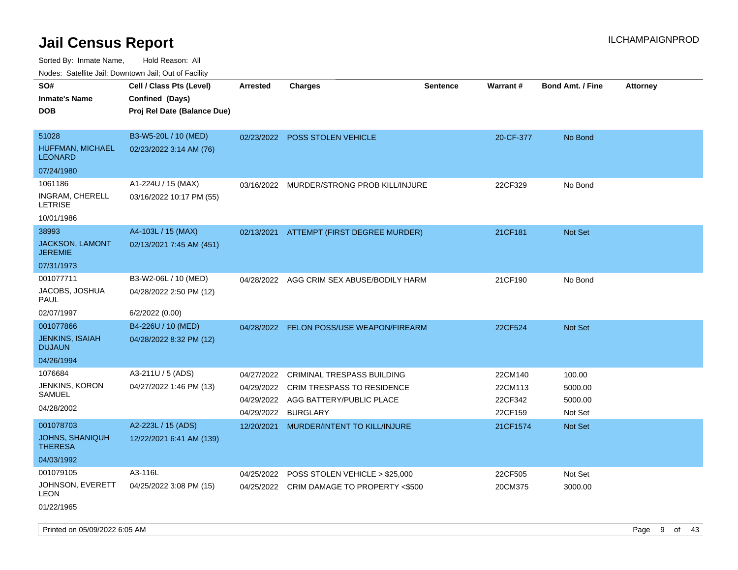# Jail Census Report

ILCHAMPAIGNPROD

Sorted By: Inmate Name, Hold Reason: All

Nodes: Satellite Jail; Downtown Jail; Out of Facility

| SO# / Inmate's Name / DOB | Cell / Class Pts (Level) / Confined (Days) / Proj Rel Date (Balance Due) | Arrested | Charges | Sentence | Warrant # | Bond Amt. / Fine | Attorney |
|---|---|---|---|---|---|---|---|
| 51028<br>HUFFMAN, MICHAEL LEONARD<br>07/24/1980 | B3-W5-20L / 10 (MED)<br>02/23/2022 3:14 AM (76) | 02/23/2022 | POSS STOLEN VEHICLE | | 20-CF-377 | No Bond | |
| 1061186<br>INGRAM, CHERELL LETRISE<br>10/01/1986 | A1-224U / 15 (MAX)<br>03/16/2022 10:17 PM (55) | 03/16/2022 | MURDER/STRONG PROB KILL/INJURE | | 22CF329 | No Bond | |
| 38993<br>JACKSON, LAMONT JEREMIE<br>07/31/1973 | A4-103L / 15 (MAX)<br>02/13/2021 7:45 AM (451) | 02/13/2021 | ATTEMPT (FIRST DEGREE MURDER) | | 21CF181 | Not Set | |
| 001077711<br>JACOBS, JOSHUA PAUL<br>02/07/1997 | B3-W2-06L / 10 (MED)<br>04/28/2022 2:50 PM (12)<br>6/2/2022 (0.00) | 04/28/2022 | AGG CRIM SEX ABUSE/BODILY HARM | | 21CF190 | No Bond | |
| 001077866<br>JENKINS, ISAIAH DUJAUN<br>04/26/1994 | B4-226U / 10 (MED)<br>04/28/2022 8:32 PM (12) | 04/28/2022 | FELON POSS/USE WEAPON/FIREARM | | 22CF524 | Not Set | |
| 1076684<br>JENKINS, KORON SAMUEL<br>04/28/2002 | A3-211U / 5 (ADS)<br>04/27/2022 1:46 PM (13) | 04/27/2022 | CRIMINAL TRESPASS BUILDING | | 22CM140 | 100.00 | |
| | | 04/29/2022 | CRIM TRESPASS TO RESIDENCE | | 22CM113 | 5000.00 | |
| | | 04/29/2022 | AGG BATTERY/PUBLIC PLACE | | 22CF342 | 5000.00 | |
| | | 04/29/2022 | BURGLARY | | 22CF159 | Not Set | |
| 001078703<br>JOHNS, SHANIQUH THERESA<br>04/03/1992 | A2-223L / 15 (ADS)<br>12/22/2021 6:41 AM (139) | 12/20/2021 | MURDER/INTENT TO KILL/INJURE | | 21CF1574 | Not Set | |
| 001079105<br>JOHNSON, EVERETT LEON<br>01/22/1965 | A3-116L<br>04/25/2022 3:08 PM (15) | 04/25/2022 | POSS STOLEN VEHICLE > $25,000 | | 22CF505 | Not Set | |
| | | 04/25/2022 | CRIM DAMAGE TO PROPERTY <$500 | | 20CM375 | 3000.00 | |

Printed on 05/09/2022 6:05 AM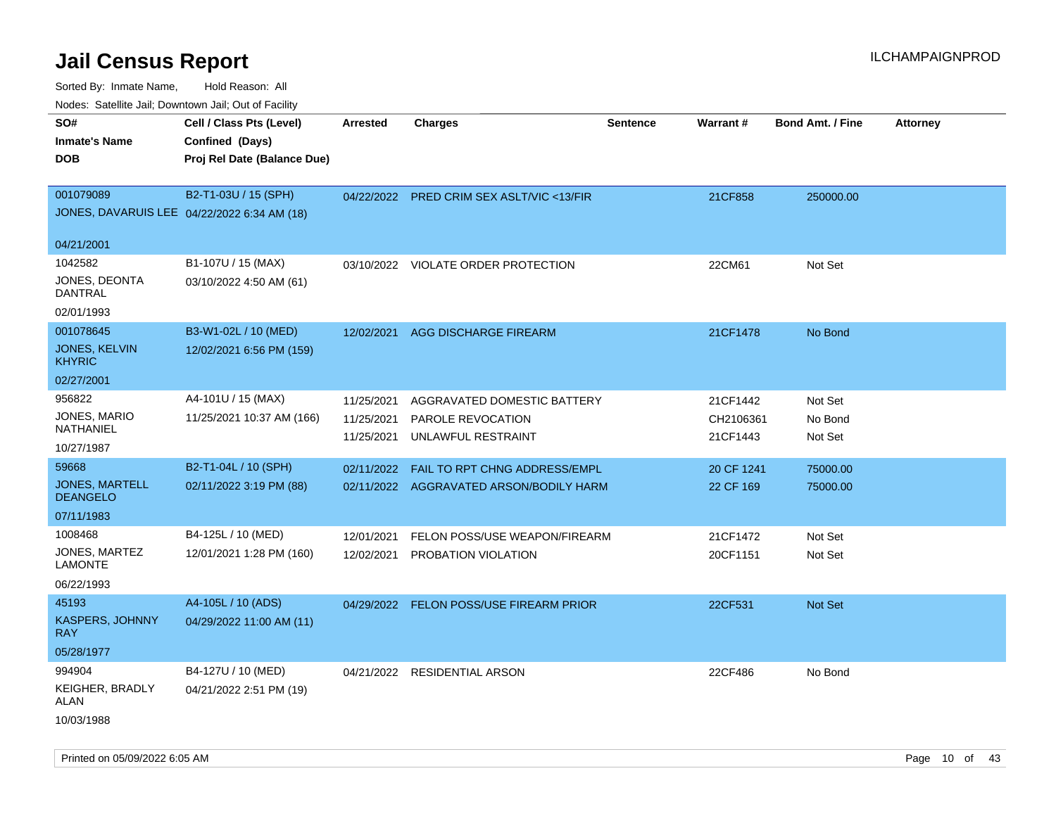# Jail Census Report

ILCHAMPAIGNPROD

Sorted By: Inmate Name, Hold Reason: All

Nodes: Satellite Jail; Downtown Jail; Out of Facility

| SO# / Inmate's Name / DOB | Cell / Class Pts (Level) / Confined (Days) / Proj Rel Date (Balance Due) | Arrested | Charges | Sentence | Warrant # | Bond Amt. / Fine | Attorney |
|---|---|---|---|---|---|---|---|
| 001079089 JONES, DAVARUIS LEE 04/21/2001 | B2-T1-03U / 15 (SPH) 04/22/2022 6:34 AM (18) | 04/22/2022 | PRED CRIM SEX ASLT/VIC <13/FIR | | 21CF858 | 250000.00 | |
| 1042582 JONES, DEONTA DANTRAL 02/01/1993 | B1-107U / 15 (MAX) 03/10/2022 4:50 AM (61) | 03/10/2022 | VIOLATE ORDER PROTECTION | | 22CM61 | Not Set | |
| 001078645 JONES, KELVIN KHYRIC 02/27/2001 | B3-W1-02L / 10 (MED) 12/02/2021 6:56 PM (159) | 12/02/2021 | AGG DISCHARGE FIREARM | | 21CF1478 | No Bond | |
| 956822 JONES, MARIO NATHANIEL 10/27/1987 | A4-101U / 15 (MAX) 11/25/2021 10:37 AM (166) | 11/25/2021 | AGGRAVATED DOMESTIC BATTERY | | 21CF1442 | Not Set | |
| | | 11/25/2021 | PAROLE REVOCATION | | CH2106361 | No Bond | |
| | | 11/25/2021 | UNLAWFUL RESTRAINT | | 21CF1443 | Not Set | |
| 59668 JONES, MARTELL DEANGELO 07/11/1983 | B2-T1-04L / 10 (SPH) 02/11/2022 3:19 PM (88) | 02/11/2022 | FAIL TO RPT CHNG ADDRESS/EMPL | | 20 CF 1241 | 75000.00 | |
| | | 02/11/2022 | AGGRAVATED ARSON/BODILY HARM | | 22 CF 169 | 75000.00 | |
| 1008468 JONES, MARTEZ LAMONTE 06/22/1993 | B4-125L / 10 (MED) 12/01/2021 1:28 PM (160) | 12/01/2021 | FELON POSS/USE WEAPON/FIREARM | | 21CF1472 | Not Set | |
| | | 12/02/2021 | PROBATION VIOLATION | | 20CF1151 | Not Set | |
| 45193 KASPERS, JOHNNY RAY 05/28/1977 | A4-105L / 10 (ADS) 04/29/2022 11:00 AM (11) | 04/29/2022 | FELON POSS/USE FIREARM PRIOR | | 22CF531 | Not Set | |
| 994904 KEIGHER, BRADLY ALAN 10/03/1988 | B4-127U / 10 (MED) 04/21/2022 2:51 PM (19) | 04/21/2022 | RESIDENTIAL ARSON | | 22CF486 | No Bond | |

Printed on 05/09/2022 6:05 AM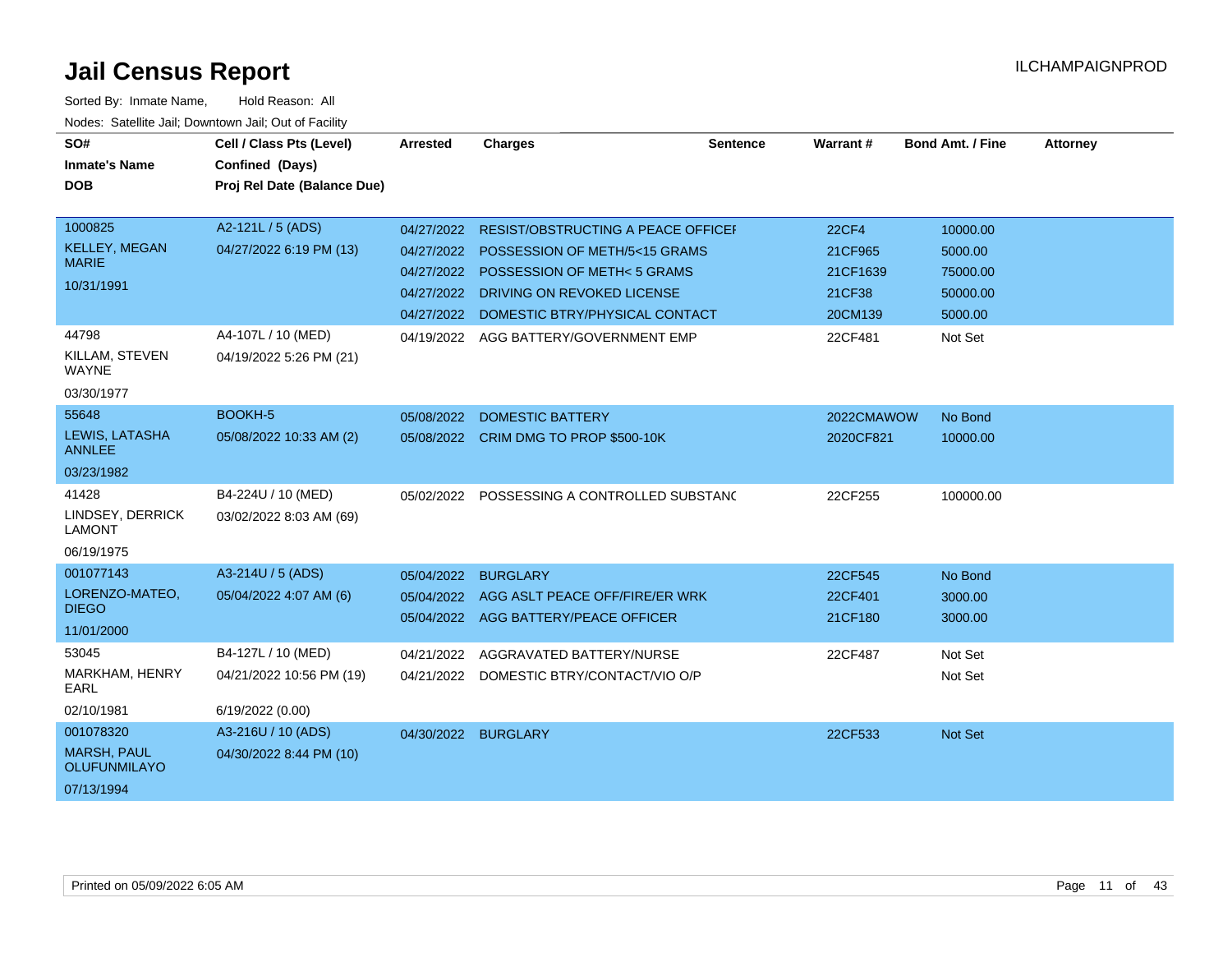# Jail Census Report

ILCHAMPAIGNPROD

Sorted By: Inmate Name, Hold Reason: All

Nodes: Satellite Jail; Downtown Jail; Out of Facility

| SO# Inmate's Name DOB | Cell / Class Pts (Level) Confined (Days) Proj Rel Date (Balance Due) | Arrested | Charges | Sentence | Warrant # | Bond Amt. / Fine | Attorney |
|---|---|---|---|---|---|---|---|
| 1000825 KELLEY, MEGAN MARIE 10/31/1991 | A2-121L / 5 (ADS) 04/27/2022 6:19 PM (13) | 04/27/2022 | RESIST/OBSTRUCTING A PEACE OFFICEI | | 22CF4 | 10000.00 | |
| | | 04/27/2022 | POSSESSION OF METH/5<15 GRAMS | | 21CF965 | 5000.00 | |
| | | 04/27/2022 | POSSESSION OF METH< 5 GRAMS | | 21CF1639 | 75000.00 | |
| | | 04/27/2022 | DRIVING ON REVOKED LICENSE | | 21CF38 | 50000.00 | |
| | | 04/27/2022 | DOMESTIC BTRY/PHYSICAL CONTACT | | 20CM139 | 5000.00 | |
| 44798 KILLAM, STEVEN WAYNE 03/30/1977 | A4-107L / 10 (MED) 04/19/2022 5:26 PM (21) | 04/19/2022 | AGG BATTERY/GOVERNMENT EMP | | 22CF481 | Not Set | |
| 55648 LEWIS, LATASHA ANNLEE 03/23/1982 | BOOKH-5 05/08/2022 10:33 AM (2) | 05/08/2022 | DOMESTIC BATTERY | | 2022CMAWOW | No Bond | |
| | | 05/08/2022 | CRIM DMG TO PROP $500-10K | | 2020CF821 | 10000.00 | |
| 41428 LINDSEY, DERRICK LAMONT 06/19/1975 | B4-224U / 10 (MED) 03/02/2022 8:03 AM (69) | 05/02/2022 | POSSESSING A CONTROLLED SUBSTANC | | 22CF255 | 100000.00 | |
| 001077143 LORENZO-MATEO, DIEGO 11/01/2000 | A3-214U / 5 (ADS) 05/04/2022 4:07 AM (6) | 05/04/2022 | BURGLARY | | 22CF545 | No Bond | |
| | | 05/04/2022 | AGG ASLT PEACE OFF/FIRE/ER WRK | | 22CF401 | 3000.00 | |
| | | 05/04/2022 | AGG BATTERY/PEACE OFFICER | | 21CF180 | 3000.00 | |
| 53045 MARKHAM, HENRY EARL 02/10/1981 | B4-127L / 10 (MED) 04/21/2022 10:56 PM (19) 6/19/2022 (0.00) | 04/21/2022 | AGGRAVATED BATTERY/NURSE | | 22CF487 | Not Set | |
| | | 04/21/2022 | DOMESTIC BTRY/CONTACT/VIO O/P | | | Not Set | |
| 001078320 MARSH, PAUL OLUFUNMILAYO 07/13/1994 | A3-216U / 10 (ADS) 04/30/2022 8:44 PM (10) | 04/30/2022 | BURGLARY | | 22CF533 | Not Set | |

Printed on 05/09/2022 6:05 AM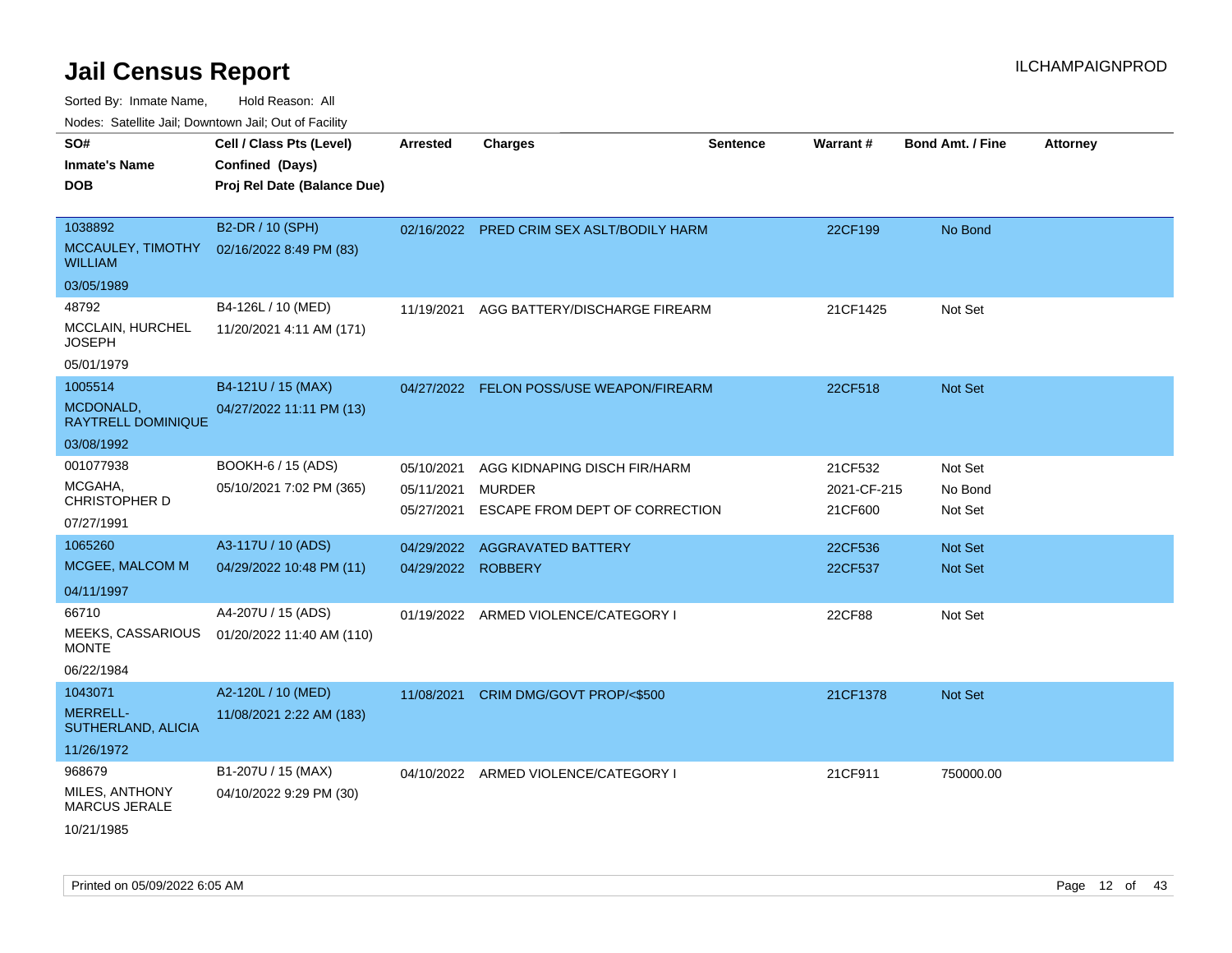# Jail Census Report

ILCHAMPAIGNPROD

Sorted By: Inmate Name, Hold Reason: All

Nodes: Satellite Jail; Downtown Jail; Out of Facility

| SO# / Inmate's Name / DOB | Cell / Class Pts (Level) / Confined (Days) / Proj Rel Date (Balance Due) | Arrested | Charges | Sentence | Warrant # | Bond Amt. / Fine | Attorney |
|---|---|---|---|---|---|---|---|
| 1038892<br>MCCAULEY, TIMOTHY WILLIAM<br>03/05/1989 | B2-DR / 10 (SPH)<br>02/16/2022 8:49 PM (83) | 02/16/2022 | PRED CRIM SEX ASLT/BODILY HARM | | 22CF199 | No Bond | |
| 48792<br>MCCLAIN, HURCHEL JOSEPH<br>05/01/1979 | B4-126L / 10 (MED)<br>11/20/2021 4:11 AM (171) | 11/19/2021 | AGG BATTERY/DISCHARGE FIREARM | | 21CF1425 | Not Set | |
| 1005514<br>MCDONALD, RAYTRELL DOMINIQUE<br>03/08/1992 | B4-121U / 15 (MAX)<br>04/27/2022 11:11 PM (13) | 04/27/2022 | FELON POSS/USE WEAPON/FIREARM | | 22CF518 | Not Set | |
| 001077938<br>MCGAHA, CHRISTOPHER D<br>07/27/1991 | BOOKH-6 / 15 (ADS)<br>05/10/2021 7:02 PM (365) | 05/10/2021<br>05/11/2021<br>05/27/2021 | AGG KIDNAPING DISCH FIR/HARM<br>MURDER<br>ESCAPE FROM DEPT OF CORRECTION | | 21CF532<br>2021-CF-215<br>21CF600 | Not Set<br>No Bond<br>Not Set | |
| 1065260<br>MCGEE, MALCOM M<br>04/11/1997 | A3-117U / 10 (ADS)<br>04/29/2022 10:48 PM (11) | 04/29/2022<br>04/29/2022 | AGGRAVATED BATTERY<br>ROBBERY | | 22CF536<br>22CF537 | Not Set<br>Not Set | |
| 66710<br>MEEKS, CASSARIOUS MONTE<br>06/22/1984 | A4-207U / 15 (ADS)<br>01/20/2022 11:40 AM (110) | 01/19/2022 | ARMED VIOLENCE/CATEGORY I | | 22CF88 | Not Set | |
| 1043071<br>MERRELL-SUTHERLAND, ALICIA<br>11/26/1972 | A2-120L / 10 (MED)<br>11/08/2021 2:22 AM (183) | 11/08/2021 | CRIM DMG/GOVT PROP/<$500 | | 21CF1378 | Not Set | |
| 968679<br>MILES, ANTHONY MARCUS JERALE<br>10/21/1985 | B1-207U / 15 (MAX)<br>04/10/2022 9:29 PM (30) | 04/10/2022 | ARMED VIOLENCE/CATEGORY I | | 21CF911 | 750000.00 | |

Printed on 05/09/2022 6:05 AM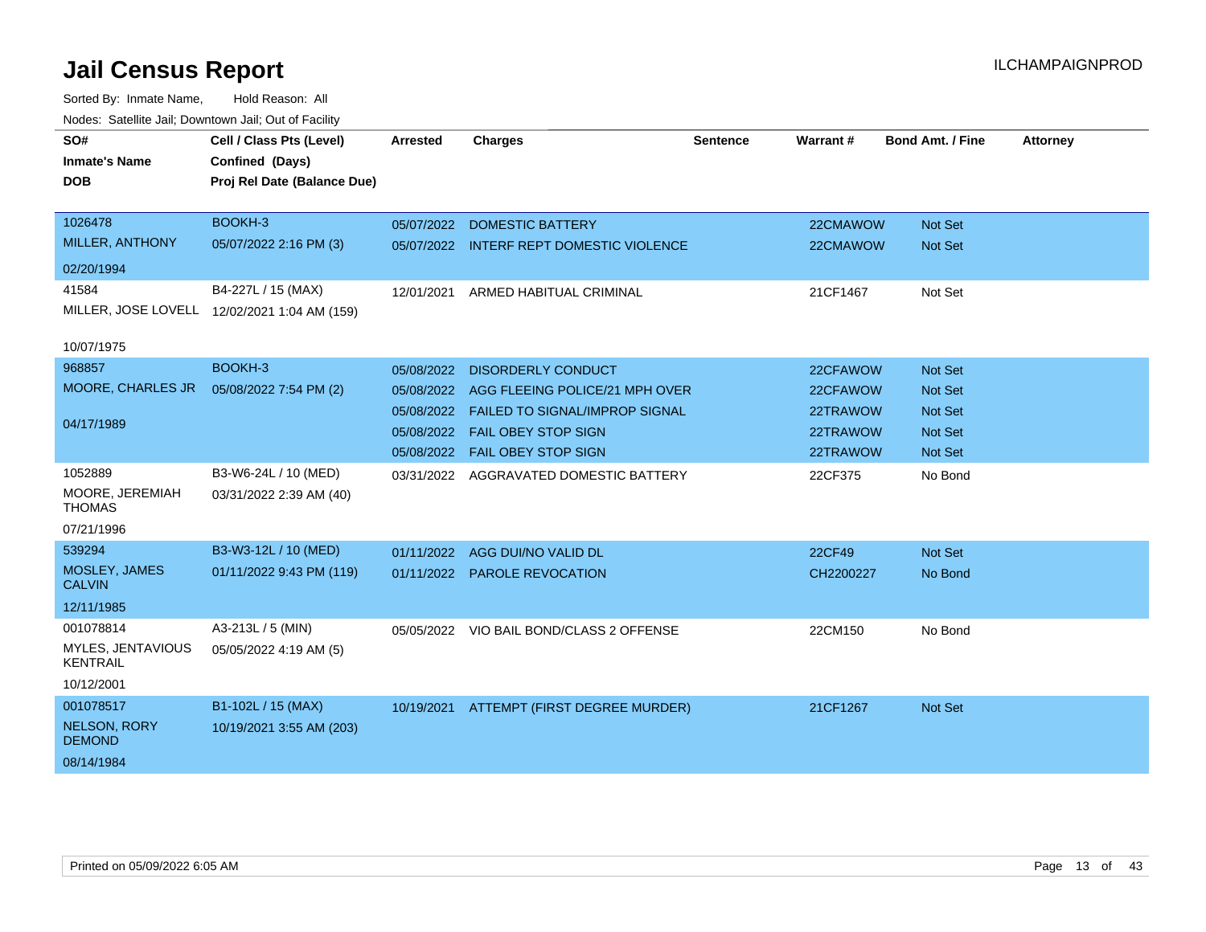# Jail Census Report

ILCHAMPAIGNPROD

Sorted By: Inmate Name, Hold Reason: All

Nodes: Satellite Jail; Downtown Jail; Out of Facility

| SO#<br>Inmate's Name<br>DOB | Cell / Class Pts (Level)<br>Confined (Days)<br>Proj Rel Date (Balance Due) | Arrested | Charges | Sentence | Warrant # | Bond Amt. / Fine | Attorney |
|---|---|---|---|---|---|---|---|
| 1026478<br>MILLER, ANTHONY<br>02/20/1994 | BOOKH-3<br>05/07/2022 2:16 PM (3) | 05/07/2022 | DOMESTIC BATTERY | | 22CMAWOW | Not Set | |
| | | 05/07/2022 | INTERF REPT DOMESTIC VIOLENCE | | 22CMAWOW | Not Set | |
| 41584<br>MILLER, JOSE LOVELL<br>10/07/1975 | B4-227L / 15 (MAX)<br>12/02/2021 1:04 AM (159) | 12/01/2021 | ARMED HABITUAL CRIMINAL | | 21CF1467 | Not Set | |
| 968857<br>MOORE, CHARLES JR<br>04/17/1989 | BOOKH-3<br>05/08/2022 7:54 PM (2) | 05/08/2022 | DISORDERLY CONDUCT | | 22CFAWOW | Not Set | |
| | | 05/08/2022 | AGG FLEEING POLICE/21 MPH OVER | | 22CFAWOW | Not Set | |
| | | 05/08/2022 | FAILED TO SIGNAL/IMPROP SIGNAL | | 22TRAWOW | Not Set | |
| | | 05/08/2022 | FAIL OBEY STOP SIGN | | 22TRAWOW | Not Set | |
| | | 05/08/2022 | FAIL OBEY STOP SIGN | | 22TRAWOW | Not Set | |
| 1052889<br>MOORE, JEREMIAH THOMAS<br>07/21/1996 | B3-W6-24L / 10 (MED)<br>03/31/2022 2:39 AM (40) | 03/31/2022 | AGGRAVATED DOMESTIC BATTERY | | 22CF375 | No Bond | |
| 539294<br>MOSLEY, JAMES CALVIN<br>12/11/1985 | B3-W3-12L / 10 (MED)<br>01/11/2022 9:43 PM (119) | 01/11/2022 | AGG DUI/NO VALID DL | | 22CF49 | Not Set | |
| | | 01/11/2022 | PAROLE REVOCATION | | CH2200227 | No Bond | |
| 001078814<br>MYLES, JENTAVIOUS KENTRAIL<br>10/12/2001 | A3-213L / 5 (MIN)<br>05/05/2022 4:19 AM (5) | 05/05/2022 | VIO BAIL BOND/CLASS 2 OFFENSE | | 22CM150 | No Bond | |
| 001078517<br>NELSON, RORY DEMOND<br>08/14/1984 | B1-102L / 15 (MAX)<br>10/19/2021 3:55 AM (203) | 10/19/2021 | ATTEMPT (FIRST DEGREE MURDER) | | 21CF1267 | Not Set | |

Printed on 05/09/2022 6:05 AM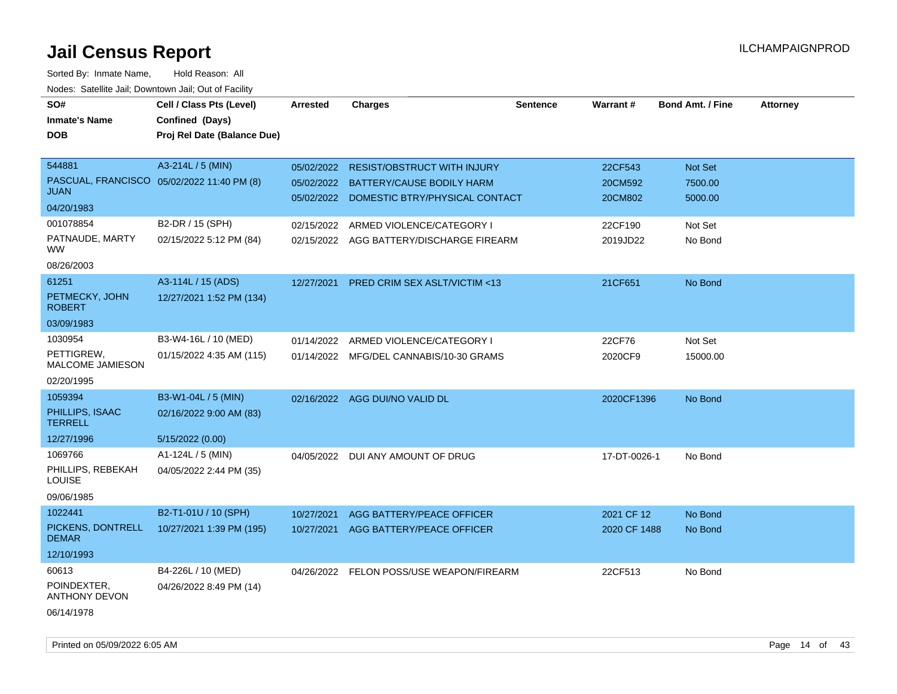# Jail Census Report

ILCHAMPAIGNPROD

Sorted By: Inmate Name, Hold Reason: All

Nodes: Satellite Jail; Downtown Jail; Out of Facility

| SO# / Inmate's Name / DOB | Cell / Class Pts (Level) / Confined (Days) / Proj Rel Date (Balance Due) | Arrested | Charges | Sentence | Warrant # | Bond Amt. / Fine | Attorney |
|---|---|---|---|---|---|---|---|
| 544881<br>PASCUAL, FRANCISCO JUAN<br>04/20/1983 | A3-214L / 5 (MIN)<br>05/02/2022 11:40 PM (8) | 05/02/2022<br>05/02/2022<br>05/02/2022 | RESIST/OBSTRUCT WITH INJURY<br>BATTERY/CAUSE BODILY HARM<br>DOMESTIC BTRY/PHYSICAL CONTACT | | 22CF543<br>20CM592<br>20CM802 | Not Set<br>7500.00<br>5000.00 | |
| 001078854<br>PATNAUDE, MARTY WW<br>08/26/2003 | B2-DR / 15 (SPH)<br>02/15/2022 5:12 PM (84) | 02/15/2022<br>02/15/2022 | ARMED VIOLENCE/CATEGORY I<br>AGG BATTERY/DISCHARGE FIREARM | | 22CF190<br>2019JD22 | Not Set<br>No Bond | |
| 61251<br>PETMECKY, JOHN ROBERT<br>03/09/1983 | A3-114L / 15 (ADS)<br>12/27/2021 1:52 PM (134) | 12/27/2021 | PRED CRIM SEX ASLT/VICTIM <13 | | 21CF651 | No Bond | |
| 1030954<br>PETTIGREW, MALCOME JAMIESON<br>02/20/1995 | B3-W4-16L / 10 (MED)<br>01/15/2022 4:35 AM (115) | 01/14/2022<br>01/14/2022 | ARMED VIOLENCE/CATEGORY I<br>MFG/DEL CANNABIS/10-30 GRAMS | | 22CF76<br>2020CF9 | Not Set<br>15000.00 | |
| 1059394<br>PHILLIPS, ISAAC TERRELL<br>12/27/1996 | B3-W1-04L / 5 (MIN)<br>02/16/2022 9:00 AM (83)<br>5/15/2022 (0.00) | 02/16/2022 | AGG DUI/NO VALID DL | | 2020CF1396 | No Bond | |
| 1069766<br>PHILLIPS, REBEKAH LOUISE<br>09/06/1985 | A1-124L / 5 (MIN)<br>04/05/2022 2:44 PM (35) | 04/05/2022 | DUI ANY AMOUNT OF DRUG | | 17-DT-0026-1 | No Bond | |
| 1022441<br>PICKENS, DONTRELL DEMAR<br>12/10/1993 | B2-T1-01U / 10 (SPH)<br>10/27/2021 1:39 PM (195) | 10/27/2021<br>10/27/2021 | AGG BATTERY/PEACE OFFICER<br>AGG BATTERY/PEACE OFFICER | | 2021 CF 12<br>2020 CF 1488 | No Bond<br>No Bond | |
| 60613<br>POINDEXTER, ANTHONY DEVON<br>06/14/1978 | B4-226L / 10 (MED)<br>04/26/2022 8:49 PM (14) | 04/26/2022 | FELON POSS/USE WEAPON/FIREARM | | 22CF513 | No Bond | |

Printed on 05/09/2022 6:05 AM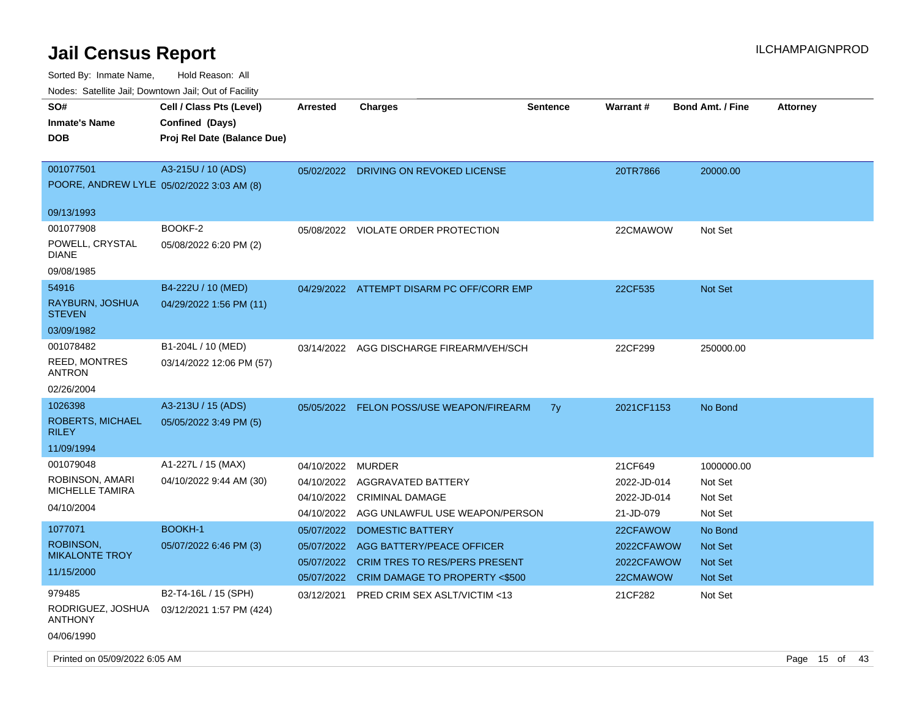# Jail Census Report

Sorted By: Inmate Name, Hold Reason: All

Nodes: Satellite Jail; Downtown Jail; Out of Facility

| SO# / Inmate's Name / DOB | Cell / Class Pts (Level) / Confined (Days) / Proj Rel Date (Balance Due) | Arrested | Charges | Sentence | Warrant # | Bond Amt. / Fine | Attorney |
|---|---|---|---|---|---|---|---|
| 001077501 POORE, ANDREW LYLE 09/13/1993 | A3-215U / 10 (ADS) 05/02/2022 3:03 AM (8) | 05/02/2022 | DRIVING ON REVOKED LICENSE | | 20TR7866 | 20000.00 | |
| 001077908 POWELL, CRYSTAL DIANE 09/08/1985 | BOOKF-2 05/08/2022 6:20 PM (2) | 05/08/2022 | VIOLATE ORDER PROTECTION | | 22CMAWOW | Not Set | |
| 54916 RAYBURN, JOSHUA STEVEN 03/09/1982 | B4-222U / 10 (MED) 04/29/2022 1:56 PM (11) | 04/29/2022 | ATTEMPT DISARM PC OFF/CORR EMP | | 22CF535 | Not Set | |
| 001078482 REED, MONTRES ANTRON 02/26/2004 | B1-204L / 10 (MED) 03/14/2022 12:06 PM (57) | 03/14/2022 | AGG DISCHARGE FIREARM/VEH/SCH | | 22CF299 | 250000.00 | |
| 1026398 ROBERTS, MICHAEL RILEY 11/09/1994 | A3-213U / 15 (ADS) 05/05/2022 3:49 PM (5) | 05/05/2022 | FELON POSS/USE WEAPON/FIREARM | 7y | 2021CF1153 | No Bond | |
| 001079048 ROBINSON, AMARI MICHELLE TAMIRA 04/10/2004 | A1-227L / 15 (MAX) 04/10/2022 9:44 AM (30) | 04/10/2022 | MURDER | | 21CF649 | 1000000.00 | |
| | | 04/10/2022 | AGGRAVATED BATTERY | | 2022-JD-014 | Not Set | |
| | | 04/10/2022 | CRIMINAL DAMAGE | | 2022-JD-014 | Not Set | |
| | | 04/10/2022 | AGG UNLAWFUL USE WEAPON/PERSON | | 21-JD-079 | Not Set | |
| 1077071 ROBINSON, MIKALONTE TROY 11/15/2000 | BOOKH-1 05/07/2022 6:46 PM (3) | 05/07/2022 | DOMESTIC BATTERY | | 22CFAWOW | No Bond | |
| | | 05/07/2022 | AGG BATTERY/PEACE OFFICER | | 2022CFAWOW | Not Set | |
| | | 05/07/2022 | CRIM TRES TO RES/PERS PRESENT | | 2022CFAWOW | Not Set | |
| | | 05/07/2022 | CRIM DAMAGE TO PROPERTY <$500 | | 22CMAWOW | Not Set | |
| 979485 RODRIGUEZ, JOSHUA ANTHONY 04/06/1990 | B2-T4-16L / 15 (SPH) 03/12/2021 1:57 PM (424) | 03/12/2021 | PRED CRIM SEX ASLT/VICTIM <13 | | 21CF282 | Not Set | |

Printed on 05/09/2022 6:05 AM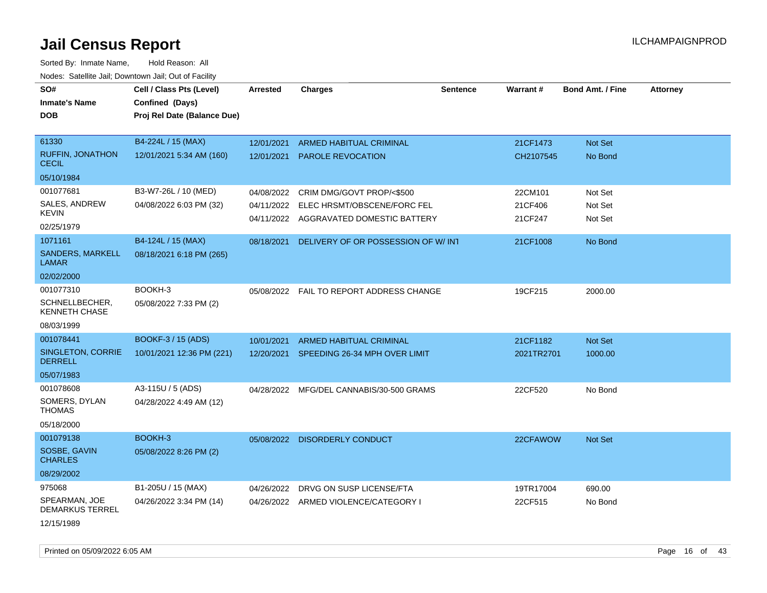# Jail Census Report

ILCHAMPAIGNPROD

Sorted By: Inmate Name, Hold Reason: All

Nodes: Satellite Jail; Downtown Jail; Out of Facility

| SO# / Inmate's Name / DOB | Cell / Class Pts (Level) / Confined (Days) / Proj Rel Date (Balance Due) | Arrested | Charges | Sentence | Warrant # | Bond Amt. / Fine | Attorney |
|---|---|---|---|---|---|---|---|
| 61330 RUFFIN, JONATHON CECIL 05/10/1984 | B4-224L / 15 (MAX) 12/01/2021 5:34 AM (160) | 12/01/2021 | ARMED HABITUAL CRIMINAL | | 21CF1473 | Not Set | |
| | | 12/01/2021 | PAROLE REVOCATION | | CH2107545 | No Bond | |
| 001077681 SALES, ANDREW KEVIN 02/25/1979 | B3-W7-26L / 10 (MED) 04/08/2022 6:03 PM (32) | 04/08/2022 | CRIM DMG/GOVT PROP/<$500 | | 22CM101 | Not Set | |
| | | 04/11/2022 | ELEC HRSMT/OBSCENE/FORC FEL | | 21CF406 | Not Set | |
| | | 04/11/2022 | AGGRAVATED DOMESTIC BATTERY | | 21CF247 | Not Set | |
| 1071161 SANDERS, MARKELL LAMAR 02/02/2000 | B4-124L / 15 (MAX) 08/18/2021 6:18 PM (265) | 08/18/2021 | DELIVERY OF OR POSSESSION OF W/ INT | | 21CF1008 | No Bond | |
| 001077310 SCHNELLBECHER, KENNETH CHASE 08/03/1999 | BOOKH-3 05/08/2022 7:33 PM (2) | 05/08/2022 | FAIL TO REPORT ADDRESS CHANGE | | 19CF215 | 2000.00 | |
| 001078441 SINGLETON, CORRIE DERRELL 05/07/1983 | BOOKF-3 / 15 (ADS) 10/01/2021 12:36 PM (221) | 10/01/2021 | ARMED HABITUAL CRIMINAL | | 21CF1182 | Not Set | |
| | | 12/20/2021 | SPEEDING 26-34 MPH OVER LIMIT | | 2021TR2701 | 1000.00 | |
| 001078608 SOMERS, DYLAN THOMAS 05/18/2000 | A3-115U / 5 (ADS) 04/28/2022 4:49 AM (12) | 04/28/2022 | MFG/DEL CANNABIS/30-500 GRAMS | | 22CF520 | No Bond | |
| 001079138 SOSBE, GAVIN CHARLES 08/29/2002 | BOOKH-3 05/08/2022 8:26 PM (2) | 05/08/2022 | DISORDERLY CONDUCT | | 22CFAWOW | Not Set | |
| 975068 SPEARMAN, JOE DEMARKUS TERREL 12/15/1989 | B1-205U / 15 (MAX) 04/26/2022 3:34 PM (14) | 04/26/2022 | DRVG ON SUSP LICENSE/FTA | | 19TR17004 | 690.00 | |
| | | 04/26/2022 | ARMED VIOLENCE/CATEGORY I | | 22CF515 | No Bond | |

Printed on 05/09/2022 6:05 AM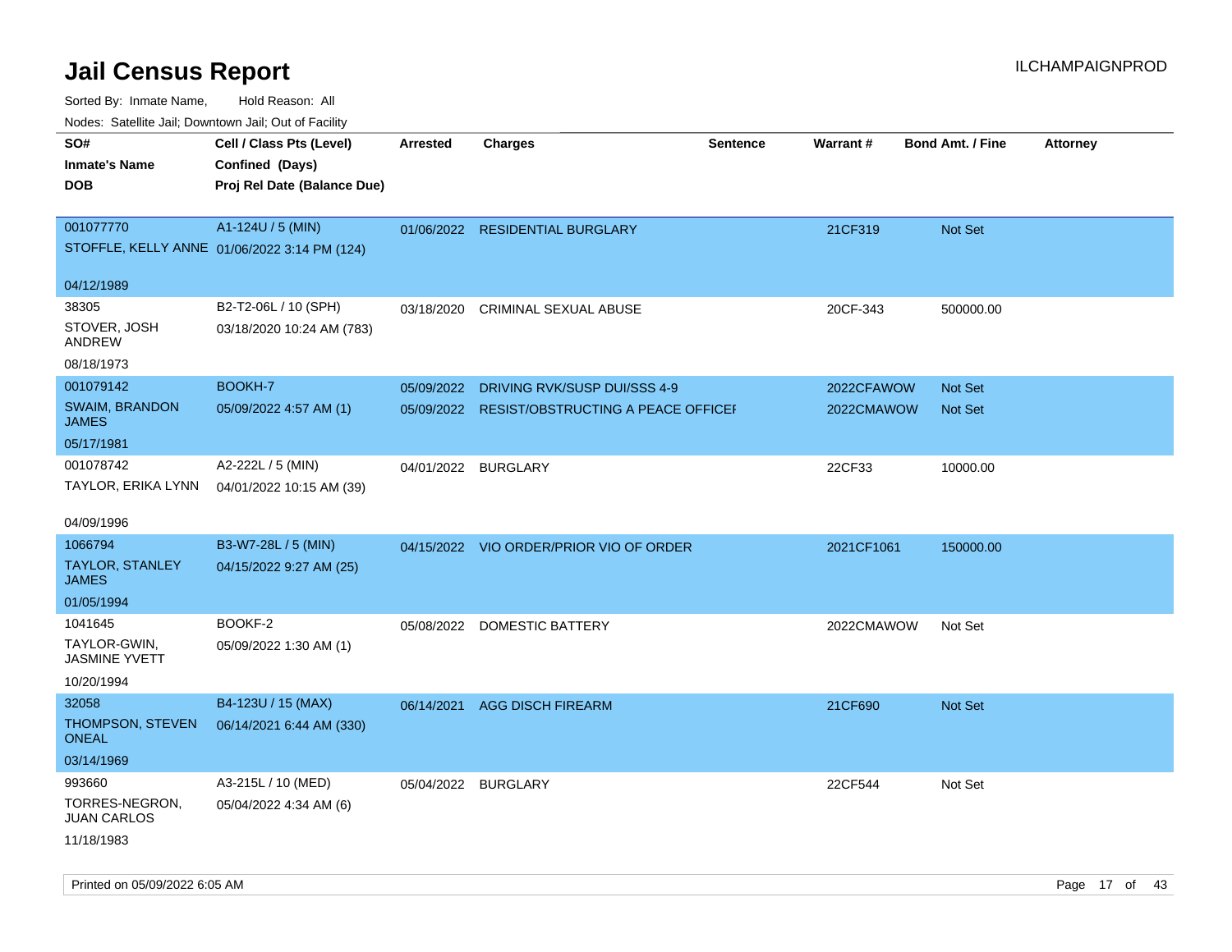# Jail Census Report

ILCHAMPAIGNPROD

Sorted By: Inmate Name, Hold Reason: All

Nodes: Satellite Jail; Downtown Jail; Out of Facility

| SO# / Inmate's Name / DOB | Cell / Class Pts (Level) / Confined (Days) / Proj Rel Date (Balance Due) | Arrested | Charges | Sentence | Warrant # | Bond Amt. / Fine | Attorney |
|---|---|---|---|---|---|---|---|
| 001077770<br>STOFFLE, KELLY ANNE<br>04/12/1989 | A1-124U / 5 (MIN)<br>01/06/2022 3:14 PM (124) | 01/06/2022 | RESIDENTIAL BURGLARY | | 21CF319 | Not Set | |
| 38305<br>STOVER, JOSH ANDREW<br>08/18/1973 | B2-T2-06L / 10 (SPH)<br>03/18/2020 10:24 AM (783) | 03/18/2020 | CRIMINAL SEXUAL ABUSE | | 20CF-343 | 500000.00 | |
| 001079142<br>SWAIM, BRANDON JAMES<br>05/17/1981 | BOOKH-7<br>05/09/2022 4:57 AM (1) | 05/09/2022 | DRIVING RVK/SUSP DUI/SSS 4-9 | | 2022CFAWOW | Not Set | |
| | | 05/09/2022 | RESIST/OBSTRUCTING A PEACE OFFICEI | | 2022CMAWOW | Not Set | |
| 001078742<br>TAYLOR, ERIKA LYNN<br>04/09/1996 | A2-222L / 5 (MIN)<br>04/01/2022 10:15 AM (39) | 04/01/2022 | BURGLARY | | 22CF33 | 10000.00 | |
| 1066794<br>TAYLOR, STANLEY JAMES<br>01/05/1994 | B3-W7-28L / 5 (MIN)<br>04/15/2022 9:27 AM (25) | 04/15/2022 | VIO ORDER/PRIOR VIO OF ORDER | | 2021CF1061 | 150000.00 | |
| 1041645<br>TAYLOR-GWIN, JASMINE YVETT<br>10/20/1994 | BOOKF-2<br>05/09/2022 1:30 AM (1) | 05/08/2022 | DOMESTIC BATTERY | | 2022CMAWOW | Not Set | |
| 32058<br>THOMPSON, STEVEN ONEAL<br>03/14/1969 | B4-123U / 15 (MAX)<br>06/14/2021 6:44 AM (330) | 06/14/2021 | AGG DISCH FIREARM | | 21CF690 | Not Set | |
| 993660<br>TORRES-NEGRON, JUAN CARLOS<br>11/18/1983 | A3-215L / 10 (MED)<br>05/04/2022 4:34 AM (6) | 05/04/2022 | BURGLARY | | 22CF544 | Not Set | |

Printed on 05/09/2022 6:05 AM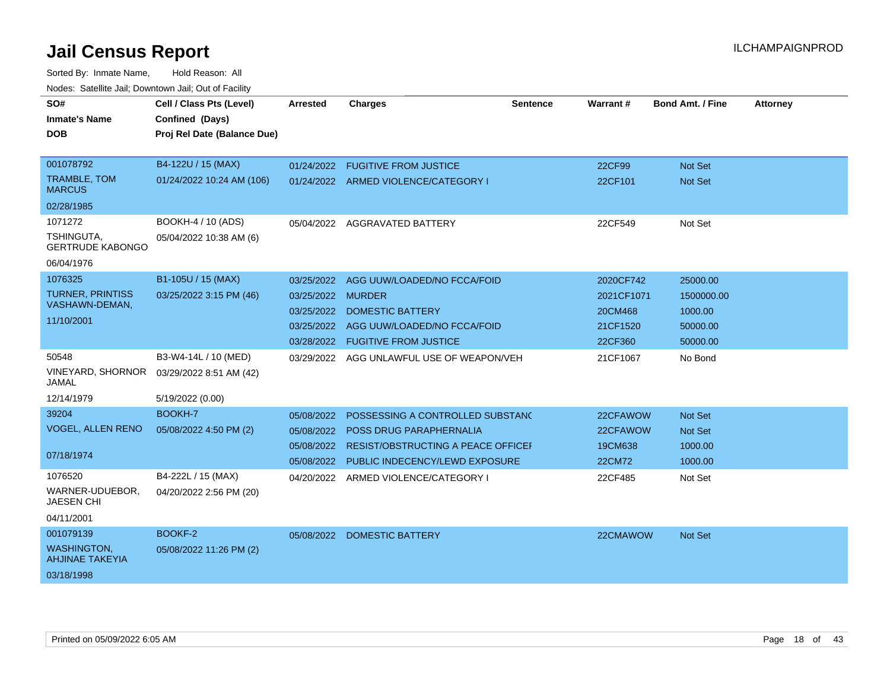# Jail Census Report

ILCHAMPAIGNPROD

Sorted By: Inmate Name, Hold Reason: All

Nodes: Satellite Jail; Downtown Jail; Out of Facility

| SO# / Inmate's Name / DOB | Cell / Class Pts (Level) / Confined (Days) / Proj Rel Date (Balance Due) | Arrested | Charges | Sentence | Warrant # | Bond Amt. / Fine | Attorney |
|---|---|---|---|---|---|---|---|
| 001078792 | B4-122U / 15 (MAX) | 01/24/2022 | FUGITIVE FROM JUSTICE | | 22CF99 | Not Set | |
| TRAMBLE, TOM MARCUS | 01/24/2022 10:24 AM (106) | 01/24/2022 | ARMED VIOLENCE/CATEGORY I | | 22CF101 | Not Set | |
| 02/28/1985 | | | | | | | |
| 1071272 | BOOKH-4 / 10 (ADS) | 05/04/2022 | AGGRAVATED BATTERY | | 22CF549 | Not Set | |
| TSHINGUTA, GERTRUDE KABONGO | 05/04/2022 10:38 AM (6) | | | | | | |
| 06/04/1976 | | | | | | | |
| 1076325 | B1-105U / 15 (MAX) | 03/25/2022 | AGG UUW/LOADED/NO FCCA/FOID | | 2020CF742 | 25000.00 | |
| TURNER, PRINTISS VASHAWN-DEMAN, | 03/25/2022 3:15 PM (46) | 03/25/2022 | MURDER | | 2021CF1071 | 1500000.00 | |
| 11/10/2001 | | 03/25/2022 | DOMESTIC BATTERY | | 20CM468 | 1000.00 | |
| | | 03/25/2022 | AGG UUW/LOADED/NO FCCA/FOID | | 21CF1520 | 50000.00 | |
| | | 03/28/2022 | FUGITIVE FROM JUSTICE | | 22CF360 | 50000.00 | |
| 50548 | B3-W4-14L / 10 (MED) | 03/29/2022 | AGG UNLAWFUL USE OF WEAPON/VEH | | 21CF1067 | No Bond | |
| VINEYARD, SHORNOR JAMAL | 03/29/2022 8:51 AM (42) | | | | | | |
| 12/14/1979 | 5/19/2022 (0.00) | | | | | | |
| 39204 | BOOKH-7 | 05/08/2022 | POSSESSING A CONTROLLED SUBSTANC | | 22CFAWOW | Not Set | |
| VOGEL, ALLEN RENO | 05/08/2022 4:50 PM (2) | 05/08/2022 | POSS DRUG PARAPHERNALIA | | 22CFAWOW | Not Set | |
| 07/18/1974 | | 05/08/2022 | RESIST/OBSTRUCTING A PEACE OFFICEI | | 19CM638 | 1000.00 | |
| | | 05/08/2022 | PUBLIC INDECENCY/LEWD EXPOSURE | | 22CM72 | 1000.00 | |
| 1076520 | B4-222L / 15 (MAX) | 04/20/2022 | ARMED VIOLENCE/CATEGORY I | | 22CF485 | Not Set | |
| WARNER-UDUEBOR, JAESEN CHI | 04/20/2022 2:56 PM (20) | | | | | | |
| 04/11/2001 | | | | | | | |
| 001079139 | BOOKF-2 | 05/08/2022 | DOMESTIC BATTERY | | 22CMAWOW | Not Set | |
| WASHINGTON, AHJINAE TAKEYIA | 05/08/2022 11:26 PM (2) | | | | | | |
| 03/18/1998 | | | | | | | |

Printed on 05/09/2022 6:05 AM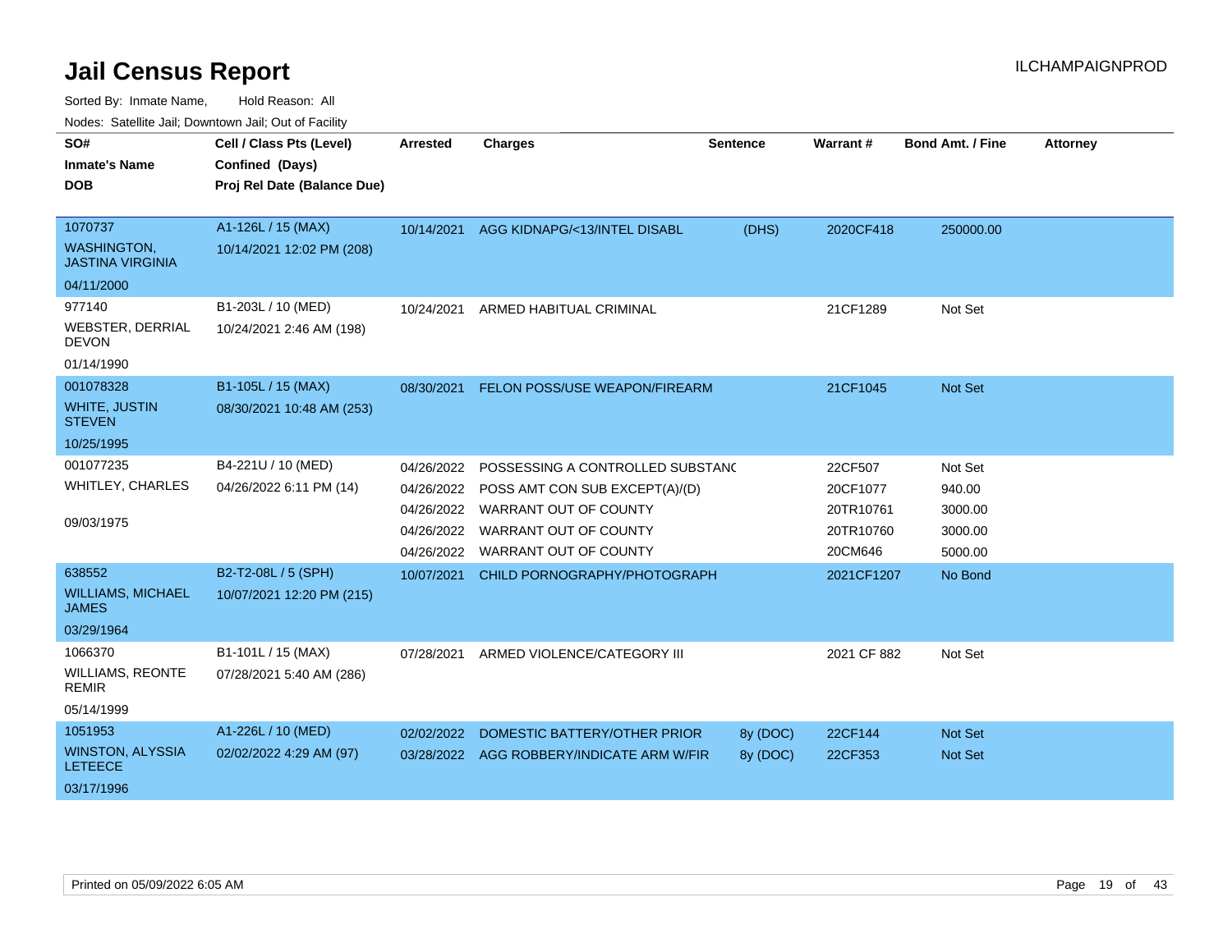# Jail Census Report

Sorted By: Inmate Name, Hold Reason: All

Nodes: Satellite Jail; Downtown Jail; Out of Facility

| SO# / Inmate's Name / DOB | Cell / Class Pts (Level) / Confined (Days) / Proj Rel Date (Balance Due) | Arrested | Charges | Sentence | Warrant # | Bond Amt. / Fine | Attorney |
|---|---|---|---|---|---|---|---|
| 1070737 WASHINGTON, JASTINA VIRGINIA 04/11/2000 | A1-126L / 15 (MAX) 10/14/2021 12:02 PM (208) | 10/14/2021 | AGG KIDNAPG/<13/INTEL DISABL | (DHS) | 2020CF418 | 250000.00 | |
| 977140 WEBSTER, DERRIAL DEVON 01/14/1990 | B1-203L / 10 (MED) 10/24/2021 2:46 AM (198) | 10/24/2021 | ARMED HABITUAL CRIMINAL | | 21CF1289 | Not Set | |
| 001078328 WHITE, JUSTIN STEVEN 10/25/1995 | B1-105L / 15 (MAX) 08/30/2021 10:48 AM (253) | 08/30/2021 | FELON POSS/USE WEAPON/FIREARM | | 21CF1045 | Not Set | |
| 001077235 WHITLEY, CHARLES 09/03/1975 | B4-221U / 10 (MED) 04/26/2022 6:11 PM (14) | 04/26/2022 | POSSESSING A CONTROLLED SUBSTANC | | 22CF507 | Not Set | |
| | | 04/26/2022 | POSS AMT CON SUB EXCEPT(A)/(D) | | 20CF1077 | 940.00 | |
| | | 04/26/2022 | WARRANT OUT OF COUNTY | | 20TR10761 | 3000.00 | |
| | | 04/26/2022 | WARRANT OUT OF COUNTY | | 20TR10760 | 3000.00 | |
| | | 04/26/2022 | WARRANT OUT OF COUNTY | | 20CM646 | 5000.00 | |
| 638552 WILLIAMS, MICHAEL JAMES 03/29/1964 | B2-T2-08L / 5 (SPH) 10/07/2021 12:20 PM (215) | 10/07/2021 | CHILD PORNOGRAPHY/PHOTOGRAPH | | 2021CF1207 | No Bond | |
| 1066370 WILLIAMS, REONTE REMIR 05/14/1999 | B1-101L / 15 (MAX) 07/28/2021 5:40 AM (286) | 07/28/2021 | ARMED VIOLENCE/CATEGORY III | | 2021 CF 882 | Not Set | |
| 1051953 WINSTON, ALYSSIA LETEECE 03/17/1996 | A1-226L / 10 (MED) 02/02/2022 4:29 AM (97) | 02/02/2022 | DOMESTIC BATTERY/OTHER PRIOR | 8y (DOC) | 22CF144 | Not Set | |
| | | 03/28/2022 | AGG ROBBERY/INDICATE ARM W/FIR | 8y (DOC) | 22CF353 | Not Set | |

Printed on 05/09/2022 6:05 AM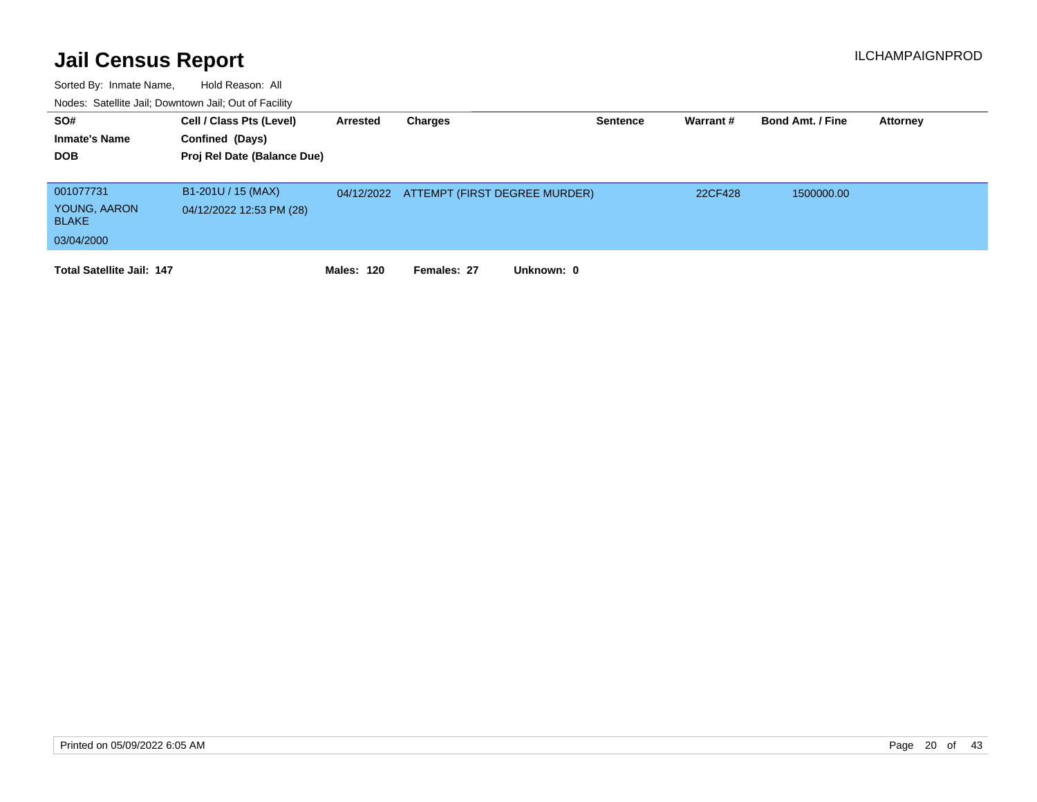# Jail Census Report

ILCHAMPAIGNPROD

Sorted By: Inmate Name, Hold Reason: All

Nodes: Satellite Jail; Downtown Jail; Out of Facility

| SO# / Inmate's Name / DOB | Cell / Class Pts (Level) / Confined (Days) / Proj Rel Date (Balance Due) | Arrested | Charges | Sentence | Warrant # | Bond Amt. / Fine | Attorney |
|---|---|---|---|---|---|---|---|
| 001077731 YOUNG, AARON BLAKE 03/04/2000 | B1-201U / 15 (MAX) 04/12/2022 12:53 PM (28) | 04/12/2022 | ATTEMPT (FIRST DEGREE MURDER) | | 22CF428 | 1500000.00 | |

**Total Satellite Jail: 147** **Males: 120** **Females: 27** **Unknown: 0**

Printed on 05/09/2022 6:05 AM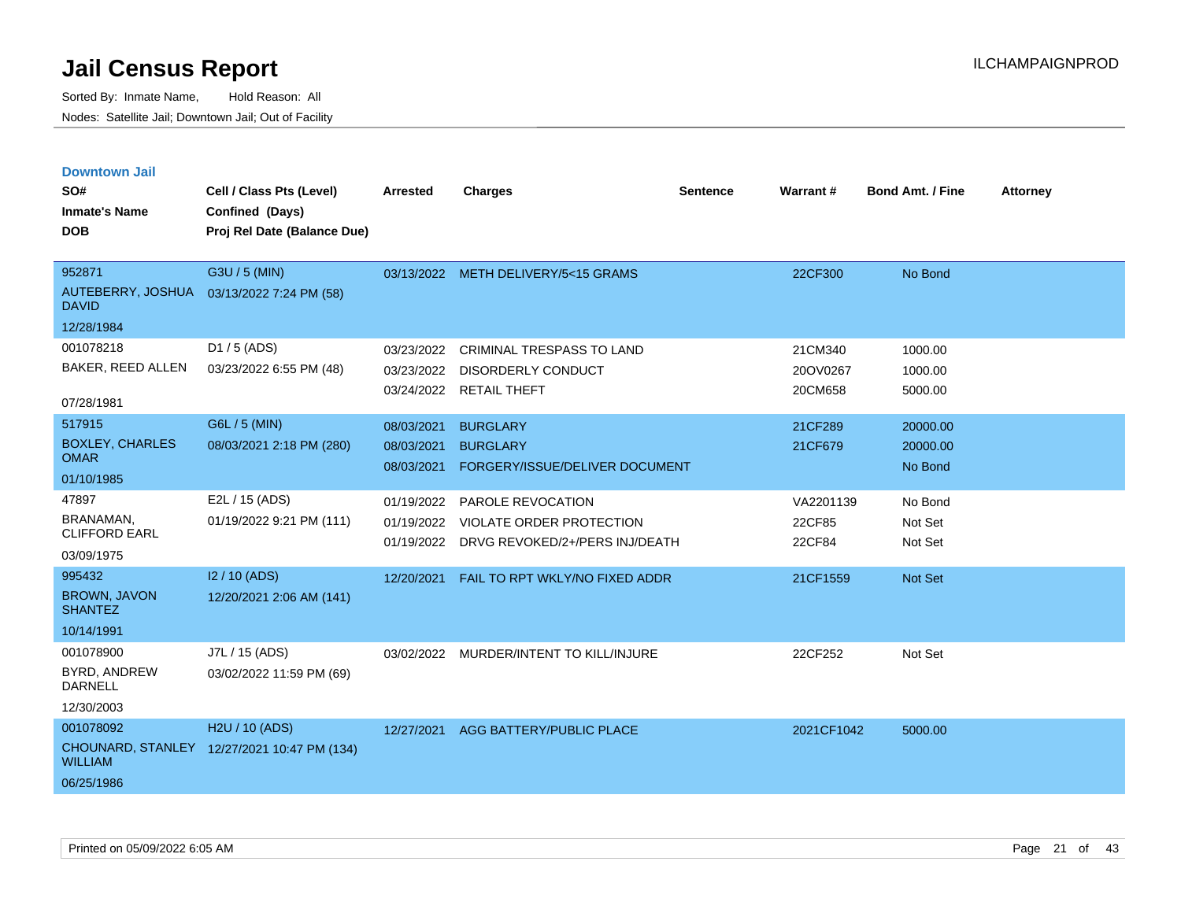# Jail Census Report

ILCHAMPAIGNPROD

Sorted By: Inmate Name, Hold Reason: All

Nodes: Satellite Jail; Downtown Jail; Out of Facility

## Downtown Jail

| SO# / Inmate's Name / DOB | Cell / Class Pts (Level) / Confined (Days) / Proj Rel Date (Balance Due) | Arrested | Charges | Sentence | Warrant # | Bond Amt. / Fine | Attorney |
|---|---|---|---|---|---|---|---|
| 952871<br>AUTEBERRY, JOSHUA DAVID<br>12/28/1984 | G3U / 5 (MIN)<br>03/13/2022 7:24 PM (58) | 03/13/2022 | METH DELIVERY/5<15 GRAMS | | 22CF300 | No Bond | |
| 001078218<br>BAKER, REED ALLEN<br>07/28/1981 | D1 / 5 (ADS)<br>03/23/2022 6:55 PM (48) | 03/23/2022<br>03/23/2022<br>03/24/2022 | CRIMINAL TRESPASS TO LAND<br>DISORDERLY CONDUCT<br>RETAIL THEFT | | 21CM340<br>20OV0267<br>20CM658 | 1000.00<br>1000.00<br>5000.00 | |
| 517915<br>BOXLEY, CHARLES OMAR<br>01/10/1985 | G6L / 5 (MIN)<br>08/03/2021 2:18 PM (280) | 08/03/2021<br>08/03/2021<br>08/03/2021 | BURGLARY<br>BURGLARY<br>FORGERY/ISSUE/DELIVER DOCUMENT | | 21CF289<br>21CF679 | 20000.00<br>20000.00<br>No Bond | |
| 47897<br>BRANAMAN, CLIFFORD EARL<br>03/09/1975 | E2L / 15 (ADS)<br>01/19/2022 9:21 PM (111) | 01/19/2022<br>01/19/2022<br>01/19/2022 | PAROLE REVOCATION<br>VIOLATE ORDER PROTECTION<br>DRVG REVOKED/2+/PERS INJ/DEATH | | VA2201139<br>22CF85<br>22CF84 | No Bond<br>Not Set<br>Not Set | |
| 995432<br>BROWN, JAVON SHANTEZ<br>10/14/1991 | I2 / 10 (ADS)<br>12/20/2021 2:06 AM (141) | 12/20/2021 | FAIL TO RPT WKLY/NO FIXED ADDR | | 21CF1559 | Not Set | |
| 001078900<br>BYRD, ANDREW DARNELL<br>12/30/2003 | J7L / 15 (ADS)<br>03/02/2022 11:59 PM (69) | 03/02/2022 | MURDER/INTENT TO KILL/INJURE | | 22CF252 | Not Set | |
| 001078092<br>CHOUNARD, STANLEY WILLIAM<br>06/25/1986 | H2U / 10 (ADS)<br>12/27/2021 10:47 PM (134) | 12/27/2021 | AGG BATTERY/PUBLIC PLACE | | 2021CF1042 | 5000.00 | |

Printed on 05/09/2022 6:05 AM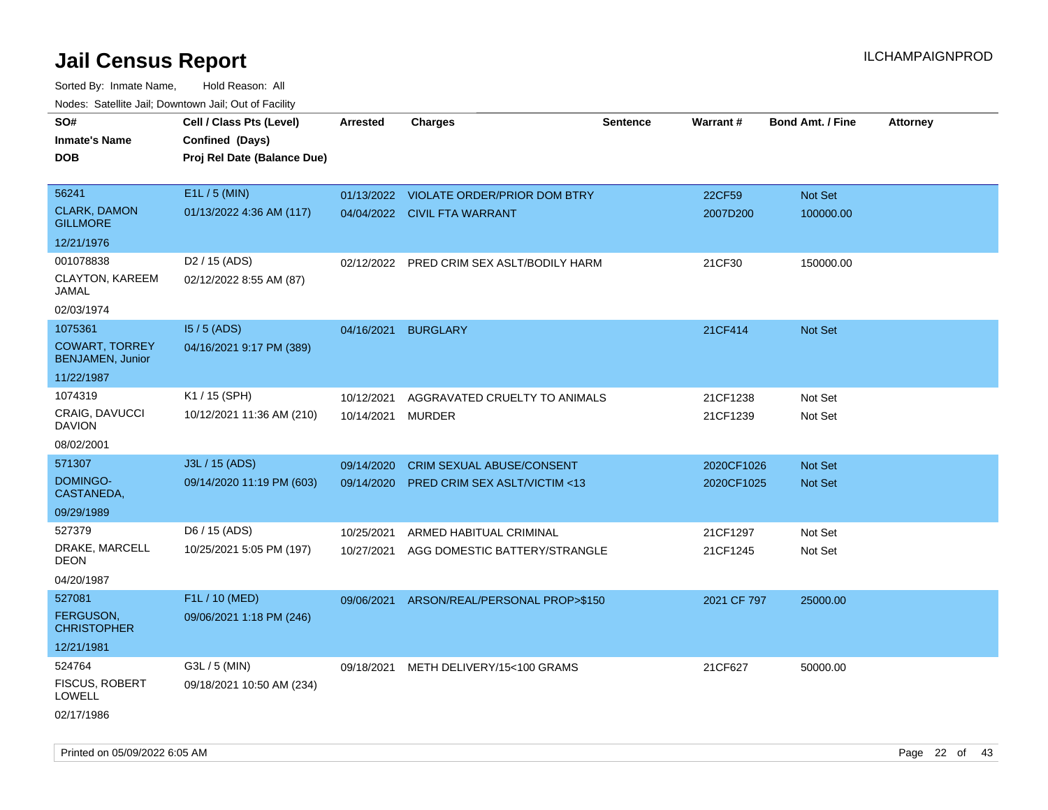# Jail Census Report

Sorted By: Inmate Name, Hold Reason: All

Nodes: Satellite Jail; Downtown Jail; Out of Facility

| SO# / Inmate's Name / DOB | Cell / Class Pts (Level) / Confined (Days) / Proj Rel Date (Balance Due) | Arrested | Charges | Sentence | Warrant # | Bond Amt. / Fine | Attorney |
|---|---|---|---|---|---|---|---|
| 56241<br>CLARK, DAMON GILLMORE<br>12/21/1976 | E1L / 5 (MIN)<br>01/13/2022 4:36 AM (117) | 01/13/2022<br>04/04/2022 | VIOLATE ORDER/PRIOR DOM BTRY<br>CIVIL FTA WARRANT | | 22CF59<br>2007D200 | Not Set<br>100000.00 | |
| 001078838<br>CLAYTON, KAREEM JAMAL<br>02/03/1974 | D2 / 15 (ADS)<br>02/12/2022 8:55 AM (87) | 02/12/2022 | PRED CRIM SEX ASLT/BODILY HARM | | 21CF30 | 150000.00 | |
| 1075361<br>COWART, TORREY BENJAMEN, Junior<br>11/22/1987 | I5 / 5 (ADS)<br>04/16/2021 9:17 PM (389) | 04/16/2021 | BURGLARY | | 21CF414 | Not Set | |
| 1074319<br>CRAIG, DAVUCCI DAVION<br>08/02/2001 | K1 / 15 (SPH)<br>10/12/2021 11:36 AM (210) | 10/12/2021<br>10/14/2021 | AGGRAVATED CRUELTY TO ANIMALS<br>MURDER | | 21CF1238<br>21CF1239 | Not Set<br>Not Set | |
| 571307<br>DOMINGO-CASTANEDA,<br>09/29/1989 | J3L / 15 (ADS)<br>09/14/2020 11:19 PM (603) | 09/14/2020<br>09/14/2020 | CRIM SEXUAL ABUSE/CONSENT<br>PRED CRIM SEX ASLT/VICTIM <13 | | 2020CF1026<br>2020CF1025 | Not Set<br>Not Set | |
| 527379<br>DRAKE, MARCELL DEON<br>04/20/1987 | D6 / 15 (ADS)<br>10/25/2021 5:05 PM (197) | 10/25/2021<br>10/27/2021 | ARMED HABITUAL CRIMINAL<br>AGG DOMESTIC BATTERY/STRANGLE | | 21CF1297<br>21CF1245 | Not Set<br>Not Set | |
| 527081<br>FERGUSON, CHRISTOPHER<br>12/21/1981 | F1L / 10 (MED)<br>09/06/2021 1:18 PM (246) | 09/06/2021 | ARSON/REAL/PERSONAL PROP>$150 | | 2021 CF 797 | 25000.00 | |
| 524764<br>FISCUS, ROBERT LOWELL<br>02/17/1986 | G3L / 5 (MIN)<br>09/18/2021 10:50 AM (234) | 09/18/2021 | METH DELIVERY/15<100 GRAMS | | 21CF627 | 50000.00 | |

Printed on 05/09/2022 6:05 AM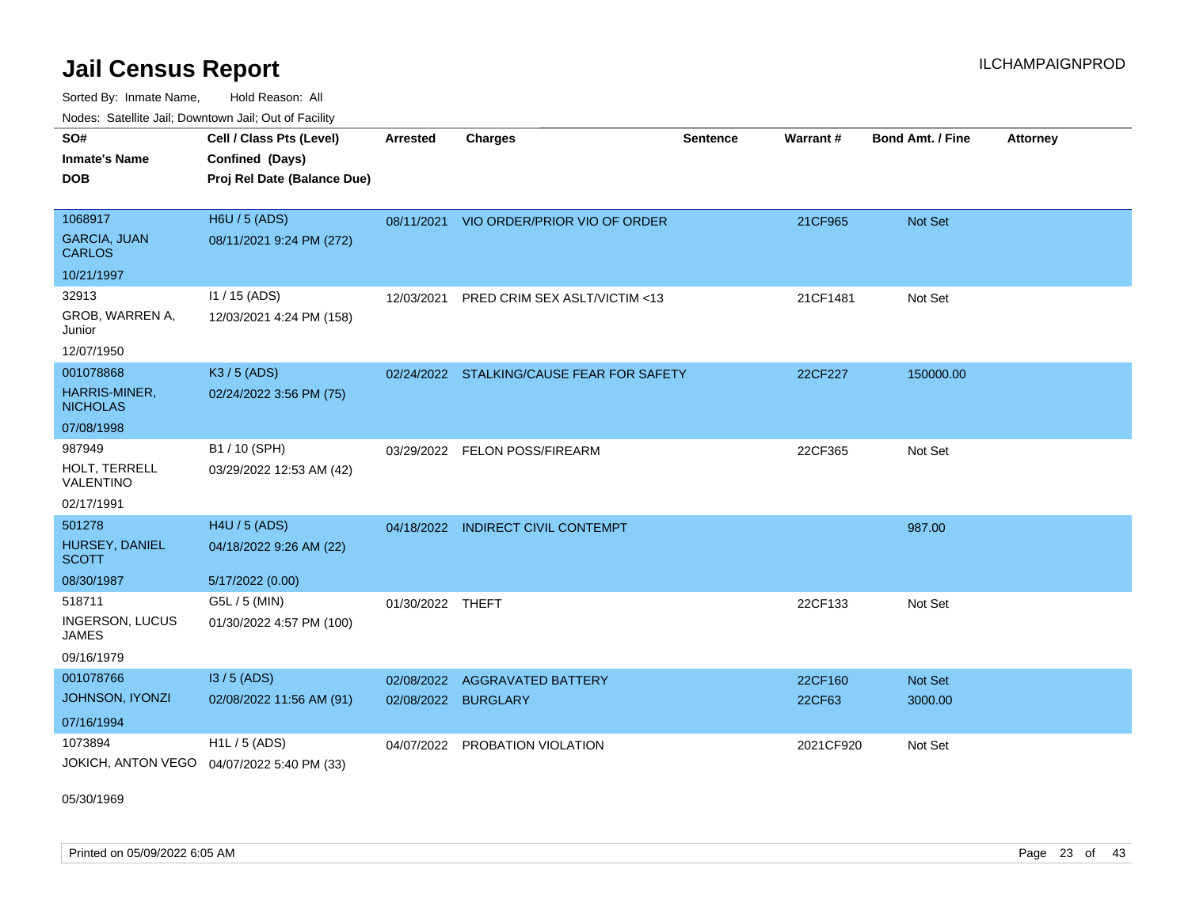# Jail Census Report

ILCHAMPAIGNPROD

Sorted By: Inmate Name, Hold Reason: All

Nodes: Satellite Jail; Downtown Jail; Out of Facility

| SO# / Inmate's Name / DOB | Cell / Class Pts (Level) / Confined (Days) / Proj Rel Date (Balance Due) | Arrested | Charges | Sentence | Warrant # | Bond Amt. / Fine | Attorney |
|---|---|---|---|---|---|---|---|
| 1068917<br>GARCIA, JUAN CARLOS<br>10/21/1997 | H6U / 5 (ADS)<br>08/11/2021 9:24 PM (272) | 08/11/2021 | VIO ORDER/PRIOR VIO OF ORDER | | 21CF965 | Not Set | |
| 32913<br>GROB, WARREN A, Junior<br>12/07/1950 | I1 / 15 (ADS)<br>12/03/2021 4:24 PM (158) | 12/03/2021 | PRED CRIM SEX ASLT/VICTIM <13 | | 21CF1481 | Not Set | |
| 001078868<br>HARRIS-MINER, NICHOLAS<br>07/08/1998 | K3 / 5 (ADS)<br>02/24/2022 3:56 PM (75) | 02/24/2022 | STALKING/CAUSE FEAR FOR SAFETY | | 22CF227 | 150000.00 | |
| 987949<br>HOLT, TERRELL VALENTINO<br>02/17/1991 | B1 / 10 (SPH)<br>03/29/2022 12:53 AM (42) | 03/29/2022 | FELON POSS/FIREARM | | 22CF365 | Not Set | |
| 501278<br>HURSEY, DANIEL SCOTT<br>08/30/1987 | H4U / 5 (ADS)<br>04/18/2022 9:26 AM (22)<br>5/17/2022 (0.00) | 04/18/2022 | INDIRECT CIVIL CONTEMPT | | | 987.00 | |
| 518711<br>INGERSON, LUCUS JAMES<br>09/16/1979 | G5L / 5 (MIN)<br>01/30/2022 4:57 PM (100) | 01/30/2022 | THEFT | | 22CF133 | Not Set | |
| 001078766<br>JOHNSON, IYONZI<br>07/16/1994 | I3 / 5 (ADS)<br>02/08/2022 11:56 AM (91) | 02/08/2022<br>02/08/2022 | AGGRAVATED BATTERY<br>BURGLARY | | 22CF160<br>22CF63 | Not Set<br>3000.00 | |
| 1073894<br>JOKICH, ANTON VEGO<br>05/30/1969 | H1L / 5 (ADS)<br>04/07/2022 5:40 PM (33) | 04/07/2022 | PROBATION VIOLATION | | 2021CF920 | Not Set | |

Printed on 05/09/2022 6:05 AM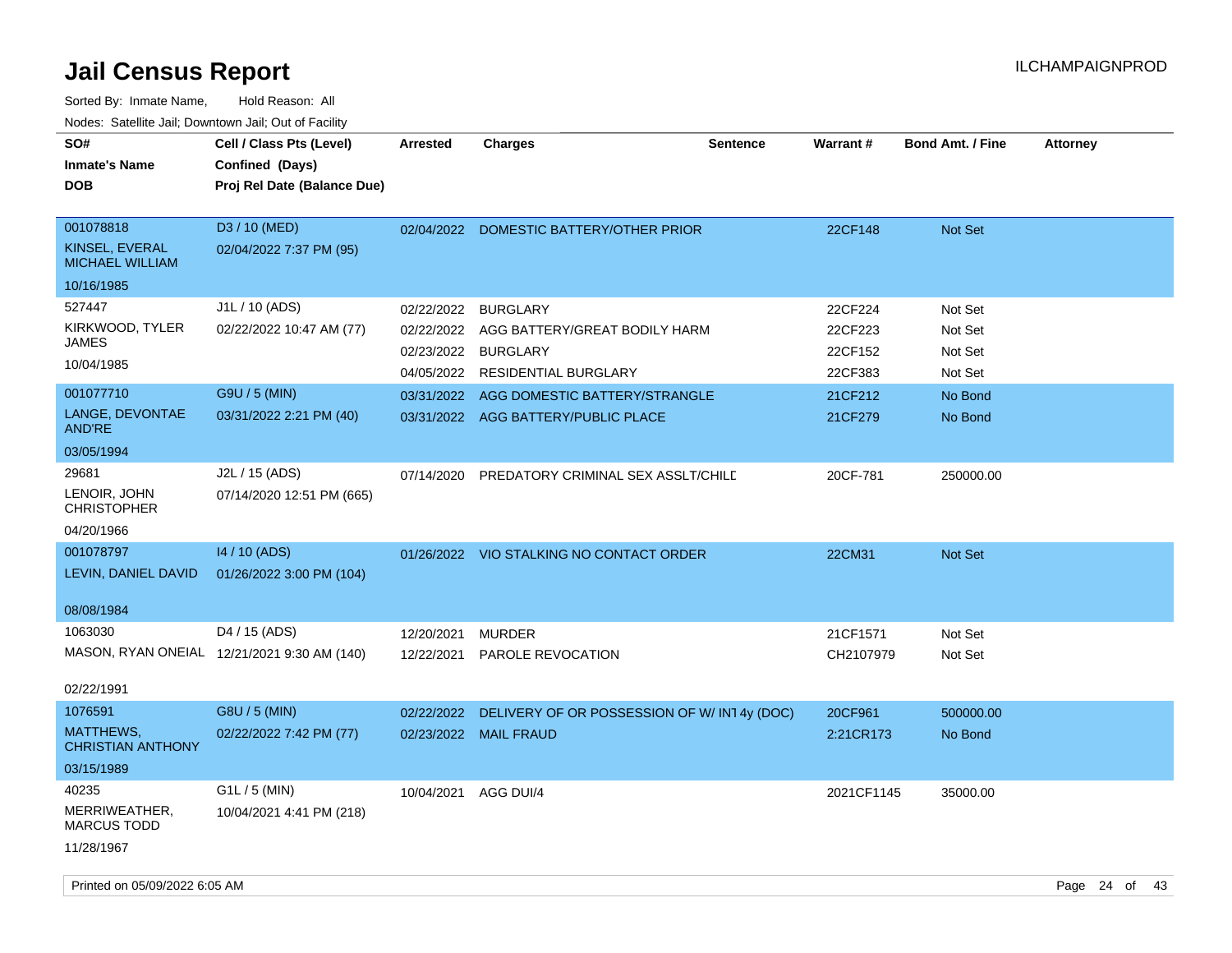# Jail Census Report

ILCHAMPAIGNPROD

Sorted By: Inmate Name, Hold Reason: All

Nodes: Satellite Jail; Downtown Jail; Out of Facility

| SO# Inmate's Name DOB | Cell / Class Pts (Level) Confined (Days) Proj Rel Date (Balance Due) | Arrested | Charges | Sentence | Warrant # | Bond Amt. / Fine | Attorney |
|---|---|---|---|---|---|---|---|
| 001078818 KINSEL, EVERAL MICHAEL WILLIAM 10/16/1985 | D3 / 10 (MED) 02/04/2022 7:37 PM (95) | 02/04/2022 | DOMESTIC BATTERY/OTHER PRIOR | | 22CF148 | Not Set | |
| 527447 KIRKWOOD, TYLER JAMES 10/04/1985 | J1L / 10 (ADS) 02/22/2022 10:47 AM (77) | 02/22/2022 | BURGLARY | | 22CF224 | Not Set | |
| | | 02/22/2022 | AGG BATTERY/GREAT BODILY HARM | | 22CF223 | Not Set | |
| | | 02/23/2022 | BURGLARY | | 22CF152 | Not Set | |
| | | 04/05/2022 | RESIDENTIAL BURGLARY | | 22CF383 | Not Set | |
| 001077710 LANGE, DEVONTAE AND'RE 03/05/1994 | G9U / 5 (MIN) 03/31/2022 2:21 PM (40) | 03/31/2022 | AGG DOMESTIC BATTERY/STRANGLE | | 21CF212 | No Bond | |
| | | 03/31/2022 | AGG BATTERY/PUBLIC PLACE | | 21CF279 | No Bond | |
| 29681 LENOIR, JOHN CHRISTOPHER 04/20/1966 | J2L / 15 (ADS) 07/14/2020 12:51 PM (665) | 07/14/2020 | PREDATORY CRIMINAL SEX ASSLT/CHILD | | 20CF-781 | 250000.00 | |
| 001078797 LEVIN, DANIEL DAVID 08/08/1984 | I4 / 10 (ADS) 01/26/2022 3:00 PM (104) | 01/26/2022 | VIO STALKING NO CONTACT ORDER | | 22CM31 | Not Set | |
| 1063030 MASON, RYAN ONEIAL 02/22/1991 | D4 / 15 (ADS) 12/21/2021 9:30 AM (140) | 12/20/2021 | MURDER | | 21CF1571 | Not Set | |
| | | 12/22/2021 | PAROLE REVOCATION | | CH2107979 | Not Set | |
| 1076591 MATTHEWS, CHRISTIAN ANTHONY 03/15/1989 | G8U / 5 (MIN) 02/22/2022 7:42 PM (77) | 02/22/2022 | DELIVERY OF OR POSSESSION OF W/ INT | 4y (DOC) | 20CF961 | 500000.00 | |
| | | 02/23/2022 | MAIL FRAUD | | 2:21CR173 | No Bond | |
| 40235 MERRIWEATHER, MARCUS TODD 11/28/1967 | G1L / 5 (MIN) 10/04/2021 4:41 PM (218) | 10/04/2021 | AGG DUI/4 | | 2021CF1145 | 35000.00 | |

Printed on 05/09/2022 6:05 AM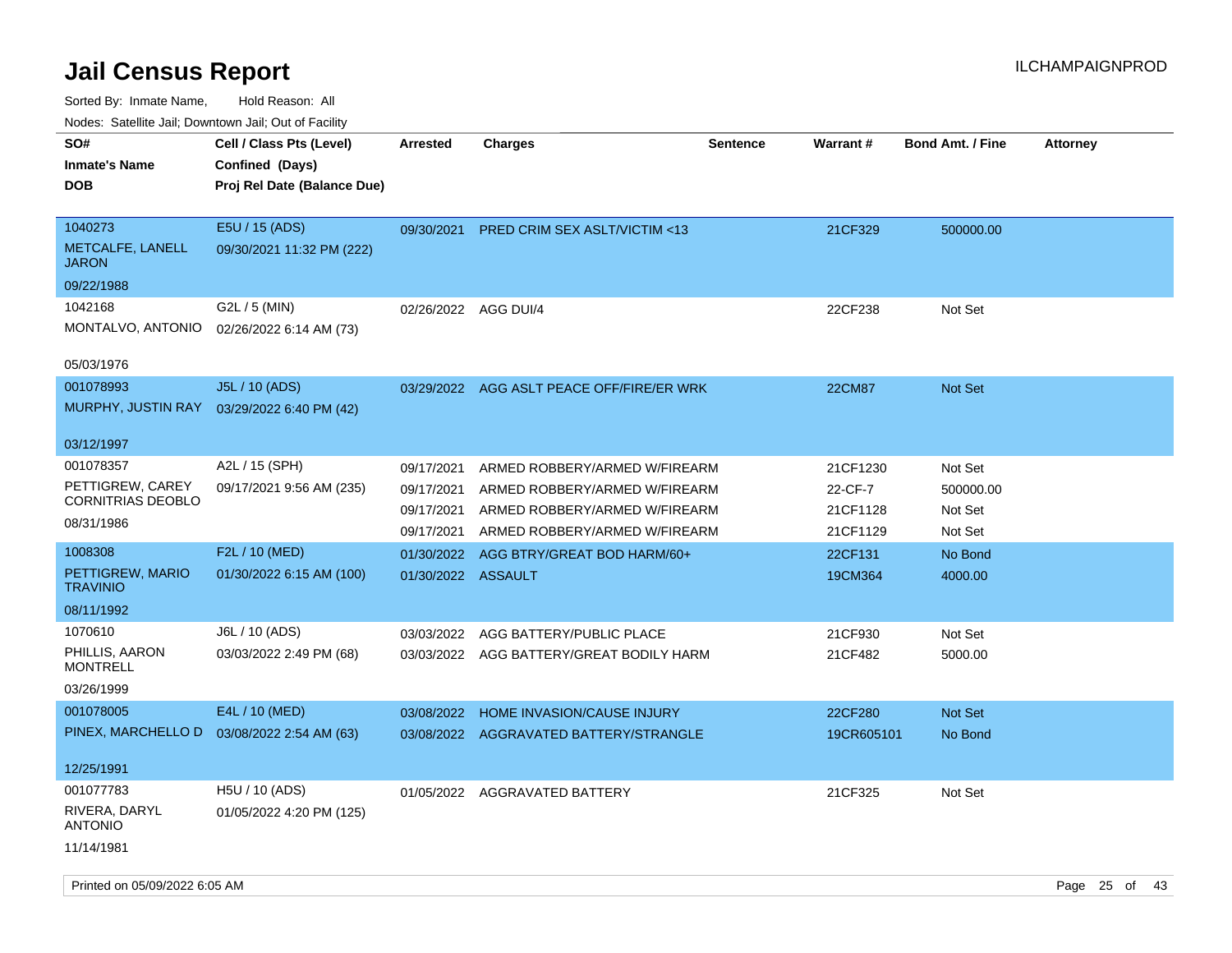# Jail Census Report

ILCHAMPAIGNPROD

Sorted By: Inmate Name, Hold Reason: All

Nodes: Satellite Jail; Downtown Jail; Out of Facility

| SO# / Inmate's Name / DOB | Cell / Class Pts (Level) / Confined (Days) / Proj Rel Date (Balance Due) | Arrested | Charges | Sentence | Warrant # | Bond Amt. / Fine | Attorney |
|---|---|---|---|---|---|---|---|
| 1040273<br>METCALFE, LANELL JARON<br>09/22/1988 | E5U / 15 (ADS)<br>09/30/2021 11:32 PM (222) | 09/30/2021 | PRED CRIM SEX ASLT/VICTIM <13 | | 21CF329 | 500000.00 | |
| 1042168<br>MONTALVO, ANTONIO<br>05/03/1976 | G2L / 5 (MIN)<br>02/26/2022 6:14 AM (73) | 02/26/2022 | AGG DUI/4 | | 22CF238 | Not Set | |
| 001078993<br>MURPHY, JUSTIN RAY<br>03/12/1997 | J5L / 10 (ADS)<br>03/29/2022 6:40 PM (42) | 03/29/2022 | AGG ASLT PEACE OFF/FIRE/ER WRK | | 22CM87 | Not Set | |
| 001078357<br>PETTIGREW, CAREY CORNITRIAS DEOBLO<br>08/31/1986 | A2L / 15 (SPH)<br>09/17/2021 9:56 AM (235) | 09/17/2021 | ARMED ROBBERY/ARMED W/FIREARM | | 21CF1230 | Not Set | |
| | | 09/17/2021 | ARMED ROBBERY/ARMED W/FIREARM | | 22-CF-7 | 500000.00 | |
| | | 09/17/2021 | ARMED ROBBERY/ARMED W/FIREARM | | 21CF1128 | Not Set | |
| | | 09/17/2021 | ARMED ROBBERY/ARMED W/FIREARM | | 21CF1129 | Not Set | |
| 1008308<br>PETTIGREW, MARIO TRAVINIO<br>08/11/1992 | F2L / 10 (MED)<br>01/30/2022 6:15 AM (100) | 01/30/2022 | AGG BTRY/GREAT BOD HARM/60+ | | 22CF131 | No Bond | |
| | | 01/30/2022 | ASSAULT | | 19CM364 | 4000.00 | |
| 1070610<br>PHILLIS, AARON MONTRELL<br>03/26/1999 | J6L / 10 (ADS)<br>03/03/2022 2:49 PM (68) | 03/03/2022 | AGG BATTERY/PUBLIC PLACE | | 21CF930 | Not Set | |
| | | 03/03/2022 | AGG BATTERY/GREAT BODILY HARM | | 21CF482 | 5000.00 | |
| 001078005<br>PINEX, MARCHELLO D<br>12/25/1991 | E4L / 10 (MED)<br>03/08/2022 2:54 AM (63) | 03/08/2022 | HOME INVASION/CAUSE INJURY | | 22CF280 | Not Set | |
| | | 03/08/2022 | AGGRAVATED BATTERY/STRANGLE | | 19CR605101 | No Bond | |
| 001077783<br>RIVERA, DARYL ANTONIO<br>11/14/1981 | H5U / 10 (ADS)<br>01/05/2022 4:20 PM (125) | 01/05/2022 | AGGRAVATED BATTERY | | 21CF325 | Not Set | |

Printed on 05/09/2022 6:05 AM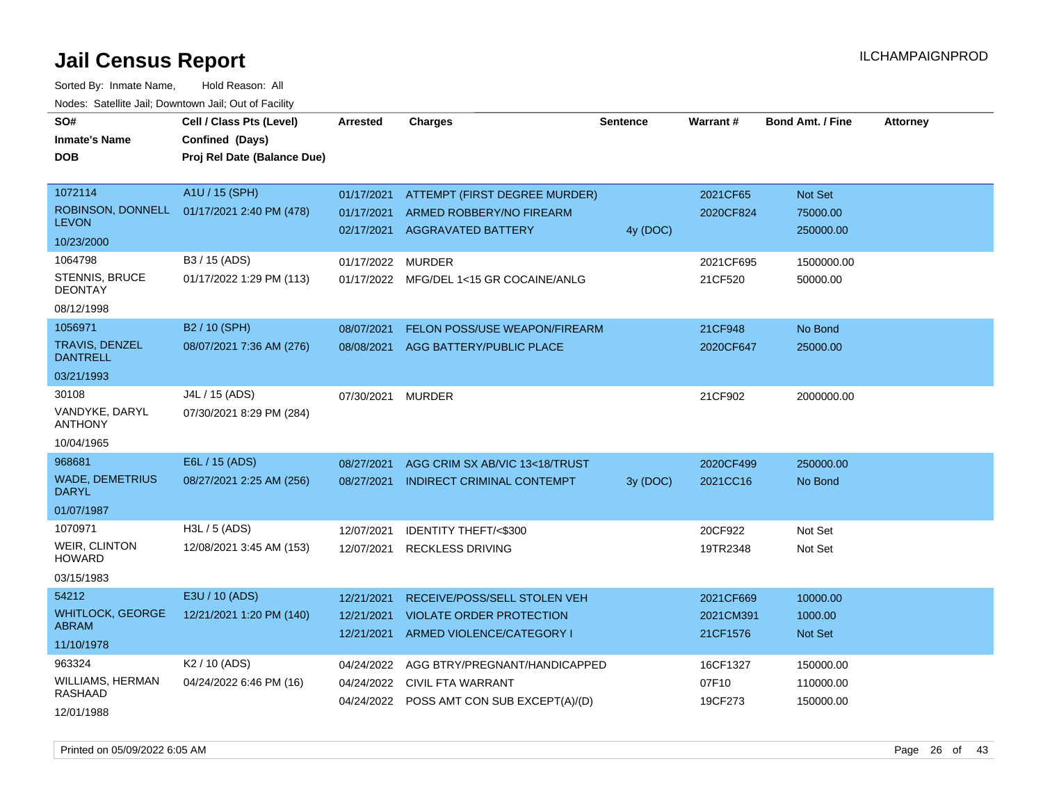# Jail Census Report

ILCHAMPAIGNPROD

Sorted By: Inmate Name, Hold Reason: All

Nodes: Satellite Jail; Downtown Jail; Out of Facility

| SO# / Inmate's Name / DOB | Cell / Class Pts (Level) / Confined (Days) / Proj Rel Date (Balance Due) | Arrested | Charges | Sentence | Warrant # | Bond Amt. / Fine | Attorney |
|---|---|---|---|---|---|---|---|
| 1072114<br>ROBINSON, DONNELL LEVON<br>10/23/2000 | A1U / 15 (SPH)<br>01/17/2021 2:40 PM (478) | 01/17/2021 | ATTEMPT (FIRST DEGREE MURDER) | | 2021CF65 | Not Set | |
| | | 01/17/2021 | ARMED ROBBERY/NO FIREARM | | 2020CF824 | 75000.00 | |
| | | 02/17/2021 | AGGRAVATED BATTERY | 4y (DOC) | | 250000.00 | |
| 1064798<br>STENNIS, BRUCE DEONTAY<br>08/12/1998 | B3 / 15 (ADS)<br>01/17/2022 1:29 PM (113) | 01/17/2022 | MURDER | | 2021CF695 | 1500000.00 | |
| | | 01/17/2022 | MFG/DEL 1<15 GR COCAINE/ANLG | | 21CF520 | 50000.00 | |
| 1056971<br>TRAVIS, DENZEL DANTRELL<br>03/21/1993 | B2 / 10 (SPH)<br>08/07/2021 7:36 AM (276) | 08/07/2021 | FELON POSS/USE WEAPON/FIREARM | | 21CF948 | No Bond | |
| | | 08/08/2021 | AGG BATTERY/PUBLIC PLACE | | 2020CF647 | 25000.00 | |
| 30108<br>VANDYKE, DARYL ANTHONY<br>10/04/1965 | J4L / 15 (ADS)<br>07/30/2021 8:29 PM (284) | 07/30/2021 | MURDER | | 21CF902 | 2000000.00 | |
| 968681<br>WADE, DEMETRIUS DARYL<br>01/07/1987 | E6L / 15 (ADS)<br>08/27/2021 2:25 AM (256) | 08/27/2021 | AGG CRIM SX AB/VIC 13<18/TRUST | | 2020CF499 | 250000.00 | |
| | | 08/27/2021 | INDIRECT CRIMINAL CONTEMPT | 3y (DOC) | 2021CC16 | No Bond | |
| 1070971<br>WEIR, CLINTON HOWARD<br>03/15/1983 | H3L / 5 (ADS)<br>12/08/2021 3:45 AM (153) | 12/07/2021 | IDENTITY THEFT/<$300 | | 20CF922 | Not Set | |
| | | 12/07/2021 | RECKLESS DRIVING | | 19TR2348 | Not Set | |
| 54212<br>WHITLOCK, GEORGE ABRAM<br>11/10/1978 | E3U / 10 (ADS)<br>12/21/2021 1:20 PM (140) | 12/21/2021 | RECEIVE/POSS/SELL STOLEN VEH | | 2021CF669 | 10000.00 | |
| | | 12/21/2021 | VIOLATE ORDER PROTECTION | | 2021CM391 | 1000.00 | |
| | | 12/21/2021 | ARMED VIOLENCE/CATEGORY I | | 21CF1576 | Not Set | |
| 963324<br>WILLIAMS, HERMAN RASHAAD<br>12/01/1988 | K2 / 10 (ADS)<br>04/24/2022 6:46 PM (16) | 04/24/2022 | AGG BTRY/PREGNANT/HANDICAPPED | | 16CF1327 | 150000.00 | |
| | | 04/24/2022 | CIVIL FTA WARRANT | | 07F10 | 110000.00 | |
| | | 04/24/2022 | POSS AMT CON SUB EXCEPT(A)/(D) | | 19CF273 | 150000.00 | |

Printed on 05/09/2022 6:05 AM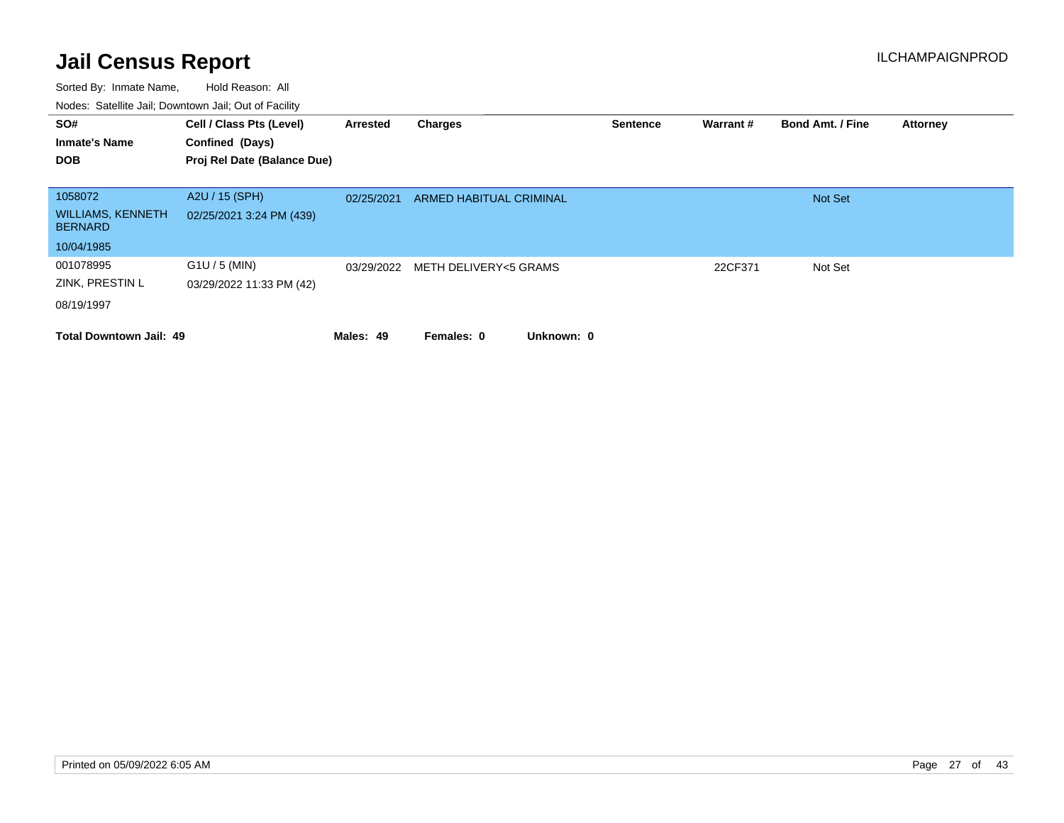# Jail Census Report

ILCHAMPAIGNPROD

Sorted By: Inmate Name, Hold Reason: All

Nodes: Satellite Jail; Downtown Jail; Out of Facility

| SO# / Inmate's Name / DOB | Cell / Class Pts (Level) / Confined (Days) / Proj Rel Date (Balance Due) | Arrested | Charges | Sentence | Warrant # | Bond Amt. / Fine | Attorney |
|---|---|---|---|---|---|---|---|
| 1058072<br>WILLIAMS, KENNETH BERNARD<br>10/04/1985 | A2U / 15 (SPH)<br>02/25/2021 3:24 PM (439) | 02/25/2021 | ARMED HABITUAL CRIMINAL | | | Not Set | |
| 001078995<br>ZINK, PRESTIN L<br>08/19/1997 | G1U / 5 (MIN)<br>03/29/2022 11:33 PM (42) | 03/29/2022 | METH DELIVERY<5 GRAMS | | 22CF371 | Not Set | |

**Total Downtown Jail: 49** **Males: 49** **Females: 0** **Unknown: 0**

Printed on 05/09/2022 6:05 AM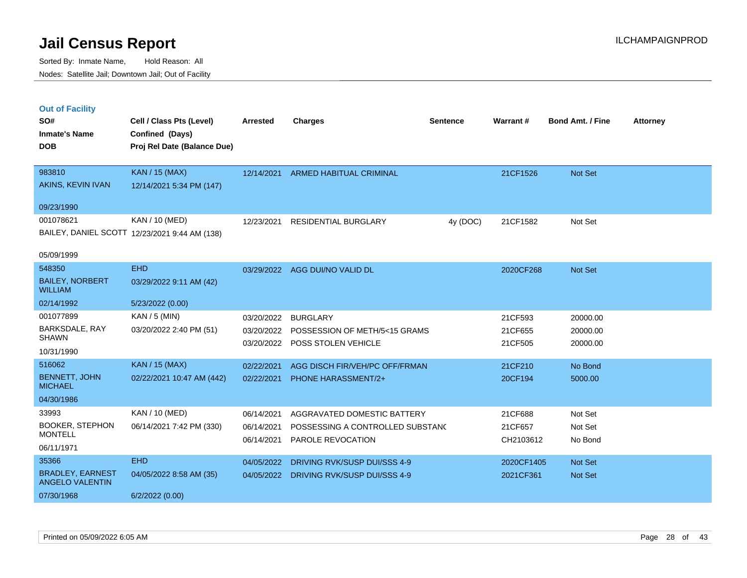# Jail Census Report

Sorted By: Inmate Name, Hold Reason: All

Nodes: Satellite Jail; Downtown Jail; Out of Facility

ILCHAMPAIGNPROD

### Out of Facility

| SO# / Inmate's Name / DOB | Cell / Class Pts (Level) / Confined (Days) / Proj Rel Date (Balance Due) | Arrested | Charges | Sentence | Warrant # | Bond Amt. / Fine | Attorney |
|---|---|---|---|---|---|---|---|
| 983810<br>AKINS, KEVIN IVAN<br>09/23/1990 | KAN / 15 (MAX)<br>12/14/2021 5:34 PM (147) | 12/14/2021 | ARMED HABITUAL CRIMINAL | | 21CF1526 | Not Set | |
| 001078621<br>BAILEY, DANIEL SCOTT<br>05/09/1999 | KAN / 10 (MED)<br>12/23/2021 9:44 AM (138) | 12/23/2021 | RESIDENTIAL BURGLARY | 4y (DOC) | 21CF1582 | Not Set | |
| 548350<br>BAILEY, NORBERT WILLIAM<br>02/14/1992 | EHD<br>03/29/2022 9:11 AM (42)<br>5/23/2022 (0.00) | 03/29/2022 | AGG DUI/NO VALID DL | | 2020CF268 | Not Set | |
| 001077899<br>BARKSDALE, RAY SHAWN<br>10/31/1990 | KAN / 5 (MIN)<br>03/20/2022 2:40 PM (51) | 03/20/2022<br>03/20/2022<br>03/20/2022 | BURGLARY<br>POSSESSION OF METH/5<15 GRAMS<br>POSS STOLEN VEHICLE | | 21CF593<br>21CF655<br>21CF505 | 20000.00<br>20000.00<br>20000.00 | |
| 516062<br>BENNETT, JOHN MICHAEL<br>04/30/1986 | KAN / 15 (MAX)<br>02/22/2021 10:47 AM (442) | 02/22/2021<br>02/22/2021 | AGG DISCH FIR/VEH/PC OFF/FRMAN<br>PHONE HARASSMENT/2+ | | 21CF210<br>20CF194 | No Bond<br>5000.00 | |
| 33993<br>BOOKER, STEPHON MONTELL<br>06/11/1971 | KAN / 10 (MED)<br>06/14/2021 7:42 PM (330) | 06/14/2021<br>06/14/2021<br>06/14/2021 | AGGRAVATED DOMESTIC BATTERY<br>POSSESSING A CONTROLLED SUBSTANC<br>PAROLE REVOCATION | | 21CF688<br>21CF657<br>CH2103612 | Not Set<br>Not Set<br>No Bond | |
| 35366<br>BRADLEY, EARNEST ANGELO VALENTIN<br>07/30/1968 | EHD<br>04/05/2022 8:58 AM (35)<br>6/2/2022 (0.00) | 04/05/2022<br>04/05/2022 | DRIVING RVK/SUSP DUI/SSS 4-9<br>DRIVING RVK/SUSP DUI/SSS 4-9 | | 2020CF1405<br>2021CF361 | Not Set<br>Not Set | |

Printed on 05/09/2022 6:05 AM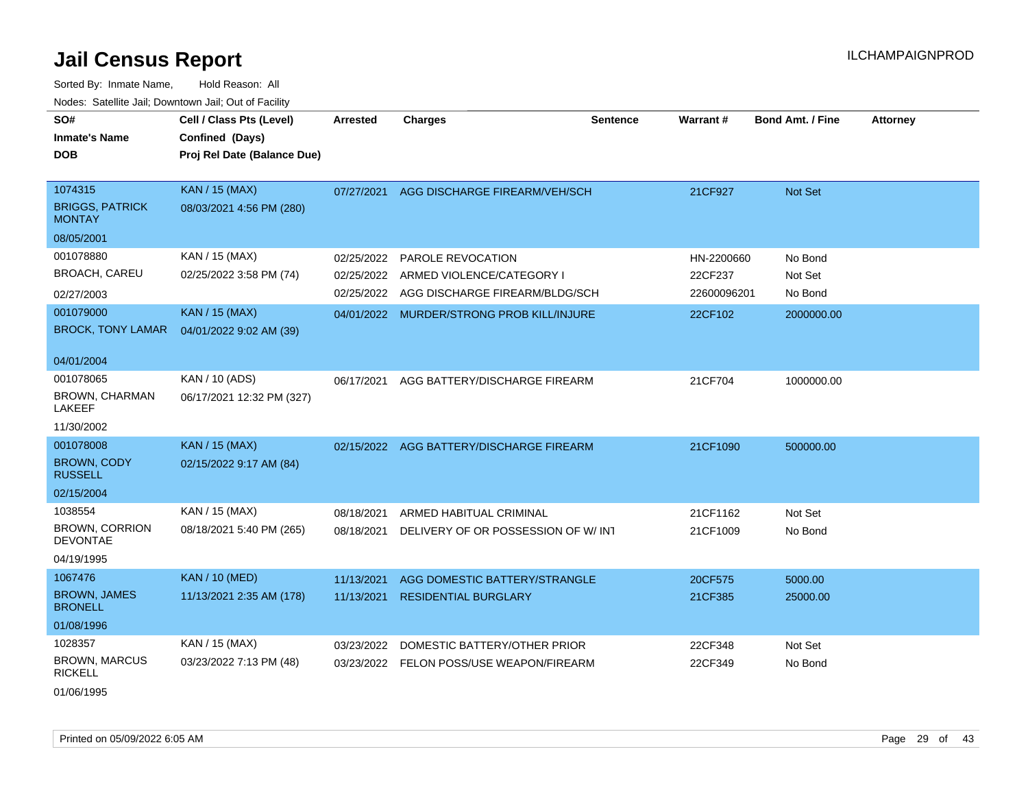# Jail Census Report

ILCHAMPAIGNPROD

Sorted By: Inmate Name, Hold Reason: All

Nodes: Satellite Jail; Downtown Jail; Out of Facility

| SO# / Inmate's Name / DOB | Cell / Class Pts (Level) / Confined (Days) / Proj Rel Date (Balance Due) | Arrested | Charges | Sentence | Warrant # | Bond Amt. / Fine | Attorney |
|---|---|---|---|---|---|---|---|
| 1074315<br>BRIGGS, PATRICK MONTAY<br>08/05/2001 | KAN / 15 (MAX)<br>08/03/2021 4:56 PM (280) | 07/27/2021 | AGG DISCHARGE FIREARM/VEH/SCH | | 21CF927 | Not Set | |
| 001078880<br>BROACH, CAREU<br>02/27/2003 | KAN / 15 (MAX)<br>02/25/2022 3:58 PM (74) | 02/25/2022<br>02/25/2022<br>02/25/2022 | PAROLE REVOCATION<br>ARMED VIOLENCE/CATEGORY I<br>AGG DISCHARGE FIREARM/BLDG/SCH | | HN-2200660<br>22CF237<br>22600096201 | No Bond<br>Not Set<br>No Bond | |
| 001079000<br>BROCK, TONY LAMAR<br>04/01/2004 | KAN / 15 (MAX)<br>04/01/2022 9:02 AM (39) | 04/01/2022 | MURDER/STRONG PROB KILL/INJURE | | 22CF102 | 2000000.00 | |
| 001078065<br>BROWN, CHARMAN LAKEEF<br>11/30/2002 | KAN / 10 (ADS)<br>06/17/2021 12:32 PM (327) | 06/17/2021 | AGG BATTERY/DISCHARGE FIREARM | | 21CF704 | 1000000.00 | |
| 001078008<br>BROWN, CODY RUSSELL<br>02/15/2004 | KAN / 15 (MAX)<br>02/15/2022 9:17 AM (84) | 02/15/2022 | AGG BATTERY/DISCHARGE FIREARM | | 21CF1090 | 500000.00 | |
| 1038554<br>BROWN, CORRION DEVONTAE<br>04/19/1995 | KAN / 15 (MAX)<br>08/18/2021 5:40 PM (265) | 08/18/2021<br>08/18/2021 | ARMED HABITUAL CRIMINAL<br>DELIVERY OF OR POSSESSION OF W/ INT | | 21CF1162<br>21CF1009 | Not Set<br>No Bond | |
| 1067476<br>BROWN, JAMES BRONELL<br>01/08/1996 | KAN / 10 (MED)<br>11/13/2021 2:35 AM (178) | 11/13/2021<br>11/13/2021 | AGG DOMESTIC BATTERY/STRANGLE<br>RESIDENTIAL BURGLARY | | 20CF575<br>21CF385 | 5000.00<br>25000.00 | |
| 1028357<br>BROWN, MARCUS RICKELL<br>01/06/1995 | KAN / 15 (MAX)<br>03/23/2022 7:13 PM (48) | 03/23/2022<br>03/23/2022 | DOMESTIC BATTERY/OTHER PRIOR<br>FELON POSS/USE WEAPON/FIREARM | | 22CF348<br>22CF349 | Not Set<br>No Bond | |

Printed on 05/09/2022 6:05 AM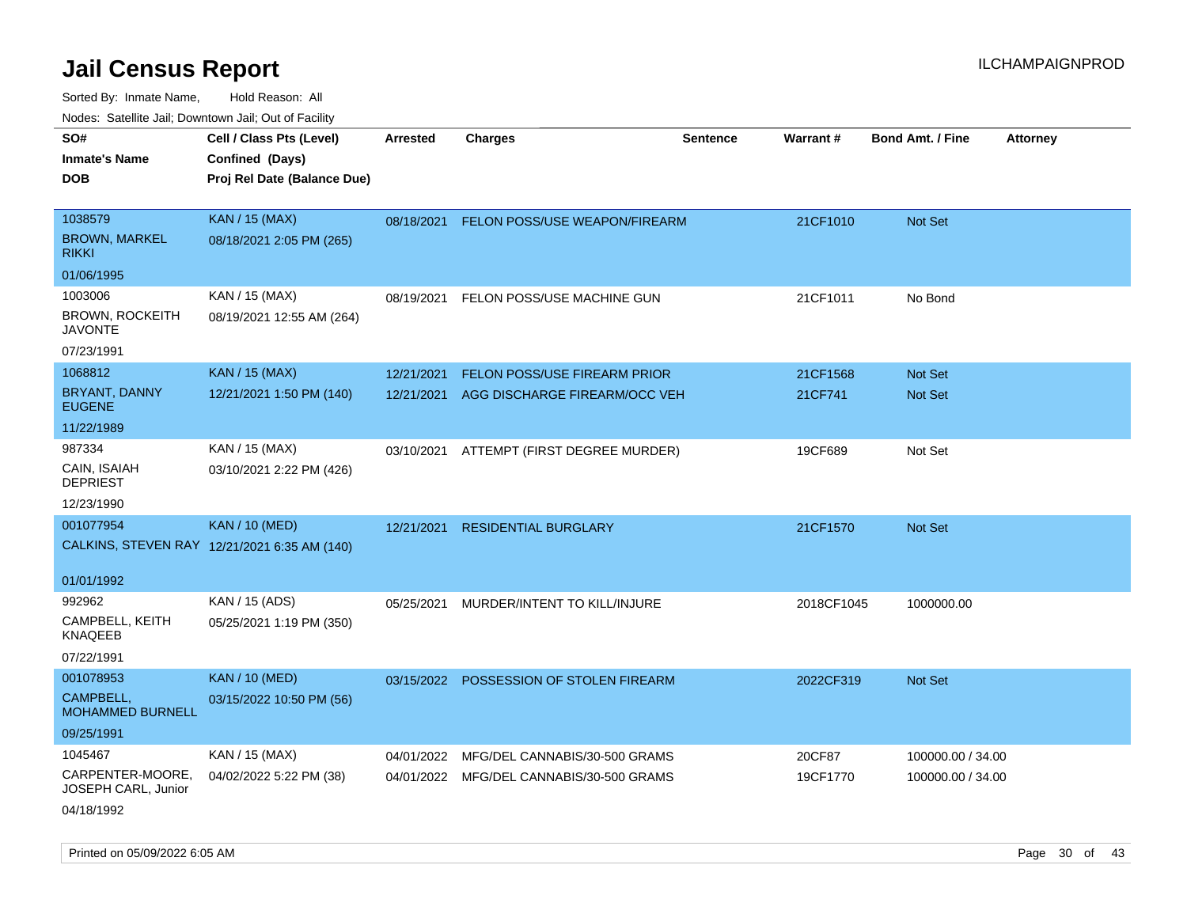# Jail Census Report

Sorted By: Inmate Name, Hold Reason: All

Nodes: Satellite Jail; Downtown Jail; Out of Facility

| SO# / Inmate's Name / DOB | Cell / Class Pts (Level) / Confined (Days) / Proj Rel Date (Balance Due) | Arrested | Charges | Sentence | Warrant # | Bond Amt. / Fine | Attorney |
|---|---|---|---|---|---|---|---|
| 1038579 BROWN, MARKEL RIKKI 01/06/1995 | KAN / 15 (MAX) 08/18/2021 2:05 PM (265) | 08/18/2021 | FELON POSS/USE WEAPON/FIREARM | | 21CF1010 | Not Set | |
| 1003006 BROWN, ROCKEITH JAVONTE 07/23/1991 | KAN / 15 (MAX) 08/19/2021 12:55 AM (264) | 08/19/2021 | FELON POSS/USE MACHINE GUN | | 21CF1011 | No Bond | |
| 1068812 BRYANT, DANNY EUGENE 11/22/1989 | KAN / 15 (MAX) 12/21/2021 1:50 PM (140) | 12/21/2021 | FELON POSS/USE FIREARM PRIOR | | 21CF1568 | Not Set | |
| | | 12/21/2021 | AGG DISCHARGE FIREARM/OCC VEH | | 21CF741 | Not Set | |
| 987334 CAIN, ISAIAH DEPRIEST 12/23/1990 | KAN / 15 (MAX) 03/10/2021 2:22 PM (426) | 03/10/2021 | ATTEMPT (FIRST DEGREE MURDER) | | 19CF689 | Not Set | |
| 001077954 CALKINS, STEVEN RAY 01/01/1992 | KAN / 10 (MED) 12/21/2021 6:35 AM (140) | 12/21/2021 | RESIDENTIAL BURGLARY | | 21CF1570 | Not Set | |
| 992962 CAMPBELL, KEITH KNAQEEB 07/22/1991 | KAN / 15 (ADS) 05/25/2021 1:19 PM (350) | 05/25/2021 | MURDER/INTENT TO KILL/INJURE | | 2018CF1045 | 1000000.00 | |
| 001078953 CAMPBELL, MOHAMMED BURNELL 09/25/1991 | KAN / 10 (MED) 03/15/2022 10:50 PM (56) | 03/15/2022 | POSSESSION OF STOLEN FIREARM | | 2022CF319 | Not Set | |
| 1045467 CARPENTER-MOORE, JOSEPH CARL, Junior 04/18/1992 | KAN / 15 (MAX) 04/02/2022 5:22 PM (38) | 04/01/2022 | MFG/DEL CANNABIS/30-500 GRAMS | | 20CF87 | 100000.00 / 34.00 | |
| | | 04/01/2022 | MFG/DEL CANNABIS/30-500 GRAMS | | 19CF1770 | 100000.00 / 34.00 | |

Printed on 05/09/2022 6:05 AM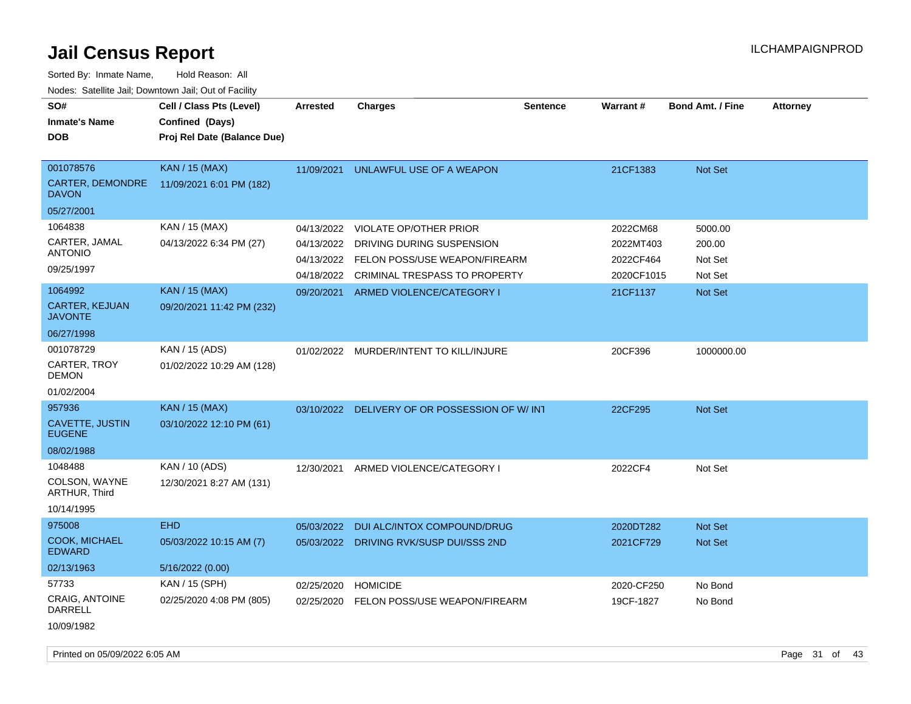# Jail Census Report

Sorted By: Inmate Name, Hold Reason: All

Nodes: Satellite Jail; Downtown Jail; Out of Facility

| SO# / Inmate's Name / DOB | Cell / Class Pts (Level) / Confined (Days) / Proj Rel Date (Balance Due) | Arrested | Charges | Sentence | Warrant # | Bond Amt. / Fine | Attorney |
|---|---|---|---|---|---|---|---|
| 001078576 CARTER, DEMONDRE DAVON 05/27/2001 | KAN / 15 (MAX) 11/09/2021 6:01 PM (182) | 11/09/2021 | UNLAWFUL USE OF A WEAPON | | 21CF1383 | Not Set | |
| 1064838 CARTER, JAMAL ANTONIO 09/25/1997 | KAN / 15 (MAX) 04/13/2022 6:34 PM (27) | 04/13/2022 | VIOLATE OP/OTHER PRIOR | | 2022CM68 | 5000.00 | |
| | | 04/13/2022 | DRIVING DURING SUSPENSION | | 2022MT403 | 200.00 | |
| | | 04/13/2022 | FELON POSS/USE WEAPON/FIREARM | | 2022CF464 | Not Set | |
| | | 04/18/2022 | CRIMINAL TRESPASS TO PROPERTY | | 2020CF1015 | Not Set | |
| 1064992 CARTER, KEJUAN JAVONTE 06/27/1998 | KAN / 15 (MAX) 09/20/2021 11:42 PM (232) | 09/20/2021 | ARMED VIOLENCE/CATEGORY I | | 21CF1137 | Not Set | |
| 001078729 CARTER, TROY DEMON 01/02/2004 | KAN / 15 (ADS) 01/02/2022 10:29 AM (128) | 01/02/2022 | MURDER/INTENT TO KILL/INJURE | | 20CF396 | 1000000.00 | |
| 957936 CAVETTE, JUSTIN EUGENE 08/02/1988 | KAN / 15 (MAX) 03/10/2022 12:10 PM (61) | 03/10/2022 | DELIVERY OF OR POSSESSION OF W/ INT | | 22CF295 | Not Set | |
| 1048488 COLSON, WAYNE ARTHUR, Third 10/14/1995 | KAN / 10 (ADS) 12/30/2021 8:27 AM (131) | 12/30/2021 | ARMED VIOLENCE/CATEGORY I | | 2022CF4 | Not Set | |
| 975008 COOK, MICHAEL EDWARD 02/13/1963 | EHD 05/03/2022 10:15 AM (7) 5/16/2022 (0.00) | 05/03/2022 | DUI ALC/INTOX COMPOUND/DRUG | | 2020DT282 | Not Set | |
| | | 05/03/2022 | DRIVING RVK/SUSP DUI/SSS 2ND | | 2021CF729 | Not Set | |
| 57733 CRAIG, ANTOINE DARRELL 10/09/1982 | KAN / 15 (SPH) 02/25/2020 4:08 PM (805) | 02/25/2020 | HOMICIDE | | 2020-CF250 | No Bond | |
| | | 02/25/2020 | FELON POSS/USE WEAPON/FIREARM | | 19CF-1827 | No Bond | |

Printed on 05/09/2022 6:05 AM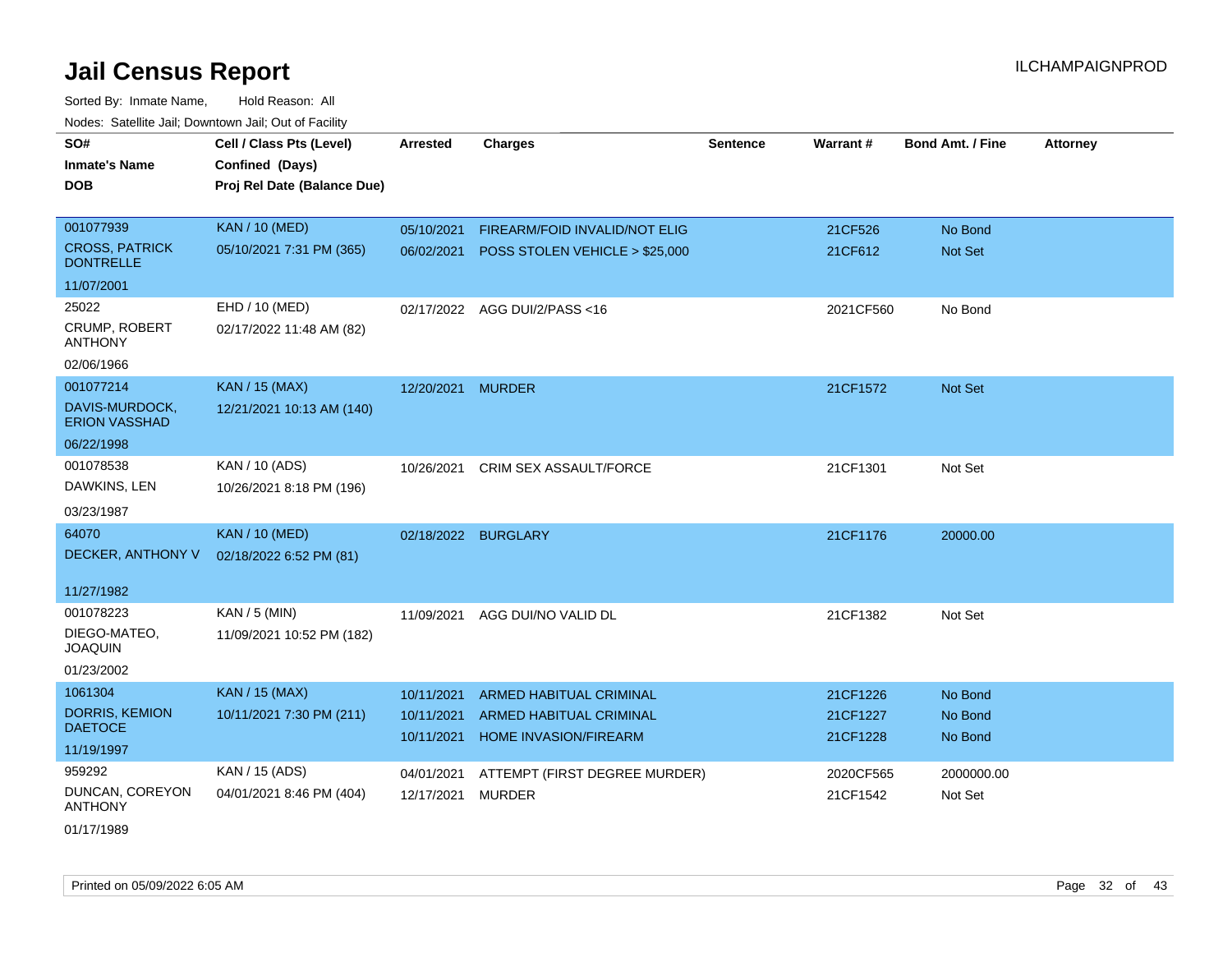# Jail Census Report

ILCHAMPAIGNPROD

Sorted By: Inmate Name, Hold Reason: All

Nodes: Satellite Jail; Downtown Jail; Out of Facility

| SO# / Inmate's Name / DOB | Cell / Class Pts (Level) / Confined (Days) / Proj Rel Date (Balance Due) | Arrested | Charges | Sentence | Warrant # | Bond Amt. / Fine | Attorney |
|---|---|---|---|---|---|---|---|
| 001077939<br>CROSS, PATRICK DONTRELLE<br>11/07/2001 | KAN / 10 (MED)<br>05/10/2021 7:31 PM (365) | 05/10/2021<br>06/02/2021 | FIREARM/FOID INVALID/NOT ELIG<br>POSS STOLEN VEHICLE > $25,000 | | 21CF526<br>21CF612 | No Bond<br>Not Set | |
| 25022<br>CRUMP, ROBERT ANTHONY<br>02/06/1966 | EHD / 10 (MED)<br>02/17/2022 11:48 AM (82) | 02/17/2022 | AGG DUI/2/PASS <16 | | 2021CF560 | No Bond | |
| 001077214<br>DAVIS-MURDOCK, ERION VASSHAD<br>06/22/1998 | KAN / 15 (MAX)<br>12/21/2021 10:13 AM (140) | 12/20/2021 | MURDER | | 21CF1572 | Not Set | |
| 001078538<br>DAWKINS, LEN<br>03/23/1987 | KAN / 10 (ADS)<br>10/26/2021 8:18 PM (196) | 10/26/2021 | CRIM SEX ASSAULT/FORCE | | 21CF1301 | Not Set | |
| 64070<br>DECKER, ANTHONY V<br>11/27/1982 | KAN / 10 (MED)<br>02/18/2022 6:52 PM (81) | 02/18/2022 | BURGLARY | | 21CF1176 | 20000.00 | |
| 001078223<br>DIEGO-MATEO, JOAQUIN<br>01/23/2002 | KAN / 5 (MIN)<br>11/09/2021 10:52 PM (182) | 11/09/2021 | AGG DUI/NO VALID DL | | 21CF1382 | Not Set | |
| 1061304<br>DORRIS, KEMION DAETOCE<br>11/19/1997 | KAN / 15 (MAX)<br>10/11/2021 7:30 PM (211) | 10/11/2021<br>10/11/2021<br>10/11/2021 | ARMED HABITUAL CRIMINAL<br>ARMED HABITUAL CRIMINAL<br>HOME INVASION/FIREARM | | 21CF1226<br>21CF1227<br>21CF1228 | No Bond<br>No Bond<br>No Bond | |
| 959292<br>DUNCAN, COREYON ANTHONY<br>01/17/1989 | KAN / 15 (ADS)<br>04/01/2021 8:46 PM (404) | 04/01/2021<br>12/17/2021 | ATTEMPT (FIRST DEGREE MURDER)<br>MURDER | | 2020CF565<br>21CF1542 | 2000000.00<br>Not Set | |

Printed on 05/09/2022 6:05 AM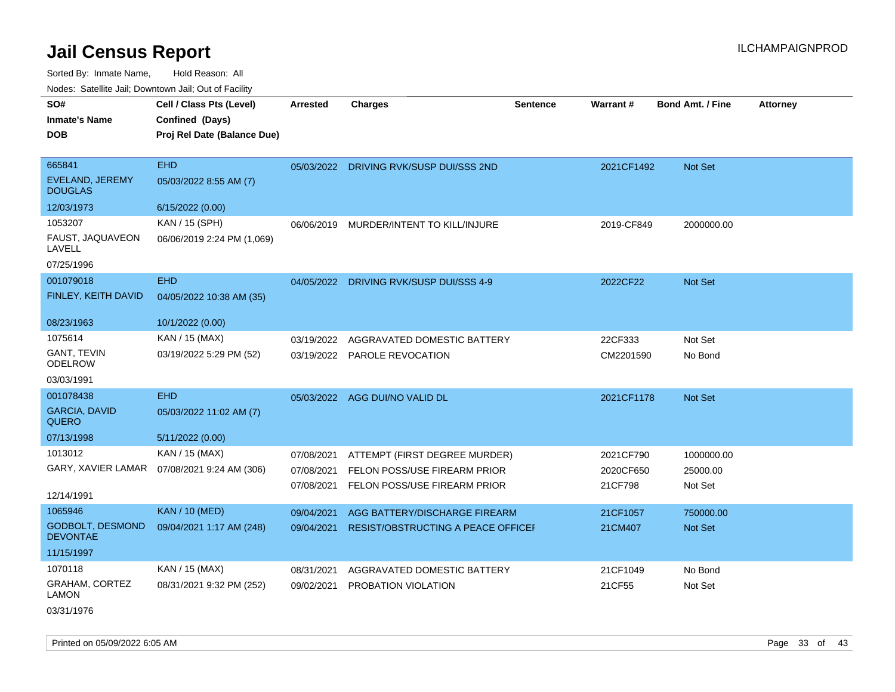# Jail Census Report

ILCHAMPAIGNPROD

Sorted By: Inmate Name, Hold Reason: All

Nodes: Satellite Jail; Downtown Jail; Out of Facility

| SO#<br>Inmate's Name<br>DOB | Cell / Class Pts (Level)<br>Confined (Days)<br>Proj Rel Date (Balance Due) | Arrested | Charges | Sentence | Warrant # | Bond Amt. / Fine | Attorney |
|---|---|---|---|---|---|---|---|
| 665841<br>EVELAND, JEREMY DOUGLAS<br>12/03/1973 | EHD<br>05/03/2022 8:55 AM (7)<br>6/15/2022 (0.00) | 05/03/2022 | DRIVING RVK/SUSP DUI/SSS 2ND | | 2021CF1492 | Not Set | |
| 1053207<br>FAUST, JAQUAVEON LAVELL<br>07/25/1996 | KAN / 15 (SPH)<br>06/06/2019 2:24 PM (1,069) | 06/06/2019 | MURDER/INTENT TO KILL/INJURE | | 2019-CF849 | 2000000.00 | |
| 001079018<br>FINLEY, KEITH DAVID<br>08/23/1963 | EHD<br>04/05/2022 10:38 AM (35)<br>10/1/2022 (0.00) | 04/05/2022 | DRIVING RVK/SUSP DUI/SSS 4-9 | | 2022CF22 | Not Set | |
| 1075614<br>GANT, TEVIN ODELROW<br>03/03/1991 | KAN / 15 (MAX)<br>03/19/2022 5:29 PM (52) | 03/19/2022<br>03/19/2022 | AGGRAVATED DOMESTIC BATTERY<br>PAROLE REVOCATION | | 22CF333<br>CM2201590 | Not Set<br>No Bond | |
| 001078438<br>GARCIA, DAVID QUERO<br>07/13/1998 | EHD<br>05/03/2022 11:02 AM (7)<br>5/11/2022 (0.00) | 05/03/2022 | AGG DUI/NO VALID DL | | 2021CF1178 | Not Set | |
| 1013012<br>GARY, XAVIER LAMAR<br>12/14/1991 | KAN / 15 (MAX)<br>07/08/2021 9:24 AM (306) | 07/08/2021<br>07/08/2021<br>07/08/2021 | ATTEMPT (FIRST DEGREE MURDER)<br>FELON POSS/USE FIREARM PRIOR<br>FELON POSS/USE FIREARM PRIOR | | 2021CF790<br>2020CF650<br>21CF798 | 1000000.00<br>25000.00<br>Not Set | |
| 1065946<br>GODBOLT, DESMOND DEVONTAE<br>11/15/1997 | KAN / 10 (MED)<br>09/04/2021 1:17 AM (248) | 09/04/2021<br>09/04/2021 | AGG BATTERY/DISCHARGE FIREARM<br>RESIST/OBSTRUCTING A PEACE OFFICEI | | 21CF1057<br>21CM407 | 750000.00<br>Not Set | |
| 1070118<br>GRAHAM, CORTEZ LAMON<br>03/31/1976 | KAN / 15 (MAX)<br>08/31/2021 9:32 PM (252) | 08/31/2021<br>09/02/2021 | AGGRAVATED DOMESTIC BATTERY<br>PROBATION VIOLATION | | 21CF1049<br>21CF55 | No Bond<br>Not Set | |

Printed on 05/09/2022 6:05 AM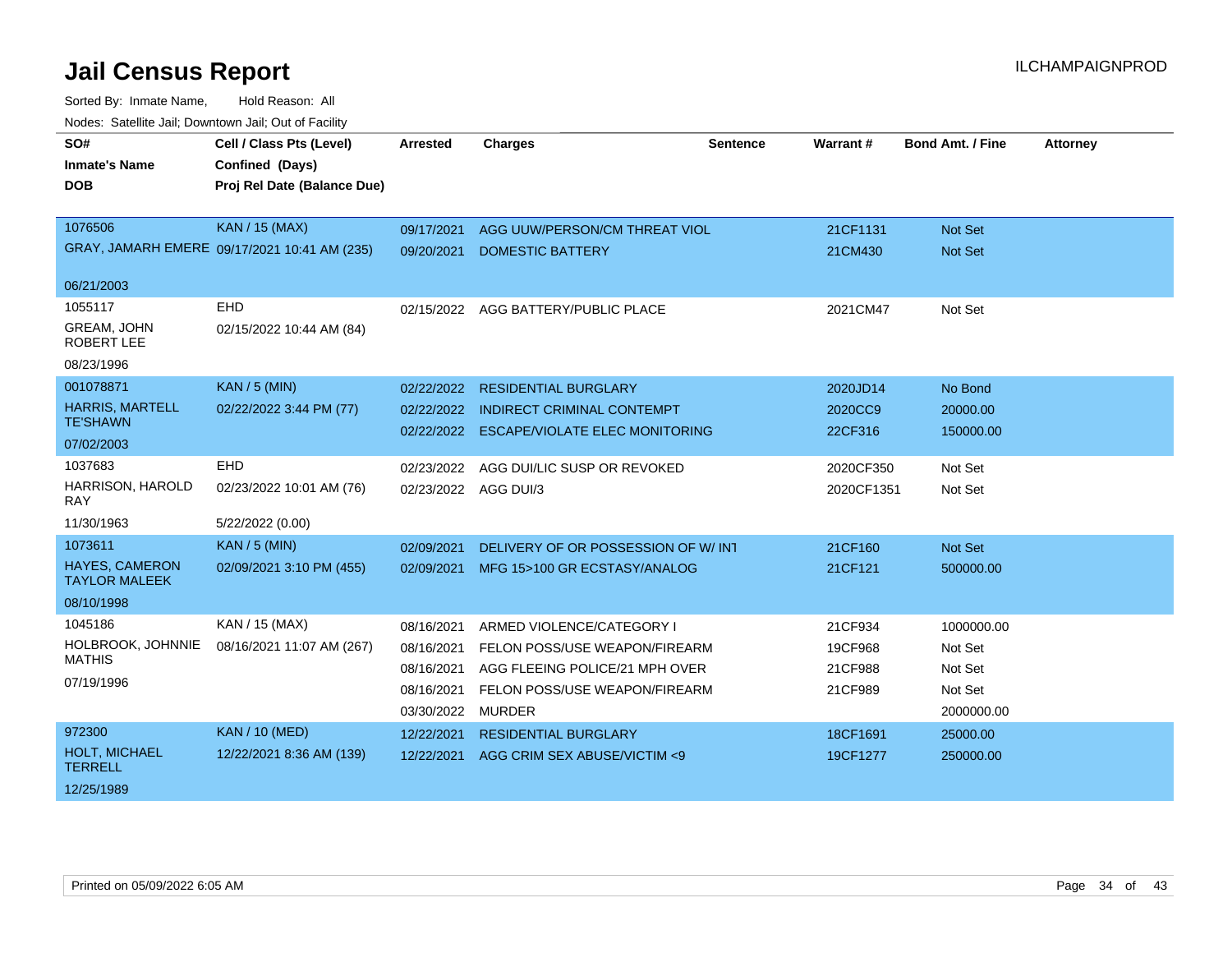# Jail Census Report

ILCHAMPAIGNPROD

Sorted By: Inmate Name, Hold Reason: All

Nodes: Satellite Jail; Downtown Jail; Out of Facility

| SO# / Inmate's Name / DOB | Cell / Class Pts (Level) / Confined (Days) / Proj Rel Date (Balance Due) | Arrested | Charges | Sentence | Warrant # | Bond Amt. / Fine | Attorney |
|---|---|---|---|---|---|---|---|
| 1076506<br>GRAY, JAMARH EMERE<br>06/21/2003 | KAN / 15 (MAX)<br>09/17/2021 10:41 AM (235) | 09/17/2021<br>09/20/2021 | AGG UUW/PERSON/CM THREAT VIOL<br>DOMESTIC BATTERY | | 21CF1131<br>21CM430 | Not Set<br>Not Set | |
| 1055117<br>GREAM, JOHN ROBERT LEE<br>08/23/1996 | EHD<br>02/15/2022 10:44 AM (84) | 02/15/2022 | AGG BATTERY/PUBLIC PLACE | | 2021CM47 | Not Set | |
| 001078871<br>HARRIS, MARTELL TE'SHAWN<br>07/02/2003 | KAN / 5 (MIN)<br>02/22/2022 3:44 PM (77) | 02/22/2022<br>02/22/2022<br>02/22/2022 | RESIDENTIAL BURGLARY<br>INDIRECT CRIMINAL CONTEMPT<br>ESCAPE/VIOLATE ELEC MONITORING | | 2020JD14<br>2020CC9<br>22CF316 | No Bond<br>20000.00<br>150000.00 | |
| 1037683<br>HARRISON, HAROLD RAY<br>11/30/1963 | EHD<br>02/23/2022 10:01 AM (76)<br>5/22/2022 (0.00) | 02/23/2022<br>02/23/2022 | AGG DUI/LIC SUSP OR REVOKED<br>AGG DUI/3 | | 2020CF350<br>2020CF1351 | Not Set<br>Not Set | |
| 1073611<br>HAYES, CAMERON TAYLOR MALEEK<br>08/10/1998 | KAN / 5 (MIN)<br>02/09/2021 3:10 PM (455) | 02/09/2021<br>02/09/2021 | DELIVERY OF OR POSSESSION OF W/ INT<br>MFG 15>100 GR ECSTASY/ANALOG | | 21CF160<br>21CF121 | Not Set<br>500000.00 | |
| 1045186<br>HOLBROOK, JOHNNIE MATHIS<br>07/19/1996 | KAN / 15 (MAX)<br>08/16/2021 11:07 AM (267) | 08/16/2021<br>08/16/2021<br>08/16/2021<br>08/16/2021<br>03/30/2022 | ARMED VIOLENCE/CATEGORY I<br>FELON POSS/USE WEAPON/FIREARM<br>AGG FLEEING POLICE/21 MPH OVER<br>FELON POSS/USE WEAPON/FIREARM<br>MURDER | | 21CF934<br>19CF968<br>21CF988<br>21CF989 | 1000000.00<br>Not Set<br>Not Set<br>Not Set<br>2000000.00 | |
| 972300<br>HOLT, MICHAEL TERRELL<br>12/25/1989 | KAN / 10 (MED)<br>12/22/2021 8:36 AM (139) | 12/22/2021<br>12/22/2021 | RESIDENTIAL BURGLARY<br>AGG CRIM SEX ABUSE/VICTIM <9 | | 18CF1691<br>19CF1277 | 25000.00<br>250000.00 | |

Printed on 05/09/2022 6:05 AM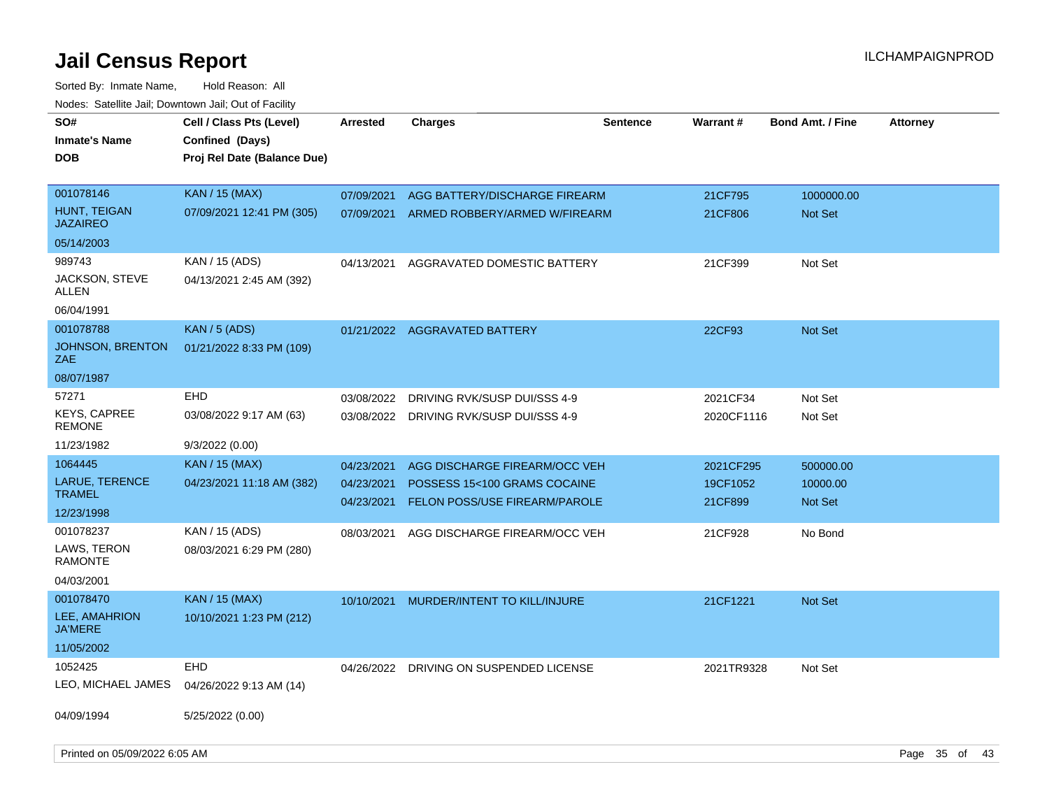# Jail Census Report

ILCHAMPAIGNPROD

Sorted By: Inmate Name, Hold Reason: All

Nodes: Satellite Jail; Downtown Jail; Out of Facility

| SO# / Inmate's Name / DOB | Cell / Class Pts (Level) / Confined (Days) / Proj Rel Date (Balance Due) | Arrested | Charges | Sentence | Warrant # | Bond Amt. / Fine | Attorney |
|---|---|---|---|---|---|---|---|
| 001078146<br>HUNT, TEIGAN JAZAIREO<br>05/14/2003 | KAN / 15 (MAX)<br>07/09/2021 12:41 PM (305) | 07/09/2021<br>07/09/2021 | AGG BATTERY/DISCHARGE FIREARM<br>ARMED ROBBERY/ARMED W/FIREARM | | 21CF795<br>21CF806 | 1000000.00<br>Not Set | |
| 989743<br>JACKSON, STEVE ALLEN<br>06/04/1991 | KAN / 15 (ADS)<br>04/13/2021 2:45 AM (392) | 04/13/2021 | AGGRAVATED DOMESTIC BATTERY | | 21CF399 | Not Set | |
| 001078788<br>JOHNSON, BRENTON ZAE<br>08/07/1987 | KAN / 5 (ADS)<br>01/21/2022 8:33 PM (109) | 01/21/2022 | AGGRAVATED BATTERY | | 22CF93 | Not Set | |
| 57271<br>KEYS, CAPREE REMONE<br>11/23/1982 | EHD<br>03/08/2022 9:17 AM (63)<br>9/3/2022 (0.00) | 03/08/2022<br>03/08/2022 | DRIVING RVK/SUSP DUI/SSS 4-9<br>DRIVING RVK/SUSP DUI/SSS 4-9 | | 2021CF34<br>2020CF1116 | Not Set<br>Not Set | |
| 1064445<br>LARUE, TERENCE TRAMEL<br>12/23/1998 | KAN / 15 (MAX)<br>04/23/2021 11:18 AM (382) | 04/23/2021<br>04/23/2021<br>04/23/2021 | AGG DISCHARGE FIREARM/OCC VEH<br>POSSESS 15<100 GRAMS COCAINE<br>FELON POSS/USE FIREARM/PAROLE | | 2021CF295<br>19CF1052<br>21CF899 | 500000.00<br>10000.00<br>Not Set | |
| 001078237<br>LAWS, TERON RAMONTE<br>04/03/2001 | KAN / 15 (ADS)<br>08/03/2021 6:29 PM (280) | 08/03/2021 | AGG DISCHARGE FIREARM/OCC VEH | | 21CF928 | No Bond | |
| 001078470<br>LEE, AMAHRION JA'MERE<br>11/05/2002 | KAN / 15 (MAX)<br>10/10/2021 1:23 PM (212) | 10/10/2021 | MURDER/INTENT TO KILL/INJURE | | 21CF1221 | Not Set | |
| 1052425<br>LEO, MICHAEL JAMES<br>04/09/1994 | EHD<br>04/26/2022 9:13 AM (14)<br>5/25/2022 (0.00) | 04/26/2022 | DRIVING ON SUSPENDED LICENSE | | 2021TR9328 | Not Set | |

Printed on 05/09/2022 6:05 AM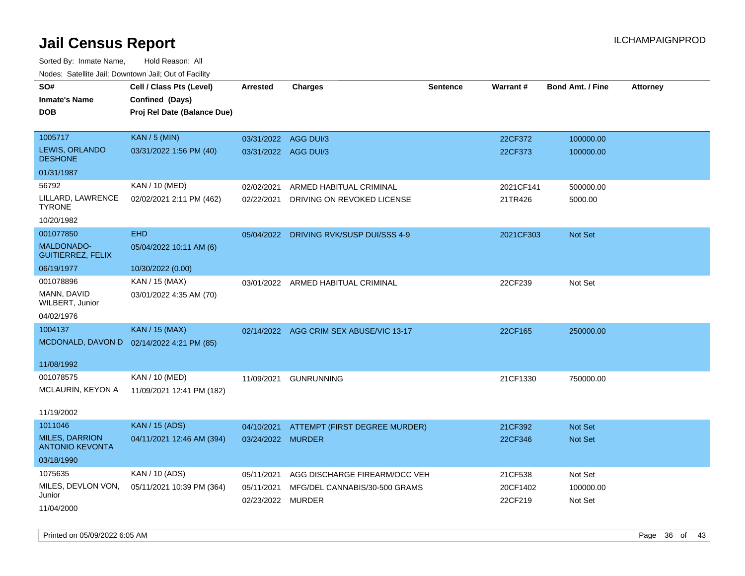# Jail Census Report

Sorted By: Inmate Name, Hold Reason: All

Nodes: Satellite Jail; Downtown Jail; Out of Facility

| SO# / Inmate's Name / DOB | Cell / Class Pts (Level) / Confined (Days) / Proj Rel Date (Balance Due) | Arrested | Charges | Sentence | Warrant # | Bond Amt. / Fine | Attorney |
|---|---|---|---|---|---|---|---|
| 1005717<br>LEWIS, ORLANDO DESHONE<br>01/31/1987 | KAN / 5 (MIN)<br>03/31/2022 1:56 PM (40) | 03/31/2022<br>03/31/2022 | AGG DUI/3<br>AGG DUI/3 | | 22CF372<br>22CF373 | 100000.00<br>100000.00 | |
| 56792<br>LILLARD, LAWRENCE TYRONE<br>10/20/1982 | KAN / 10 (MED)<br>02/02/2021 2:11 PM (462) | 02/02/2021<br>02/22/2021 | ARMED HABITUAL CRIMINAL<br>DRIVING ON REVOKED LICENSE | | 2021CF141<br>21TR426 | 500000.00<br>5000.00 | |
| 001077850<br>MALDONADO-GUITIERREZ, FELIX<br>06/19/1977 | EHD<br>05/04/2022 10:11 AM (6)<br>10/30/2022 (0.00) | 05/04/2022 | DRIVING RVK/SUSP DUI/SSS 4-9 | | 2021CF303 | Not Set | |
| 001078896<br>MANN, DAVID WILBERT, Junior<br>04/02/1976 | KAN / 15 (MAX)<br>03/01/2022 4:35 AM (70) | 03/01/2022 | ARMED HABITUAL CRIMINAL | | 22CF239 | Not Set | |
| 1004137<br>MCDONALD, DAVON D<br>11/08/1992 | KAN / 15 (MAX)<br>02/14/2022 4:21 PM (85) | 02/14/2022 | AGG CRIM SEX ABUSE/VIC 13-17 | | 22CF165 | 250000.00 | |
| 001078575<br>MCLAURIN, KEYON A<br>11/19/2002 | KAN / 10 (MED)<br>11/09/2021 12:41 PM (182) | 11/09/2021 | GUNRUNNING | | 21CF1330 | 750000.00 | |
| 1011046<br>MILES, DARRION ANTONIO KEVONTA<br>03/18/1990 | KAN / 15 (ADS)<br>04/11/2021 12:46 AM (394) | 04/10/2021<br>03/24/2022 | ATTEMPT (FIRST DEGREE MURDER)<br>MURDER | | 21CF392<br>22CF346 | Not Set<br>Not Set | |
| 1075635<br>MILES, DEVLON VON, Junior<br>11/04/2000 | KAN / 10 (ADS)<br>05/11/2021 10:39 PM (364) | 05/11/2021<br>05/11/2021<br>02/23/2022 | AGG DISCHARGE FIREARM/OCC VEH<br>MFG/DEL CANNABIS/30-500 GRAMS<br>MURDER | | 21CF538<br>20CF1402<br>22CF219 | Not Set<br>100000.00<br>Not Set | |

Printed on 05/09/2022 6:05 AM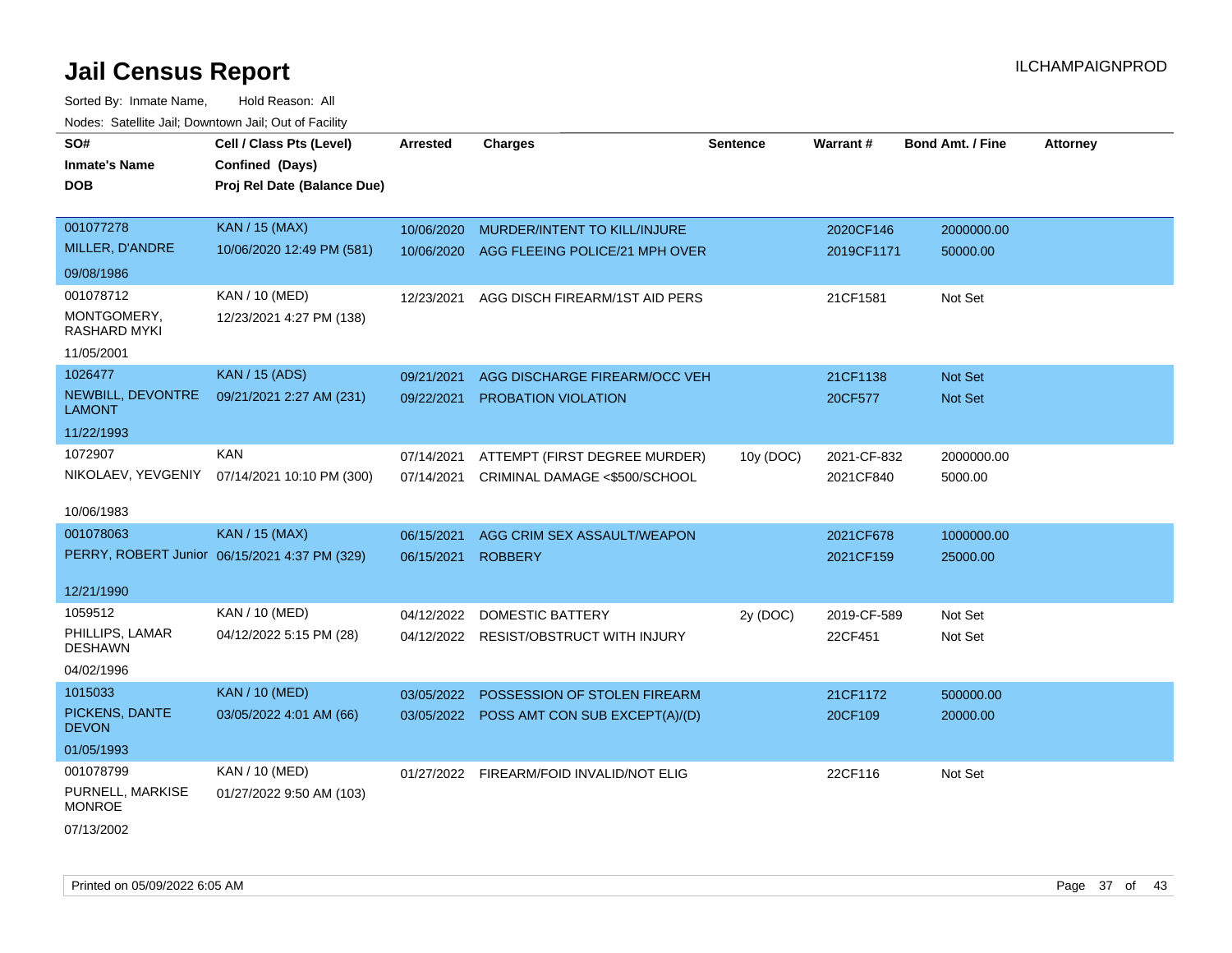# Jail Census Report

ILCHAMPAIGNPROD

Sorted By: Inmate Name, Hold Reason: All

Nodes: Satellite Jail; Downtown Jail; Out of Facility

| SO#<br>Inmate's Name<br>DOB | Cell / Class Pts (Level)<br>Confined (Days)<br>Proj Rel Date (Balance Due) | Arrested | Charges | Sentence | Warrant # | Bond Amt. / Fine | Attorney |
|---|---|---|---|---|---|---|---|
| 001077278<br>MILLER, D'ANDRE<br>09/08/1986 | KAN / 15 (MAX)<br>10/06/2020 12:49 PM (581) | 10/06/2020<br>10/06/2020 | MURDER/INTENT TO KILL/INJURE<br>AGG FLEEING POLICE/21 MPH OVER | | 2020CF146<br>2019CF1171 | 2000000.00<br>50000.00 | |
| 001078712<br>MONTGOMERY, RASHARD MYKI<br>11/05/2001 | KAN / 10 (MED)<br>12/23/2021 4:27 PM (138) | 12/23/2021 | AGG DISCH FIREARM/1ST AID PERS | | 21CF1581 | Not Set | |
| 1026477<br>NEWBILL, DEVONTRE LAMONT<br>11/22/1993 | KAN / 15 (ADS)<br>09/21/2021 2:27 AM (231) | 09/21/2021<br>09/22/2021 | AGG DISCHARGE FIREARM/OCC VEH<br>PROBATION VIOLATION | | 21CF1138<br>20CF577 | Not Set<br>Not Set | |
| 1072907<br>NIKOLAEV, YEVGENIY<br>10/06/1983 | KAN<br>07/14/2021 10:10 PM (300) | 07/14/2021<br>07/14/2021 | ATTEMPT (FIRST DEGREE MURDER)<br>CRIMINAL DAMAGE <$500/SCHOOL | 10y (DOC) | 2021-CF-832<br>2021CF840 | 2000000.00<br>5000.00 | |
| 001078063<br>PERRY, ROBERT Junior<br>12/21/1990 | KAN / 15 (MAX)<br>06/15/2021 4:37 PM (329) | 06/15/2021<br>06/15/2021 | AGG CRIM SEX ASSAULT/WEAPON<br>ROBBERY | | 2021CF678<br>2021CF159 | 1000000.00<br>25000.00 | |
| 1059512<br>PHILLIPS, LAMAR DESHAWN<br>04/02/1996 | KAN / 10 (MED)<br>04/12/2022 5:15 PM (28) | 04/12/2022<br>04/12/2022 | DOMESTIC BATTERY<br>RESIST/OBSTRUCT WITH INJURY | 2y (DOC) | 2019-CF-589<br>22CF451 | Not Set<br>Not Set | |
| 1015033<br>PICKENS, DANTE DEVON<br>01/05/1993 | KAN / 10 (MED)<br>03/05/2022 4:01 AM (66) | 03/05/2022<br>03/05/2022 | POSSESSION OF STOLEN FIREARM<br>POSS AMT CON SUB EXCEPT(A)/(D) | | 21CF1172<br>20CF109 | 500000.00<br>20000.00 | |
| 001078799<br>PURNELL, MARKISE MONROE<br>07/13/2002 | KAN / 10 (MED)<br>01/27/2022 9:50 AM (103) | 01/27/2022 | FIREARM/FOID INVALID/NOT ELIG | | 22CF116 | Not Set | |

Printed on 05/09/2022 6:05 AM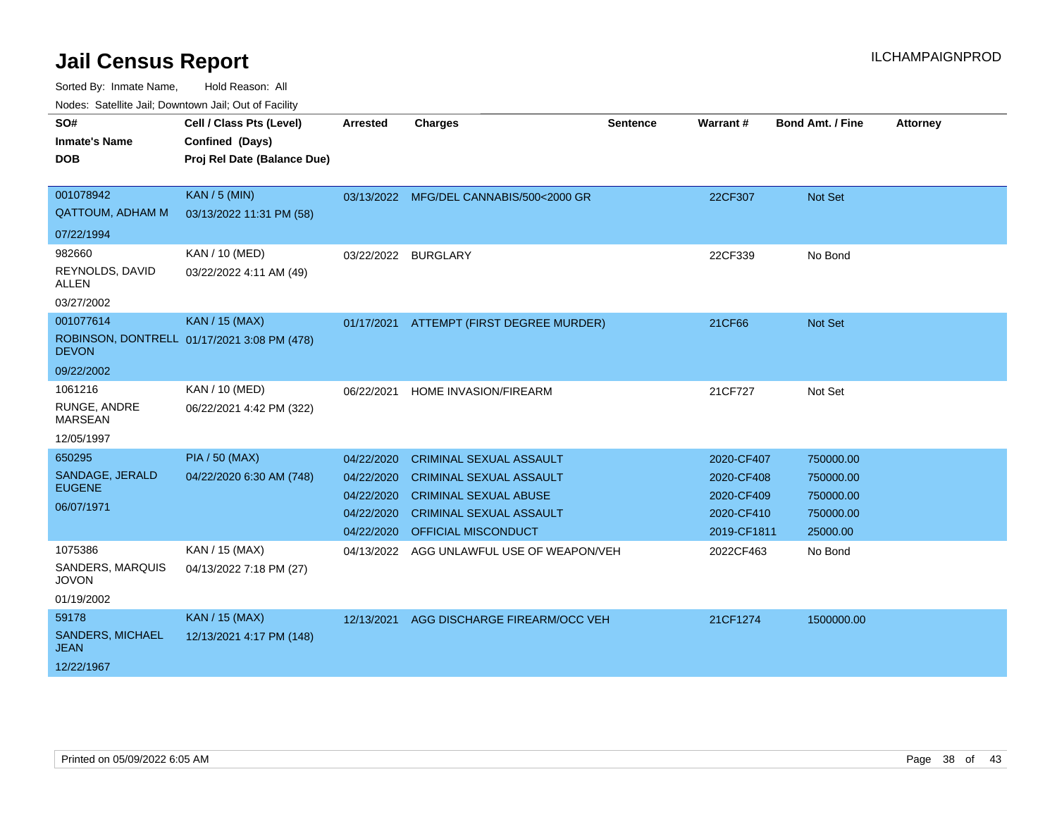# Jail Census Report

ILCHAMPAIGNPROD

Sorted By: Inmate Name, Hold Reason: All

Nodes: Satellite Jail; Downtown Jail; Out of Facility

| SO# / Inmate's Name / DOB | Cell / Class Pts (Level) / Confined (Days) / Proj Rel Date (Balance Due) | Arrested | Charges | Sentence | Warrant # | Bond Amt. / Fine | Attorney |
|---|---|---|---|---|---|---|---|
| 001078942<br>QATTOUM, ADHAM M<br>07/22/1994 | KAN / 5 (MIN)<br>03/13/2022 11:31 PM (58) | 03/13/2022 | MFG/DEL CANNABIS/500<2000 GR | | 22CF307 | Not Set | |
| 982660<br>REYNOLDS, DAVID ALLEN<br>03/27/2002 | KAN / 10 (MED)<br>03/22/2022 4:11 AM (49) | 03/22/2022 | BURGLARY | | 22CF339 | No Bond | |
| 001077614<br>ROBINSON, DONTRELL DEVON<br>09/22/2002 | KAN / 15 (MAX)<br>01/17/2021 3:08 PM (478) | 01/17/2021 | ATTEMPT (FIRST DEGREE MURDER) | | 21CF66 | Not Set | |
| 1061216<br>RUNGE, ANDRE MARSEAN<br>12/05/1997 | KAN / 10 (MED)<br>06/22/2021 4:42 PM (322) | 06/22/2021 | HOME INVASION/FIREARM | | 21CF727 | Not Set | |
| 650295<br>SANDAGE, JERALD EUGENE<br>06/07/1971 | PIA / 50 (MAX)<br>04/22/2020 6:30 AM (748) | 04/22/2020 | CRIMINAL SEXUAL ASSAULT | | 2020-CF407 | 750000.00 | |
| | | 04/22/2020 | CRIMINAL SEXUAL ASSAULT | | 2020-CF408 | 750000.00 | |
| | | 04/22/2020 | CRIMINAL SEXUAL ABUSE | | 2020-CF409 | 750000.00 | |
| | | 04/22/2020 | CRIMINAL SEXUAL ASSAULT | | 2020-CF410 | 750000.00 | |
| | | 04/22/2020 | OFFICIAL MISCONDUCT | | 2019-CF1811 | 25000.00 | |
| 1075386<br>SANDERS, MARQUIS JOVON<br>01/19/2002 | KAN / 15 (MAX)<br>04/13/2022 7:18 PM (27) | 04/13/2022 | AGG UNLAWFUL USE OF WEAPON/VEH | | 2022CF463 | No Bond | |
| 59178<br>SANDERS, MICHAEL JEAN<br>12/22/1967 | KAN / 15 (MAX)<br>12/13/2021 4:17 PM (148) | 12/13/2021 | AGG DISCHARGE FIREARM/OCC VEH | | 21CF1274 | 1500000.00 | |

Printed on 05/09/2022 6:05 AM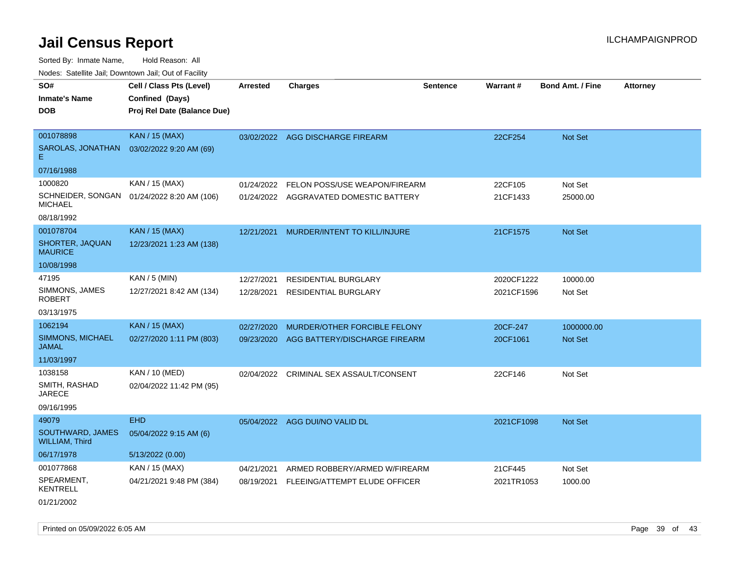# Jail Census Report

ILCHAMPAIGNPROD

Sorted By: Inmate Name, Hold Reason: All

Nodes: Satellite Jail; Downtown Jail; Out of Facility

| SO# / Inmate's Name / DOB | Cell / Class Pts (Level) / Confined (Days) / Proj Rel Date (Balance Due) | Arrested | Charges | Sentence | Warrant # | Bond Amt. / Fine | Attorney |
|---|---|---|---|---|---|---|---|
| 001078898<br>SAROLAS, JONATHAN E<br>07/16/1988 | KAN / 15 (MAX)<br>03/02/2022 9:20 AM (69) | 03/02/2022 | AGG DISCHARGE FIREARM | | 22CF254 | Not Set | |
| 1000820<br>SCHNEIDER, SONGAN MICHAEL<br>08/18/1992 | KAN / 15 (MAX)<br>01/24/2022 8:20 AM (106) | 01/24/2022<br>01/24/2022 | FELON POSS/USE WEAPON/FIREARM<br>AGGRAVATED DOMESTIC BATTERY | | 22CF105<br>21CF1433 | Not Set<br>25000.00 | |
| 001078704<br>SHORTER, JAQUAN MAURICE<br>10/08/1998 | KAN / 15 (MAX)<br>12/23/2021 1:23 AM (138) | 12/21/2021 | MURDER/INTENT TO KILL/INJURE | | 21CF1575 | Not Set | |
| 47195<br>SIMMONS, JAMES ROBERT<br>03/13/1975 | KAN / 5 (MIN)<br>12/27/2021 8:42 AM (134) | 12/27/2021<br>12/28/2021 | RESIDENTIAL BURGLARY<br>RESIDENTIAL BURGLARY | | 2020CF1222<br>2021CF1596 | 10000.00<br>Not Set | |
| 1062194<br>SIMMONS, MICHAEL JAMAL<br>11/03/1997 | KAN / 15 (MAX)<br>02/27/2020 1:11 PM (803) | 02/27/2020<br>09/23/2020 | MURDER/OTHER FORCIBLE FELONY<br>AGG BATTERY/DISCHARGE FIREARM | | 20CF-247<br>20CF1061 | 1000000.00<br>Not Set | |
| 1038158<br>SMITH, RASHAD JARECE<br>09/16/1995 | KAN / 10 (MED)<br>02/04/2022 11:42 PM (95) | 02/04/2022 | CRIMINAL SEX ASSAULT/CONSENT | | 22CF146 | Not Set | |
| 49079<br>SOUTHWARD, JAMES WILLIAM, Third<br>06/17/1978 | EHD<br>05/04/2022 9:15 AM (6)<br>5/13/2022 (0.00) | 05/04/2022 | AGG DUI/NO VALID DL | | 2021CF1098 | Not Set | |
| 001077868<br>SPEARMENT, KENTRELL<br>01/21/2002 | KAN / 15 (MAX)<br>04/21/2021 9:48 PM (384) | 04/21/2021<br>08/19/2021 | ARMED ROBBERY/ARMED W/FIREARM<br>FLEEING/ATTEMPT ELUDE OFFICER | | 21CF445<br>2021TR1053 | Not Set<br>1000.00 | |

Printed on 05/09/2022 6:05 AM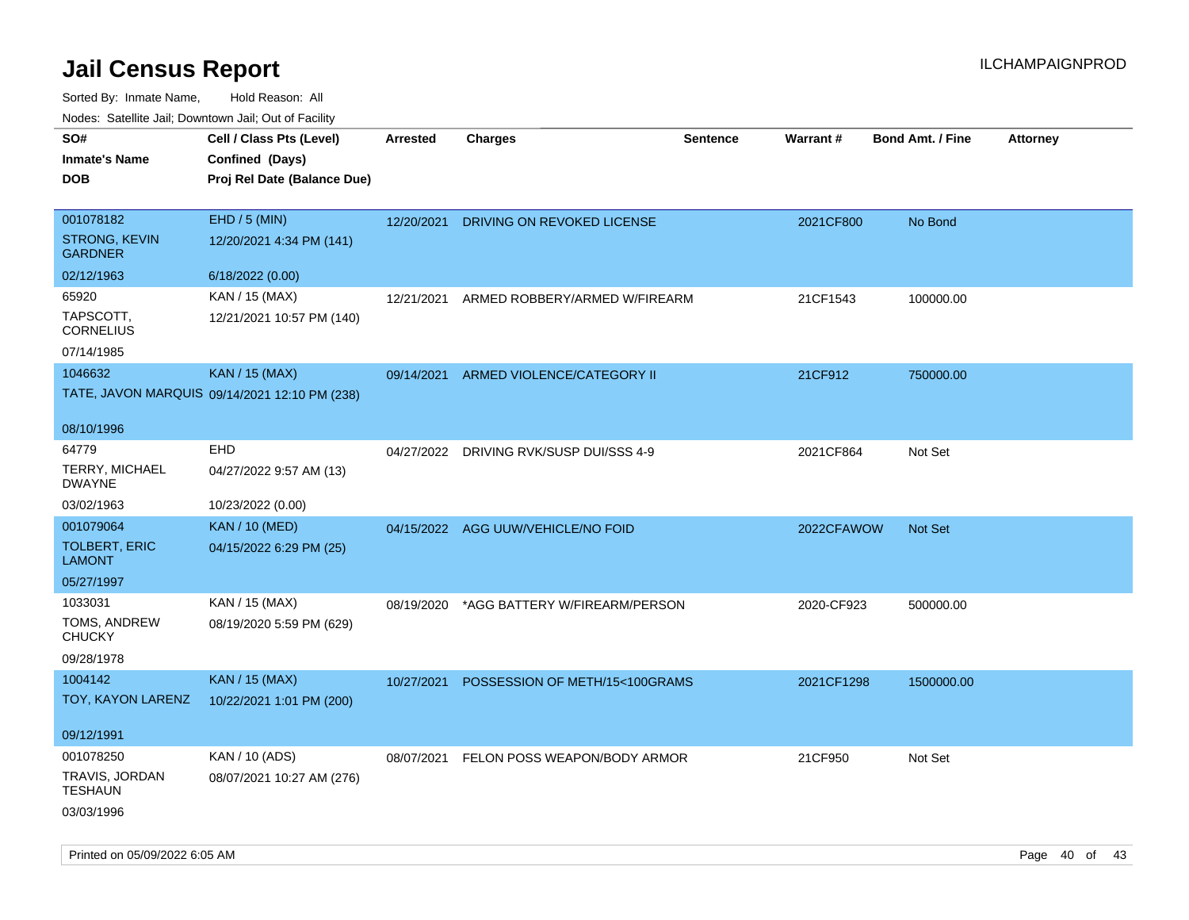# Jail Census Report

Sorted By: Inmate Name, Hold Reason: All

Nodes: Satellite Jail; Downtown Jail; Out of Facility

| SO# / Inmate's Name / DOB | Cell / Class Pts (Level) / Confined (Days) / Proj Rel Date (Balance Due) | Arrested | Charges | Sentence | Warrant # | Bond Amt. / Fine | Attorney |
|---|---|---|---|---|---|---|---|
| 001078182<br>STRONG, KEVIN GARDNER<br>02/12/1963 | EHD / 5 (MIN)<br>12/20/2021 4:34 PM (141)<br>6/18/2022 (0.00) | 12/20/2021 | DRIVING ON REVOKED LICENSE | | 2021CF800 | No Bond | |
| 65920<br>TAPSCOTT, CORNELIUS<br>07/14/1985 | KAN / 15 (MAX)<br>12/21/2021 10:57 PM (140) | 12/21/2021 | ARMED ROBBERY/ARMED W/FIREARM | | 21CF1543 | 100000.00 | |
| 1046632<br>TATE, JAVON MARQUIS<br>08/10/1996 | KAN / 15 (MAX)<br>09/14/2021 12:10 PM (238) | 09/14/2021 | ARMED VIOLENCE/CATEGORY II | | 21CF912 | 750000.00 | |
| 64779<br>TERRY, MICHAEL DWAYNE<br>03/02/1963 | EHD<br>04/27/2022 9:57 AM (13)<br>10/23/2022 (0.00) | 04/27/2022 | DRIVING RVK/SUSP DUI/SSS 4-9 | | 2021CF864 | Not Set | |
| 001079064<br>TOLBERT, ERIC LAMONT<br>05/27/1997 | KAN / 10 (MED)<br>04/15/2022 6:29 PM (25) | 04/15/2022 | AGG UUW/VEHICLE/NO FOID | | 2022CFAWOW | Not Set | |
| 1033031<br>TOMS, ANDREW CHUCKY<br>09/28/1978 | KAN / 15 (MAX)<br>08/19/2020 5:59 PM (629) | 08/19/2020 | *AGG BATTERY W/FIREARM/PERSON | | 2020-CF923 | 500000.00 | |
| 1004142<br>TOY, KAYON LARENZ<br>09/12/1991 | KAN / 15 (MAX)<br>10/22/2021 1:01 PM (200) | 10/27/2021 | POSSESSION OF METH/15<100GRAMS | | 2021CF1298 | 1500000.00 | |
| 001078250<br>TRAVIS, JORDAN TESHAUN<br>03/03/1996 | KAN / 10 (ADS)<br>08/07/2021 10:27 AM (276) | 08/07/2021 | FELON POSS WEAPON/BODY ARMOR | | 21CF950 | Not Set | |

Printed on 05/09/2022 6:05 AM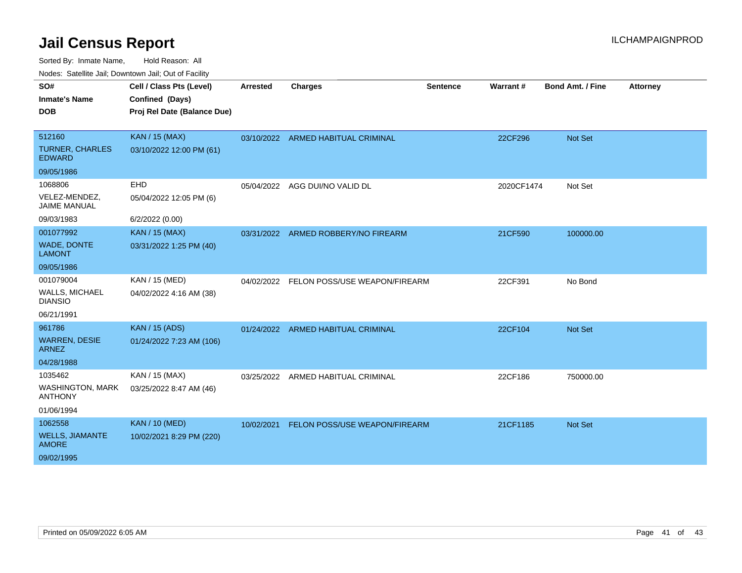# Jail Census Report

ILCHAMPAIGNPROD

Sorted By: Inmate Name, Hold Reason: All

Nodes: Satellite Jail; Downtown Jail; Out of Facility

| SO# / Inmate's Name / DOB | Cell / Class Pts (Level) / Confined (Days) / Proj Rel Date (Balance Due) | Arrested | Charges | Sentence | Warrant # | Bond Amt. / Fine | Attorney |
|---|---|---|---|---|---|---|---|
| 512160<br>TURNER, CHARLES EDWARD<br>09/05/1986 | KAN / 15 (MAX)<br>03/10/2022 12:00 PM (61) | 03/10/2022 | ARMED HABITUAL CRIMINAL | | 22CF296 | Not Set | |
| 1068806<br>VELEZ-MENDEZ, JAIME MANUAL<br>09/03/1983 | EHD<br>05/04/2022 12:05 PM (6)<br>6/2/2022 (0.00) | 05/04/2022 | AGG DUI/NO VALID DL | | 2020CF1474 | Not Set | |
| 001077992<br>WADE, DONTE LAMONT<br>09/05/1986 | KAN / 15 (MAX)<br>03/31/2022 1:25 PM (40) | 03/31/2022 | ARMED ROBBERY/NO FIREARM | | 21CF590 | 100000.00 | |
| 001079004<br>WALLS, MICHAEL DIANSIO<br>06/21/1991 | KAN / 15 (MED)<br>04/02/2022 4:16 AM (38) | 04/02/2022 | FELON POSS/USE WEAPON/FIREARM | | 22CF391 | No Bond | |
| 961786<br>WARREN, DESIE ARNEZ<br>04/28/1988 | KAN / 15 (ADS)<br>01/24/2022 7:23 AM (106) | 01/24/2022 | ARMED HABITUAL CRIMINAL | | 22CF104 | Not Set | |
| 1035462<br>WASHINGTON, MARK ANTHONY<br>01/06/1994 | KAN / 15 (MAX)<br>03/25/2022 8:47 AM (46) | 03/25/2022 | ARMED HABITUAL CRIMINAL | | 22CF186 | 750000.00 | |
| 1062558<br>WELLS, JIAMANTE AMORE<br>09/02/1995 | KAN / 10 (MED)<br>10/02/2021 8:29 PM (220) | 10/02/2021 | FELON POSS/USE WEAPON/FIREARM | | 21CF1185 | Not Set | |

Printed on 05/09/2022 6:05 AM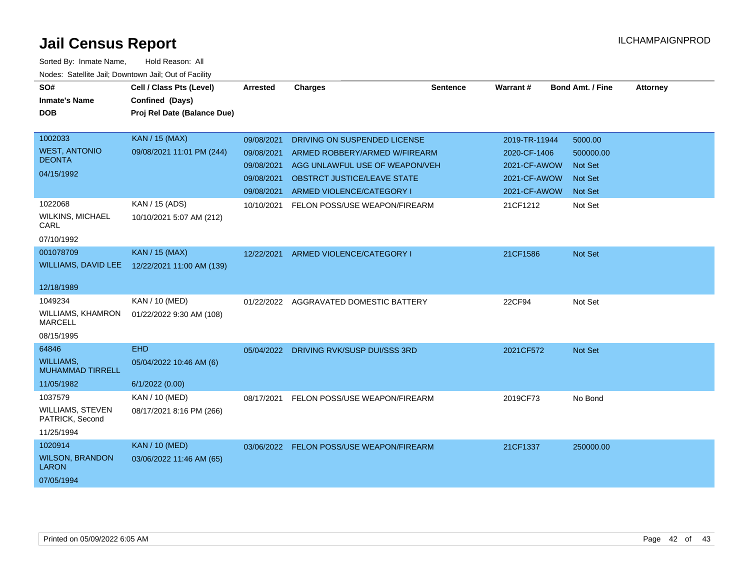# Jail Census Report

ILCHAMPAIGNPROD

Sorted By: Inmate Name,  Hold Reason: All

Nodes: Satellite Jail; Downtown Jail; Out of Facility

| SO# / Inmate's Name / DOB | Cell / Class Pts (Level) / Confined (Days) / Proj Rel Date (Balance Due) | Arrested | Charges | Sentence | Warrant # | Bond Amt. / Fine | Attorney |
|---|---|---|---|---|---|---|---|
| 1002033<br>WEST, ANTONIO DEONTA<br>04/15/1992 | KAN / 15 (MAX)<br>09/08/2021 11:01 PM (244) | 09/08/2021 | DRIVING ON SUSPENDED LICENSE | | 2019-TR-11944 | 5000.00 | |
| | | 09/08/2021 | ARMED ROBBERY/ARMED W/FIREARM | | 2020-CF-1406 | 500000.00 | |
| | | 09/08/2021 | AGG UNLAWFUL USE OF WEAPON/VEH | | 2021-CF-AWOW | Not Set | |
| | | 09/08/2021 | OBSTRCT JUSTICE/LEAVE STATE | | 2021-CF-AWOW | Not Set | |
| | | 09/08/2021 | ARMED VIOLENCE/CATEGORY I | | 2021-CF-AWOW | Not Set | |
| 1022068<br>WILKINS, MICHAEL CARL<br>07/10/1992 | KAN / 15 (ADS)<br>10/10/2021 5:07 AM (212) | 10/10/2021 | FELON POSS/USE WEAPON/FIREARM | | 21CF1212 | Not Set | |
| 001078709<br>WILLIAMS, DAVID LEE<br>12/18/1989 | KAN / 15 (MAX)<br>12/22/2021 11:00 AM (139) | 12/22/2021 | ARMED VIOLENCE/CATEGORY I | | 21CF1586 | Not Set | |
| 1049234<br>WILLIAMS, KHAMRON MARCELL<br>08/15/1995 | KAN / 10 (MED)<br>01/22/2022 9:30 AM (108) | 01/22/2022 | AGGRAVATED DOMESTIC BATTERY | | 22CF94 | Not Set | |
| 64846<br>WILLIAMS, MUHAMMAD TIRRELL<br>11/05/1982 | EHD<br>05/04/2022 10:46 AM (6)<br>6/1/2022 (0.00) | 05/04/2022 | DRIVING RVK/SUSP DUI/SSS 3RD | | 2021CF572 | Not Set | |
| 1037579<br>WILLIAMS, STEVEN PATRICK, Second<br>11/25/1994 | KAN / 10 (MED)<br>08/17/2021 8:16 PM (266) | 08/17/2021 | FELON POSS/USE WEAPON/FIREARM | | 2019CF73 | No Bond | |
| 1020914<br>WILSON, BRANDON LARON<br>07/05/1994 | KAN / 10 (MED)<br>03/06/2022 11:46 AM (65) | 03/06/2022 | FELON POSS/USE WEAPON/FIREARM | | 21CF1337 | 250000.00 | |

Printed on 05/09/2022 6:05 AM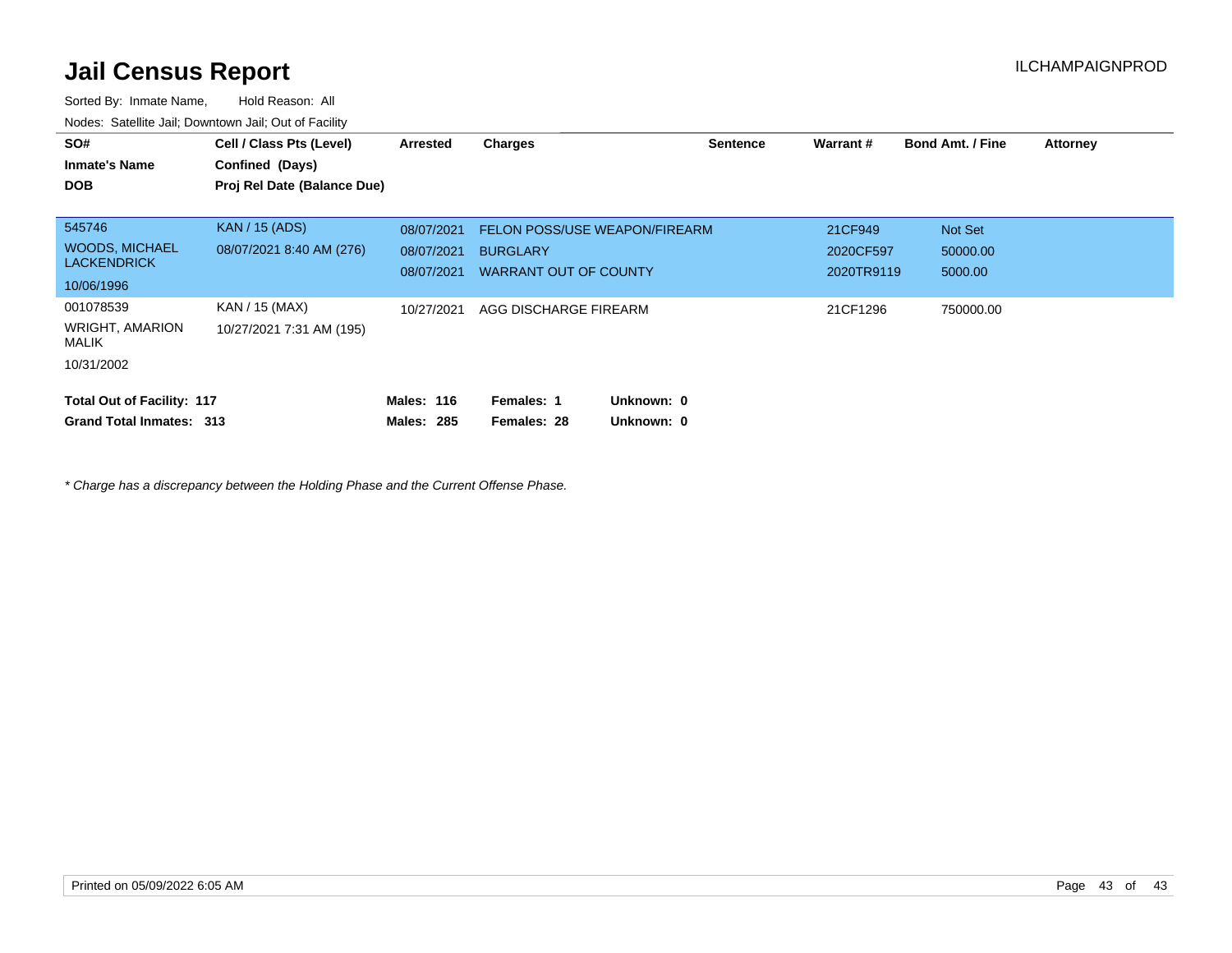# Jail Census Report

ILCHAMPAIGNPROD

Sorted By: Inmate Name, Hold Reason: All

Nodes: Satellite Jail; Downtown Jail; Out of Facility

| SO# / Inmate's Name / DOB | Cell / Class Pts (Level) / Confined (Days) / Proj Rel Date (Balance Due) | Arrested | Charges | Sentence | Warrant # | Bond Amt. / Fine | Attorney |
|---|---|---|---|---|---|---|---|
| 545746 WOODS, MICHAEL LACKENDRICK 10/06/1996 | KAN / 15 (ADS) 08/07/2021 8:40 AM (276) | 08/07/2021 | FELON POSS/USE WEAPON/FIREARM | | 21CF949 | Not Set | |
| | | 08/07/2021 | BURGLARY | | 2020CF597 | 50000.00 | |
| | | 08/07/2021 | WARRANT OUT OF COUNTY | | 2020TR9119 | 5000.00 | |
| 001078539 WRIGHT, AMARION MALIK 10/31/2002 | KAN / 15 (MAX) 10/27/2021 7:31 AM (195) | 10/27/2021 | AGG DISCHARGE FIREARM | | 21CF1296 | 750000.00 | |

**Total Out of Facility: 117** **Males: 116** **Females: 1** **Unknown: 0**

**Grand Total Inmates: 313** **Males: 285** **Females: 28** **Unknown: 0**

*\* Charge has a discrepancy between the Holding Phase and the Current Offense Phase.*

Printed on 05/09/2022 6:05 AM